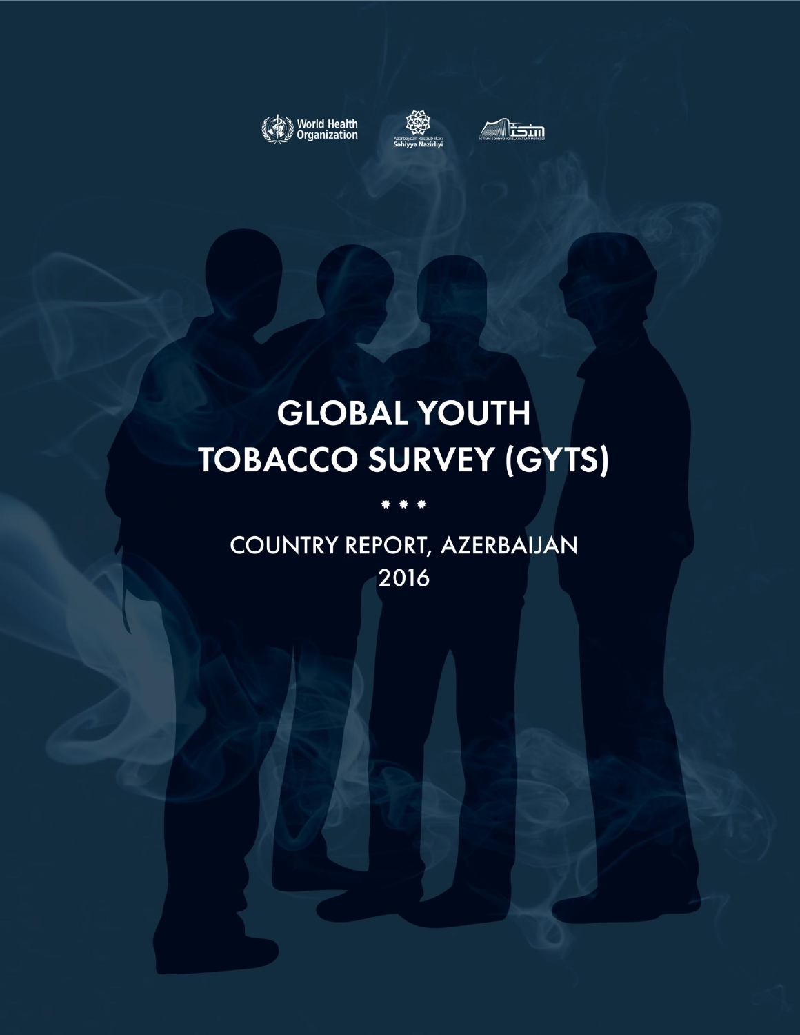World Health Organization

Azərbaycan Respublikası Səhiyyə Nazirliyi

# GLOBAL YOUTH TOBACCO SURVEY (GYTS)

\* \* \*

## COUNTRY REPORT, AZERBAIJAN 2016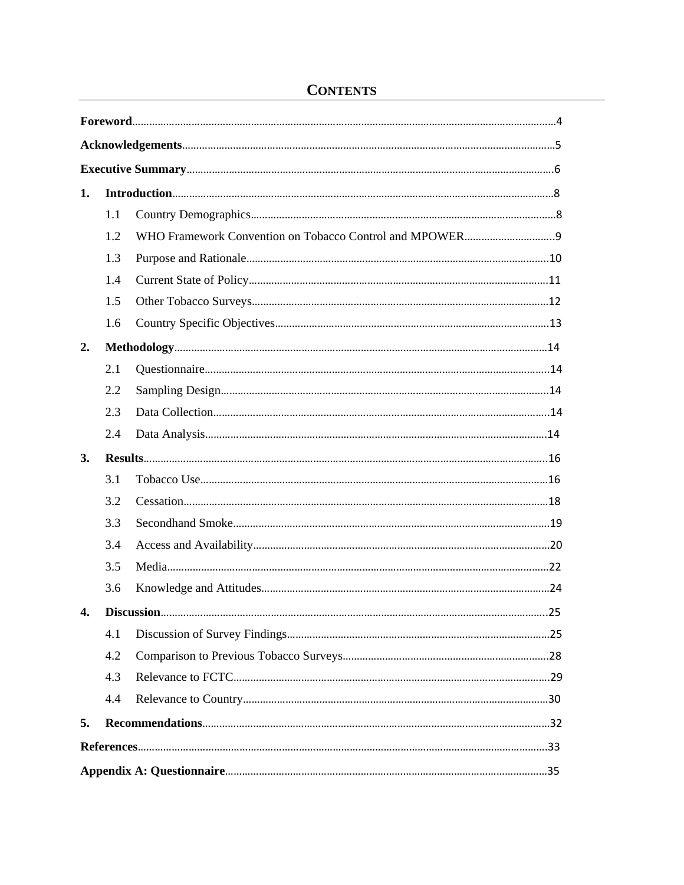# CONTENTS

**Foreword** ... 4

**Acknowledgements** ... 5

**Executive Summary** ... 6

**1. Introduction** ... 8

- 1.1 Country Demographics ... 8
- 1.2 WHO Framework Convention on Tobacco Control and MPOWER ... 9
- 1.3 Purpose and Rationale ... 10
- 1.4 Current State of Policy ... 11
- 1.5 Other Tobacco Surveys ... 12
- 1.6 Country Specific Objectives ... 13

**2. Methodology** ... 14

- 2.1 Questionnaire ... 14
- 2.2 Sampling Design ... 14
- 2.3 Data Collection ... 14
- 2.4 Data Analysis ... 14

**3. Results** ... 16

- 3.1 Tobacco Use ... 16
- 3.2 Cessation ... 18
- 3.3 Secondhand Smoke ... 19
- 3.4 Access and Availability ... 20
- 3.5 Media ... 22
- 3.6 Knowledge and Attitudes ... 24

**4. Discussion** ... 25

- 4.1 Discussion of Survey Findings ... 25
- 4.2 Comparison to Previous Tobacco Surveys ... 28
- 4.3 Relevance to FCTC ... 29
- 4.4 Relevance to Country ... 30

**5. Recommendations** ... 32

**References** ... 33

**Appendix A: Questionnaire** ... 35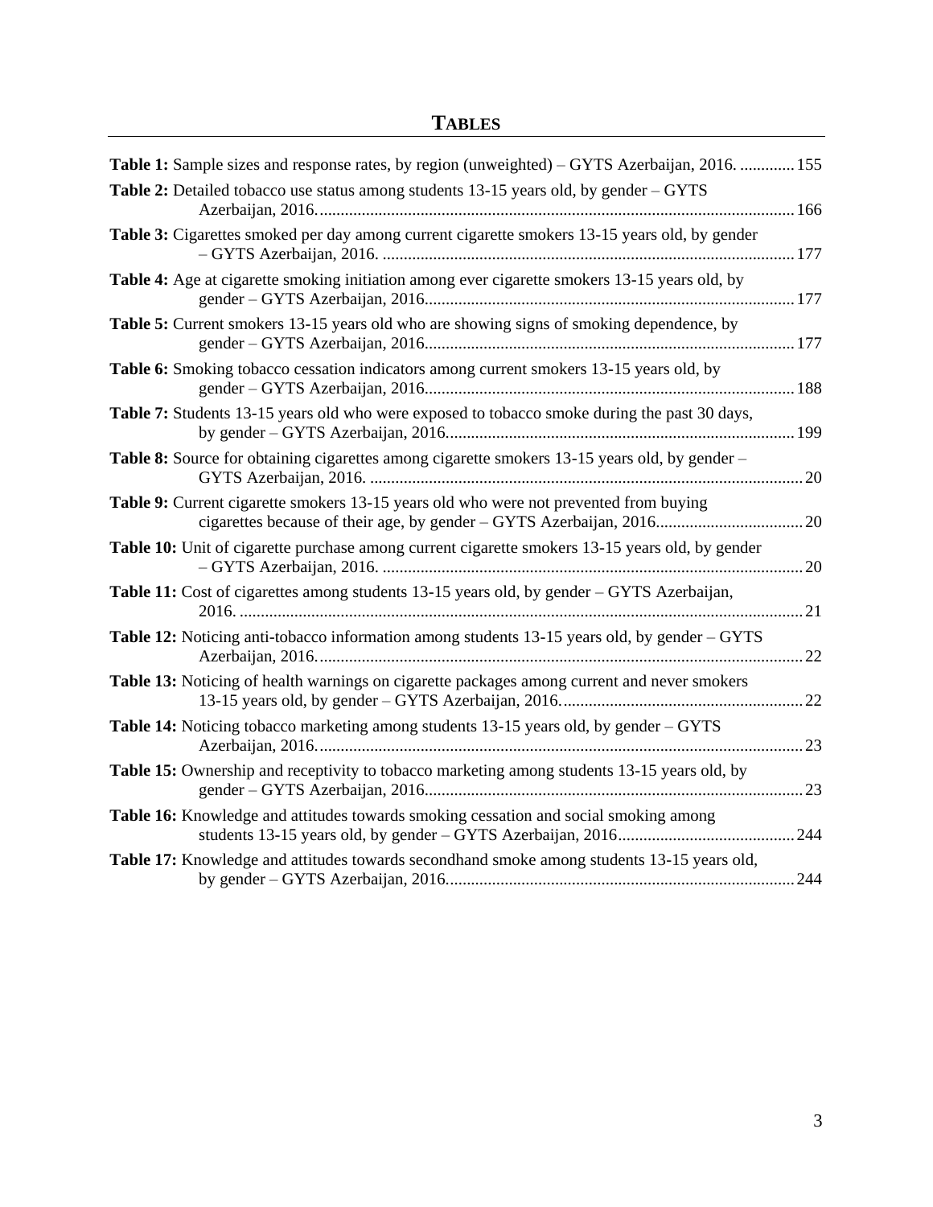# TABLES

**Table 1:** Sample sizes and response rates, by region (unweighted) – GYTS Azerbaijan, 2016. ............. 155

**Table 2:** Detailed tobacco use status among students 13-15 years old, by gender – GYTS Azerbaijan, 2016. ............................................................................................................ 166

**Table 3:** Cigarettes smoked per day among current cigarette smokers 13-15 years old, by gender – GYTS Azerbaijan, 2016. ............................................................................................ 177

**Table 4:** Age at cigarette smoking initiation among ever cigarette smokers 13-15 years old, by gender – GYTS Azerbaijan, 2016. ...................................................................................... 177

**Table 5:** Current smokers 13-15 years old who are showing signs of smoking dependence, by gender – GYTS Azerbaijan, 2016. ...................................................................................... 177

**Table 6:** Smoking tobacco cessation indicators among current smokers 13-15 years old, by gender – GYTS Azerbaijan, 2016. ...................................................................................... 188

**Table 7:** Students 13-15 years old who were exposed to tobacco smoke during the past 30 days, by gender – GYTS Azerbaijan, 2016. .................................................................................. 199

**Table 8:** Source for obtaining cigarettes among cigarette smokers 13-15 years old, by gender – GYTS Azerbaijan, 2016. ..................................................................................................... 20

**Table 9:** Current cigarette smokers 13-15 years old who were not prevented from buying cigarettes because of their age, by gender – GYTS Azerbaijan, 2016. .................................. 20

**Table 10:** Unit of cigarette purchase among current cigarette smokers 13-15 years old, by gender – GYTS Azerbaijan, 2016. .................................................................................................. 20

**Table 11:** Cost of cigarettes among students 13-15 years old, by gender – GYTS Azerbaijan, 2016. ................................................................................................................................... 21

**Table 12:** Noticing anti-tobacco information among students 13-15 years old, by gender – GYTS Azerbaijan, 2016. ................................................................................................................ 22

**Table 13:** Noticing of health warnings on cigarette packages among current and never smokers 13-15 years old, by gender – GYTS Azerbaijan, 2016. ........................................................ 22

**Table 14:** Noticing tobacco marketing among students 13-15 years old, by gender – GYTS Azerbaijan, 2016. ................................................................................................................ 23

**Table 15:** Ownership and receptivity to tobacco marketing among students 13-15 years old, by gender – GYTS Azerbaijan, 2016. ...................................................................................... 23

**Table 16:** Knowledge and attitudes towards smoking cessation and social smoking among students 13-15 years old, by gender – GYTS Azerbaijan, 2016. ......................................... 244

**Table 17:** Knowledge and attitudes towards secondhand smoke among students 13-15 years old, by gender – GYTS Azerbaijan, 2016. ................................................................................. 244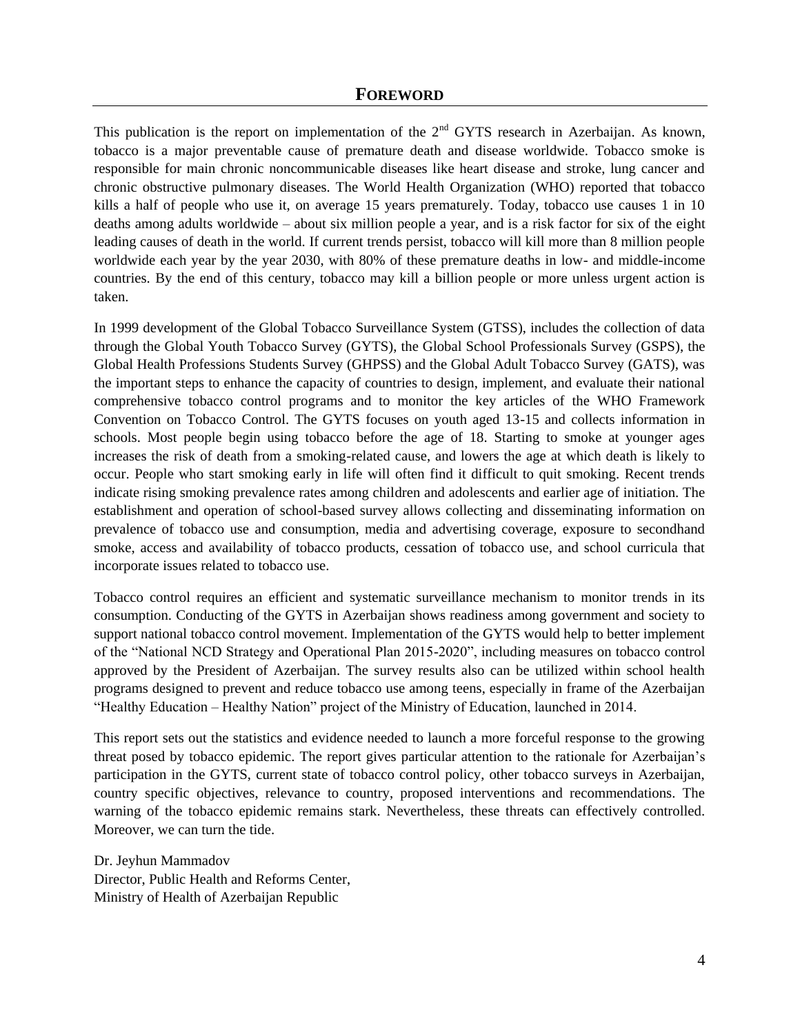# FOREWORD

This publication is the report on implementation of the 2nd GYTS research in Azerbaijan. As known, tobacco is a major preventable cause of premature death and disease worldwide. Tobacco smoke is responsible for main chronic noncommunicable diseases like heart disease and stroke, lung cancer and chronic obstructive pulmonary diseases. The World Health Organization (WHO) reported that tobacco kills a half of people who use it, on average 15 years prematurely. Today, tobacco use causes 1 in 10 deaths among adults worldwide – about six million people a year, and is a risk factor for six of the eight leading causes of death in the world. If current trends persist, tobacco will kill more than 8 million people worldwide each year by the year 2030, with 80% of these premature deaths in low- and middle-income countries. By the end of this century, tobacco may kill a billion people or more unless urgent action is taken.

In 1999 development of the Global Tobacco Surveillance System (GTSS), includes the collection of data through the Global Youth Tobacco Survey (GYTS), the Global School Professionals Survey (GSPS), the Global Health Professions Students Survey (GHPSS) and the Global Adult Tobacco Survey (GATS), was the important steps to enhance the capacity of countries to design, implement, and evaluate their national comprehensive tobacco control programs and to monitor the key articles of the WHO Framework Convention on Tobacco Control. The GYTS focuses on youth aged 13-15 and collects information in schools. Most people begin using tobacco before the age of 18. Starting to smoke at younger ages increases the risk of death from a smoking-related cause, and lowers the age at which death is likely to occur. People who start smoking early in life will often find it difficult to quit smoking. Recent trends indicate rising smoking prevalence rates among children and adolescents and earlier age of initiation. The establishment and operation of school-based survey allows collecting and disseminating information on prevalence of tobacco use and consumption, media and advertising coverage, exposure to secondhand smoke, access and availability of tobacco products, cessation of tobacco use, and school curricula that incorporate issues related to tobacco use.

Tobacco control requires an efficient and systematic surveillance mechanism to monitor trends in its consumption. Conducting of the GYTS in Azerbaijan shows readiness among government and society to support national tobacco control movement. Implementation of the GYTS would help to better implement of the "National NCD Strategy and Operational Plan 2015-2020", including measures on tobacco control approved by the President of Azerbaijan. The survey results also can be utilized within school health programs designed to prevent and reduce tobacco use among teens, especially in frame of the Azerbaijan "Healthy Education – Healthy Nation" project of the Ministry of Education, launched in 2014.

This report sets out the statistics and evidence needed to launch a more forceful response to the growing threat posed by tobacco epidemic. The report gives particular attention to the rationale for Azerbaijan's participation in the GYTS, current state of tobacco control policy, other tobacco surveys in Azerbaijan, country specific objectives, relevance to country, proposed interventions and recommendations. The warning of the tobacco epidemic remains stark. Nevertheless, these threats can effectively controlled. Moreover, we can turn the tide.

Dr. Jeyhun Mammadov
Director, Public Health and Reforms Center,
Ministry of Health of Azerbaijan Republic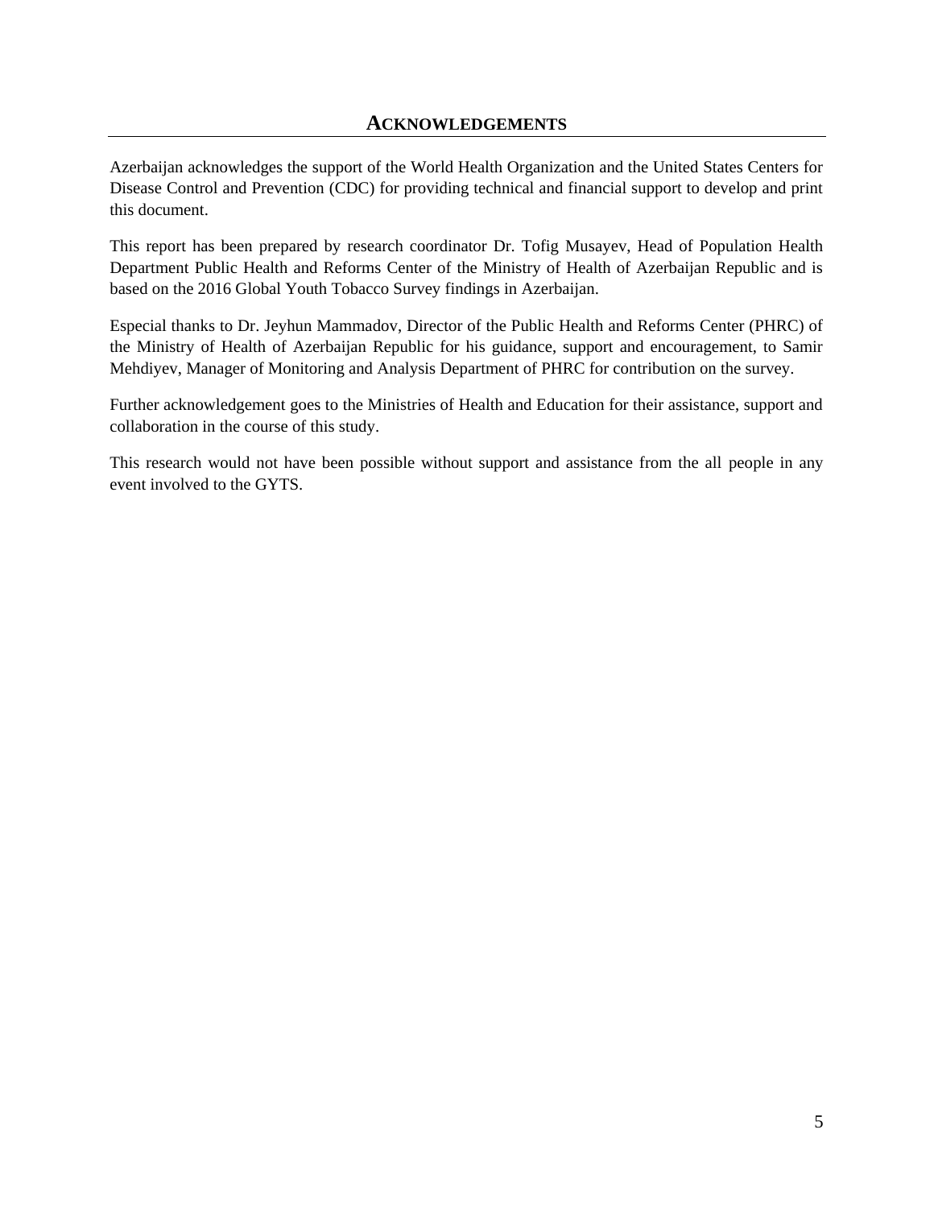# ACKNOWLEDGEMENTS

Azerbaijan acknowledges the support of the World Health Organization and the United States Centers for Disease Control and Prevention (CDC) for providing technical and financial support to develop and print this document.

This report has been prepared by research coordinator Dr. Tofig Musayev, Head of Population Health Department Public Health and Reforms Center of the Ministry of Health of Azerbaijan Republic and is based on the 2016 Global Youth Tobacco Survey findings in Azerbaijan.

Especial thanks to Dr. Jeyhun Mammadov, Director of the Public Health and Reforms Center (PHRC) of the Ministry of Health of Azerbaijan Republic for his guidance, support and encouragement, to Samir Mehdiyev, Manager of Monitoring and Analysis Department of PHRC for contribution on the survey.

Further acknowledgement goes to the Ministries of Health and Education for their assistance, support and collaboration in the course of this study.

This research would not have been possible without support and assistance from the all people in any event involved to the GYTS.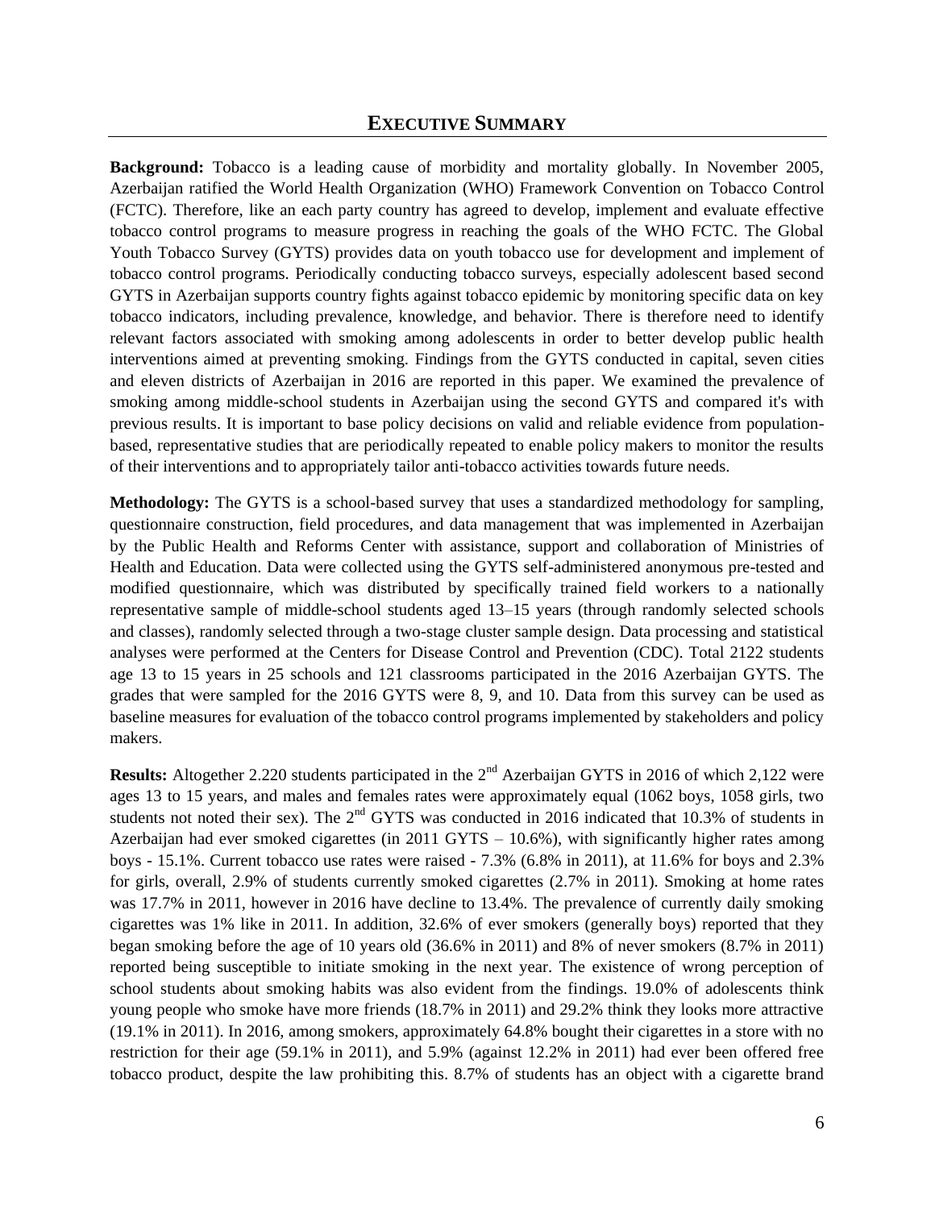## EXECUTIVE SUMMARY

**Background:** Tobacco is a leading cause of morbidity and mortality globally. In November 2005, Azerbaijan ratified the World Health Organization (WHO) Framework Convention on Tobacco Control (FCTC). Therefore, like an each party country has agreed to develop, implement and evaluate effective tobacco control programs to measure progress in reaching the goals of the WHO FCTC. The Global Youth Tobacco Survey (GYTS) provides data on youth tobacco use for development and implement of tobacco control programs. Periodically conducting tobacco surveys, especially adolescent based second GYTS in Azerbaijan supports country fights against tobacco epidemic by monitoring specific data on key tobacco indicators, including prevalence, knowledge, and behavior. There is therefore need to identify relevant factors associated with smoking among adolescents in order to better develop public health interventions aimed at preventing smoking. Findings from the GYTS conducted in capital, seven cities and eleven districts of Azerbaijan in 2016 are reported in this paper. We examined the prevalence of smoking among middle-school students in Azerbaijan using the second GYTS and compared it's with previous results. It is important to base policy decisions on valid and reliable evidence from population-based, representative studies that are periodically repeated to enable policy makers to monitor the results of their interventions and to appropriately tailor anti-tobacco activities towards future needs.

**Methodology:** The GYTS is a school-based survey that uses a standardized methodology for sampling, questionnaire construction, field procedures, and data management that was implemented in Azerbaijan by the Public Health and Reforms Center with assistance, support and collaboration of Ministries of Health and Education. Data were collected using the GYTS self-administered anonymous pre-tested and modified questionnaire, which was distributed by specifically trained field workers to a nationally representative sample of middle-school students aged 13–15 years (through randomly selected schools and classes), randomly selected through a two-stage cluster sample design. Data processing and statistical analyses were performed at the Centers for Disease Control and Prevention (CDC). Total 2122 students age 13 to 15 years in 25 schools and 121 classrooms participated in the 2016 Azerbaijan GYTS. The grades that were sampled for the 2016 GYTS were 8, 9, and 10. Data from this survey can be used as baseline measures for evaluation of the tobacco control programs implemented by stakeholders and policy makers.

**Results:** Altogether 2.220 students participated in the 2nd Azerbaijan GYTS in 2016 of which 2,122 were ages 13 to 15 years, and males and females rates were approximately equal (1062 boys, 1058 girls, two students not noted their sex). The 2nd GYTS was conducted in 2016 indicated that 10.3% of students in Azerbaijan had ever smoked cigarettes (in 2011 GYTS – 10.6%), with significantly higher rates among boys - 15.1%. Current tobacco use rates were raised - 7.3% (6.8% in 2011), at 11.6% for boys and 2.3% for girls, overall, 2.9% of students currently smoked cigarettes (2.7% in 2011). Smoking at home rates was 17.7% in 2011, however in 2016 have decline to 13.4%. The prevalence of currently daily smoking cigarettes was 1% like in 2011. In addition, 32.6% of ever smokers (generally boys) reported that they began smoking before the age of 10 years old (36.6% in 2011) and 8% of never smokers (8.7% in 2011) reported being susceptible to initiate smoking in the next year. The existence of wrong perception of school students about smoking habits was also evident from the findings. 19.0% of adolescents think young people who smoke have more friends (18.7% in 2011) and 29.2% think they looks more attractive (19.1% in 2011). In 2016, among smokers, approximately 64.8% bought their cigarettes in a store with no restriction for their age (59.1% in 2011), and 5.9% (against 12.2% in 2011) had ever been offered free tobacco product, despite the law prohibiting this. 8.7% of students has an object with a cigarette brand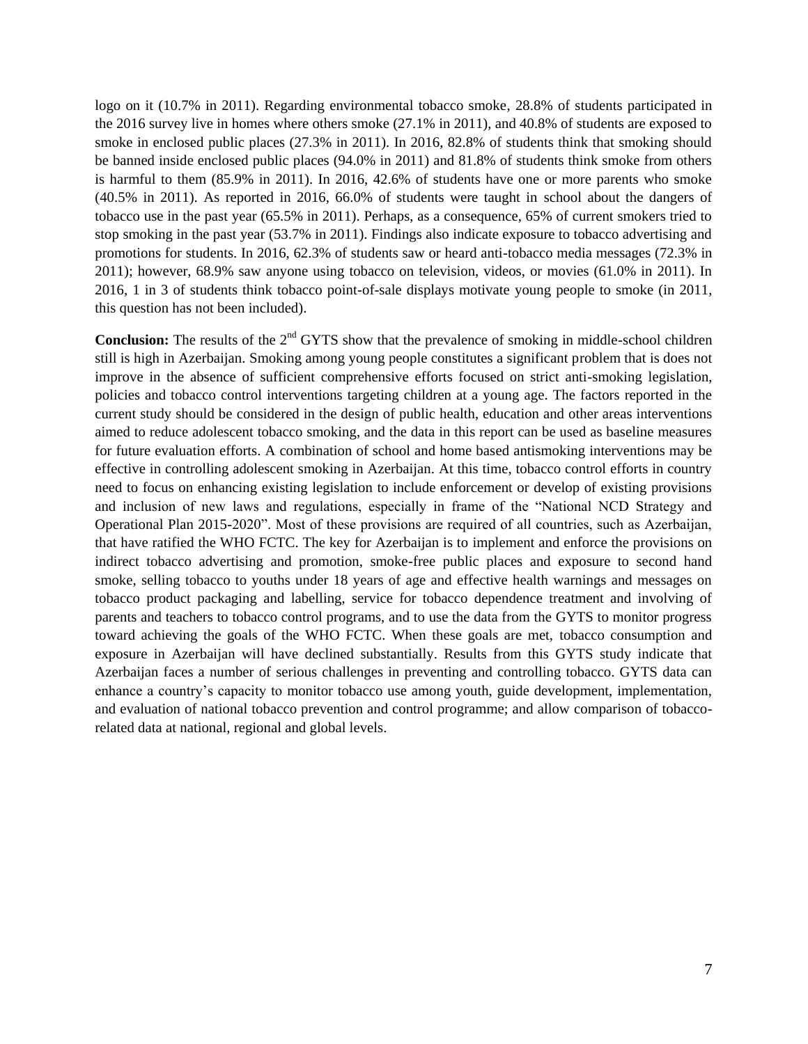logo on it (10.7% in 2011). Regarding environmental tobacco smoke, 28.8% of students participated in the 2016 survey live in homes where others smoke (27.1% in 2011), and 40.8% of students are exposed to smoke in enclosed public places (27.3% in 2011). In 2016, 82.8% of students think that smoking should be banned inside enclosed public places (94.0% in 2011) and 81.8% of students think smoke from others is harmful to them (85.9% in 2011). In 2016, 42.6% of students have one or more parents who smoke (40.5% in 2011). As reported in 2016, 66.0% of students were taught in school about the dangers of tobacco use in the past year (65.5% in 2011). Perhaps, as a consequence, 65% of current smokers tried to stop smoking in the past year (53.7% in 2011). Findings also indicate exposure to tobacco advertising and promotions for students. In 2016, 62.3% of students saw or heard anti-tobacco media messages (72.3% in 2011); however, 68.9% saw anyone using tobacco on television, videos, or movies (61.0% in 2011). In 2016, 1 in 3 of students think tobacco point-of-sale displays motivate young people to smoke (in 2011, this question has not been included).

**Conclusion:** The results of the 2nd GYTS show that the prevalence of smoking in middle-school children still is high in Azerbaijan. Smoking among young people constitutes a significant problem that is does not improve in the absence of sufficient comprehensive efforts focused on strict anti-smoking legislation, policies and tobacco control interventions targeting children at a young age. The factors reported in the current study should be considered in the design of public health, education and other areas interventions aimed to reduce adolescent tobacco smoking, and the data in this report can be used as baseline measures for future evaluation efforts. A combination of school and home based antismoking interventions may be effective in controlling adolescent smoking in Azerbaijan. At this time, tobacco control efforts in country need to focus on enhancing existing legislation to include enforcement or develop of existing provisions and inclusion of new laws and regulations, especially in frame of the "National NCD Strategy and Operational Plan 2015-2020". Most of these provisions are required of all countries, such as Azerbaijan, that have ratified the WHO FCTC. The key for Azerbaijan is to implement and enforce the provisions on indirect tobacco advertising and promotion, smoke-free public places and exposure to second hand smoke, selling tobacco to youths under 18 years of age and effective health warnings and messages on tobacco product packaging and labelling, service for tobacco dependence treatment and involving of parents and teachers to tobacco control programs, and to use the data from the GYTS to monitor progress toward achieving the goals of the WHO FCTC. When these goals are met, tobacco consumption and exposure in Azerbaijan will have declined substantially. Results from this GYTS study indicate that Azerbaijan faces a number of serious challenges in preventing and controlling tobacco. GYTS data can enhance a country's capacity to monitor tobacco use among youth, guide development, implementation, and evaluation of national tobacco prevention and control programme; and allow comparison of tobacco-related data at national, regional and global levels.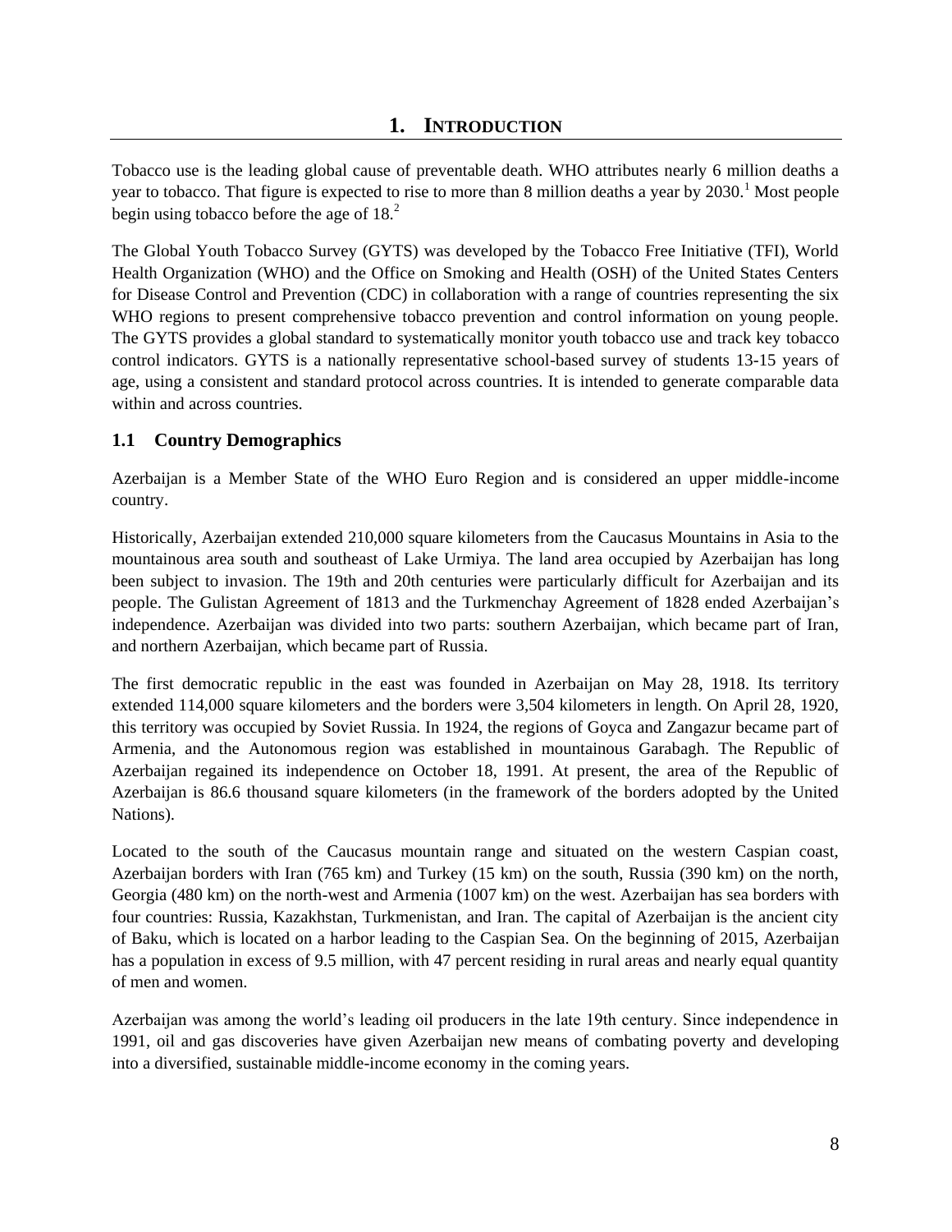# 1. INTRODUCTION

Tobacco use is the leading global cause of preventable death. WHO attributes nearly 6 million deaths a year to tobacco. That figure is expected to rise to more than 8 million deaths a year by 2030.[1] Most people begin using tobacco before the age of 18.[2]

The Global Youth Tobacco Survey (GYTS) was developed by the Tobacco Free Initiative (TFI), World Health Organization (WHO) and the Office on Smoking and Health (OSH) of the United States Centers for Disease Control and Prevention (CDC) in collaboration with a range of countries representing the six WHO regions to present comprehensive tobacco prevention and control information on young people. The GYTS provides a global standard to systematically monitor youth tobacco use and track key tobacco control indicators. GYTS is a nationally representative school-based survey of students 13-15 years of age, using a consistent and standard protocol across countries. It is intended to generate comparable data within and across countries.

## 1.1 Country Demographics

Azerbaijan is a Member State of the WHO Euro Region and is considered an upper middle-income country.

Historically, Azerbaijan extended 210,000 square kilometers from the Caucasus Mountains in Asia to the mountainous area south and southeast of Lake Urmiya. The land area occupied by Azerbaijan has long been subject to invasion. The 19th and 20th centuries were particularly difficult for Azerbaijan and its people. The Gulistan Agreement of 1813 and the Turkmenchay Agreement of 1828 ended Azerbaijan's independence. Azerbaijan was divided into two parts: southern Azerbaijan, which became part of Iran, and northern Azerbaijan, which became part of Russia.

The first democratic republic in the east was founded in Azerbaijan on May 28, 1918. Its territory extended 114,000 square kilometers and the borders were 3,504 kilometers in length. On April 28, 1920, this territory was occupied by Soviet Russia. In 1924, the regions of Goyca and Zangazur became part of Armenia, and the Autonomous region was established in mountainous Garabagh. The Republic of Azerbaijan regained its independence on October 18, 1991. At present, the area of the Republic of Azerbaijan is 86.6 thousand square kilometers (in the framework of the borders adopted by the United Nations).

Located to the south of the Caucasus mountain range and situated on the western Caspian coast, Azerbaijan borders with Iran (765 km) and Turkey (15 km) on the south, Russia (390 km) on the north, Georgia (480 km) on the north-west and Armenia (1007 km) on the west. Azerbaijan has sea borders with four countries: Russia, Kazakhstan, Turkmenistan, and Iran. The capital of Azerbaijan is the ancient city of Baku, which is located on a harbor leading to the Caspian Sea. On the beginning of 2015, Azerbaijan has a population in excess of 9.5 million, with 47 percent residing in rural areas and nearly equal quantity of men and women.

Azerbaijan was among the world's leading oil producers in the late 19th century. Since independence in 1991, oil and gas discoveries have given Azerbaijan new means of combating poverty and developing into a diversified, sustainable middle-income economy in the coming years.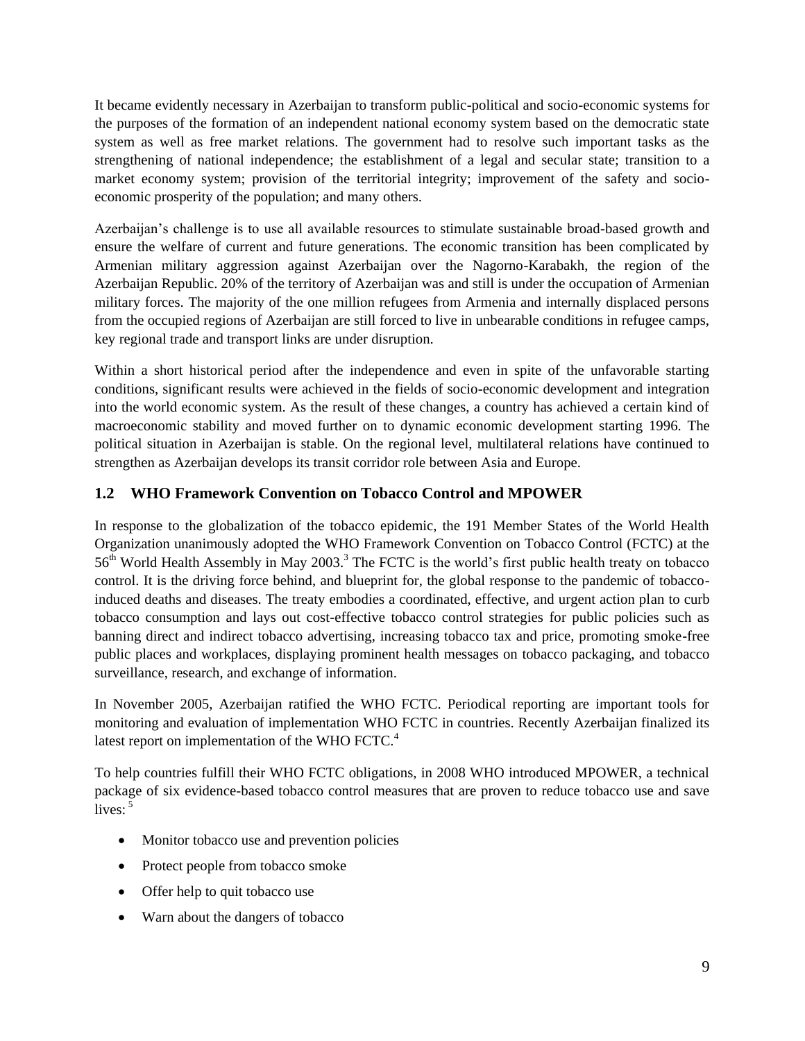It became evidently necessary in Azerbaijan to transform public-political and socio-economic systems for the purposes of the formation of an independent national economy system based on the democratic state system as well as free market relations. The government had to resolve such important tasks as the strengthening of national independence; the establishment of a legal and secular state; transition to a market economy system; provision of the territorial integrity; improvement of the safety and socio-economic prosperity of the population; and many others.

Azerbaijan's challenge is to use all available resources to stimulate sustainable broad-based growth and ensure the welfare of current and future generations. The economic transition has been complicated by Armenian military aggression against Azerbaijan over the Nagorno-Karabakh, the region of the Azerbaijan Republic. 20% of the territory of Azerbaijan was and still is under the occupation of Armenian military forces. The majority of the one million refugees from Armenia and internally displaced persons from the occupied regions of Azerbaijan are still forced to live in unbearable conditions in refugee camps, key regional trade and transport links are under disruption.

Within a short historical period after the independence and even in spite of the unfavorable starting conditions, significant results were achieved in the fields of socio-economic development and integration into the world economic system. As the result of these changes, a country has achieved a certain kind of macroeconomic stability and moved further on to dynamic economic development starting 1996. The political situation in Azerbaijan is stable. On the regional level, multilateral relations have continued to strengthen as Azerbaijan develops its transit corridor role between Asia and Europe.

## 1.2 WHO Framework Convention on Tobacco Control and MPOWER

In response to the globalization of the tobacco epidemic, the 191 Member States of the World Health Organization unanimously adopted the WHO Framework Convention on Tobacco Control (FCTC) at the 56th World Health Assembly in May 2003.[3] The FCTC is the world's first public health treaty on tobacco control. It is the driving force behind, and blueprint for, the global response to the pandemic of tobacco-induced deaths and diseases. The treaty embodies a coordinated, effective, and urgent action plan to curb tobacco consumption and lays out cost-effective tobacco control strategies for public policies such as banning direct and indirect tobacco advertising, increasing tobacco tax and price, promoting smoke-free public places and workplaces, displaying prominent health messages on tobacco packaging, and tobacco surveillance, research, and exchange of information.

In November 2005, Azerbaijan ratified the WHO FCTC. Periodical reporting are important tools for monitoring and evaluation of implementation WHO FCTC in countries. Recently Azerbaijan finalized its latest report on implementation of the WHO FCTC.[4]

To help countries fulfill their WHO FCTC obligations, in 2008 WHO introduced MPOWER, a technical package of six evidence-based tobacco control measures that are proven to reduce tobacco use and save lives: [5]

- Monitor tobacco use and prevention policies
- Protect people from tobacco smoke
- Offer help to quit tobacco use
- Warn about the dangers of tobacco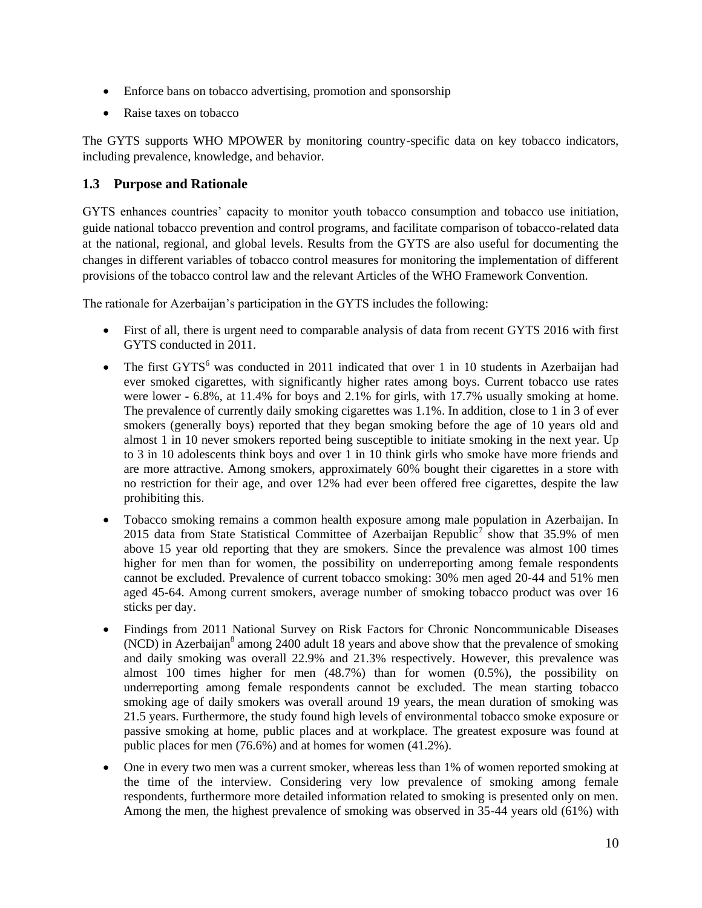- Enforce bans on tobacco advertising, promotion and sponsorship
- Raise taxes on tobacco

The GYTS supports WHO MPOWER by monitoring country-specific data on key tobacco indicators, including prevalence, knowledge, and behavior.

## 1.3 Purpose and Rationale

GYTS enhances countries' capacity to monitor youth tobacco consumption and tobacco use initiation, guide national tobacco prevention and control programs, and facilitate comparison of tobacco-related data at the national, regional, and global levels. Results from the GYTS are also useful for documenting the changes in different variables of tobacco control measures for monitoring the implementation of different provisions of the tobacco control law and the relevant Articles of the WHO Framework Convention.

The rationale for Azerbaijan's participation in the GYTS includes the following:

- First of all, there is urgent need to comparable analysis of data from recent GYTS 2016 with first GYTS conducted in 2011.
- The first GYTS[6] was conducted in 2011 indicated that over 1 in 10 students in Azerbaijan had ever smoked cigarettes, with significantly higher rates among boys. Current tobacco use rates were lower - 6.8%, at 11.4% for boys and 2.1% for girls, with 17.7% usually smoking at home. The prevalence of currently daily smoking cigarettes was 1.1%. In addition, close to 1 in 3 of ever smokers (generally boys) reported that they began smoking before the age of 10 years old and almost 1 in 10 never smokers reported being susceptible to initiate smoking in the next year. Up to 3 in 10 adolescents think boys and over 1 in 10 think girls who smoke have more friends and are more attractive. Among smokers, approximately 60% bought their cigarettes in a store with no restriction for their age, and over 12% had ever been offered free cigarettes, despite the law prohibiting this.
- Tobacco smoking remains a common health exposure among male population in Azerbaijan. In 2015 data from State Statistical Committee of Azerbaijan Republic[7] show that 35.9% of men above 15 year old reporting that they are smokers. Since the prevalence was almost 100 times higher for men than for women, the possibility on underreporting among female respondents cannot be excluded. Prevalence of current tobacco smoking: 30% men aged 20-44 and 51% men aged 45-64. Among current smokers, average number of smoking tobacco product was over 16 sticks per day.
- Findings from 2011 National Survey on Risk Factors for Chronic Noncommunicable Diseases (NCD) in Azerbaijan[8] among 2400 adult 18 years and above show that the prevalence of smoking and daily smoking was overall 22.9% and 21.3% respectively. However, this prevalence was almost 100 times higher for men (48.7%) than for women (0.5%), the possibility on underreporting among female respondents cannot be excluded. The mean starting tobacco smoking age of daily smokers was overall around 19 years, the mean duration of smoking was 21.5 years. Furthermore, the study found high levels of environmental tobacco smoke exposure or passive smoking at home, public places and at workplace. The greatest exposure was found at public places for men (76.6%) and at homes for women (41.2%).
- One in every two men was a current smoker, whereas less than 1% of women reported smoking at the time of the interview. Considering very low prevalence of smoking among female respondents, furthermore more detailed information related to smoking is presented only on men. Among the men, the highest prevalence of smoking was observed in 35-44 years old (61%) with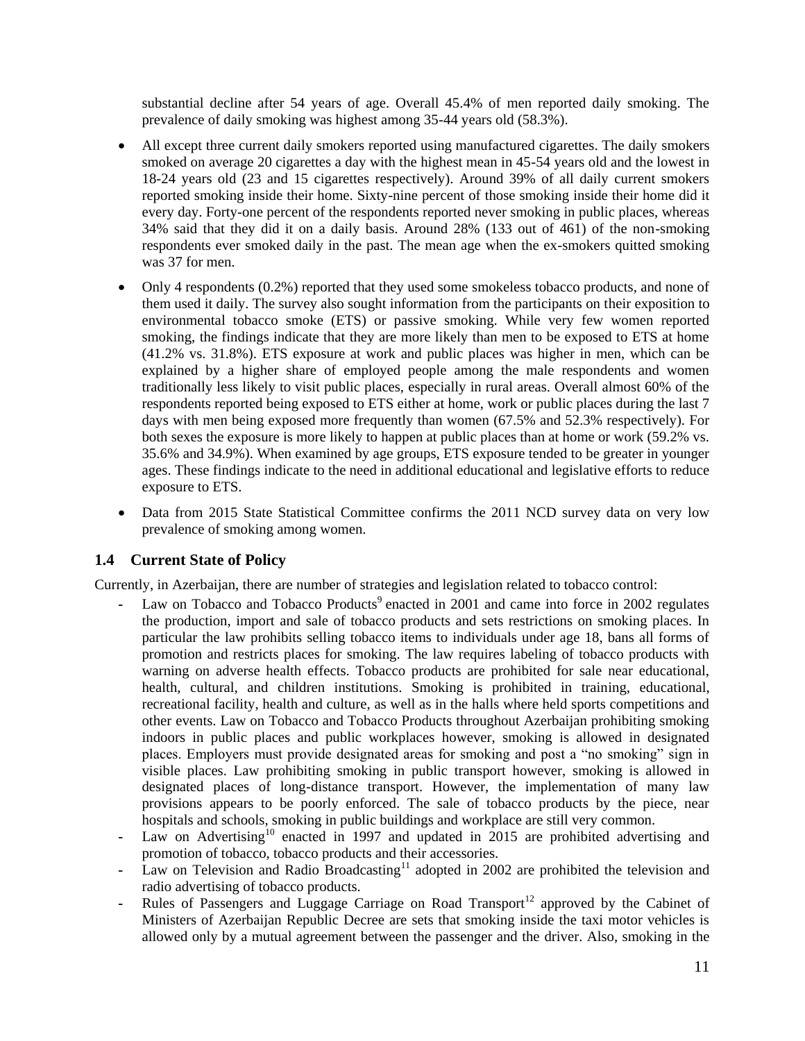substantial decline after 54 years of age. Overall 45.4% of men reported daily smoking. The prevalence of daily smoking was highest among 35-44 years old (58.3%).

- All except three current daily smokers reported using manufactured cigarettes. The daily smokers smoked on average 20 cigarettes a day with the highest mean in 45-54 years old and the lowest in 18-24 years old (23 and 15 cigarettes respectively). Around 39% of all daily current smokers reported smoking inside their home. Sixty-nine percent of those smoking inside their home did it every day. Forty-one percent of the respondents reported never smoking in public places, whereas 34% said that they did it on a daily basis. Around 28% (133 out of 461) of the non-smoking respondents ever smoked daily in the past. The mean age when the ex-smokers quitted smoking was 37 for men.
- Only 4 respondents (0.2%) reported that they used some smokeless tobacco products, and none of them used it daily. The survey also sought information from the participants on their exposition to environmental tobacco smoke (ETS) or passive smoking. While very few women reported smoking, the findings indicate that they are more likely than men to be exposed to ETS at home (41.2% vs. 31.8%). ETS exposure at work and public places was higher in men, which can be explained by a higher share of employed people among the male respondents and women traditionally less likely to visit public places, especially in rural areas. Overall almost 60% of the respondents reported being exposed to ETS either at home, work or public places during the last 7 days with men being exposed more frequently than women (67.5% and 52.3% respectively). For both sexes the exposure is more likely to happen at public places than at home or work (59.2% vs. 35.6% and 34.9%). When examined by age groups, ETS exposure tended to be greater in younger ages. These findings indicate to the need in additional educational and legislative efforts to reduce exposure to ETS.
- Data from 2015 State Statistical Committee confirms the 2011 NCD survey data on very low prevalence of smoking among women.

## 1.4 Current State of Policy

Currently, in Azerbaijan, there are number of strategies and legislation related to tobacco control:

- Law on Tobacco and Tobacco Products[9] enacted in 2001 and came into force in 2002 regulates the production, import and sale of tobacco products and sets restrictions on smoking places. In particular the law prohibits selling tobacco items to individuals under age 18, bans all forms of promotion and restricts places for smoking. The law requires labeling of tobacco products with warning on adverse health effects. Tobacco products are prohibited for sale near educational, health, cultural, and children institutions. Smoking is prohibited in training, educational, recreational facility, health and culture, as well as in the halls where held sports competitions and other events. Law on Tobacco and Tobacco Products throughout Azerbaijan prohibiting smoking indoors in public places and public workplaces however, smoking is allowed in designated places. Employers must provide designated areas for smoking and post a "no smoking" sign in visible places. Law prohibiting smoking in public transport however, smoking is allowed in designated places of long-distance transport. However, the implementation of many law provisions appears to be poorly enforced. The sale of tobacco products by the piece, near hospitals and schools, smoking in public buildings and workplace are still very common.
- Law on Advertising[10] enacted in 1997 and updated in 2015 are prohibited advertising and promotion of tobacco, tobacco products and their accessories.
- Law on Television and Radio Broadcasting[11] adopted in 2002 are prohibited the television and radio advertising of tobacco products.
- Rules of Passengers and Luggage Carriage on Road Transport[12] approved by the Cabinet of Ministers of Azerbaijan Republic Decree are sets that smoking inside the taxi motor vehicles is allowed only by a mutual agreement between the passenger and the driver. Also, smoking in the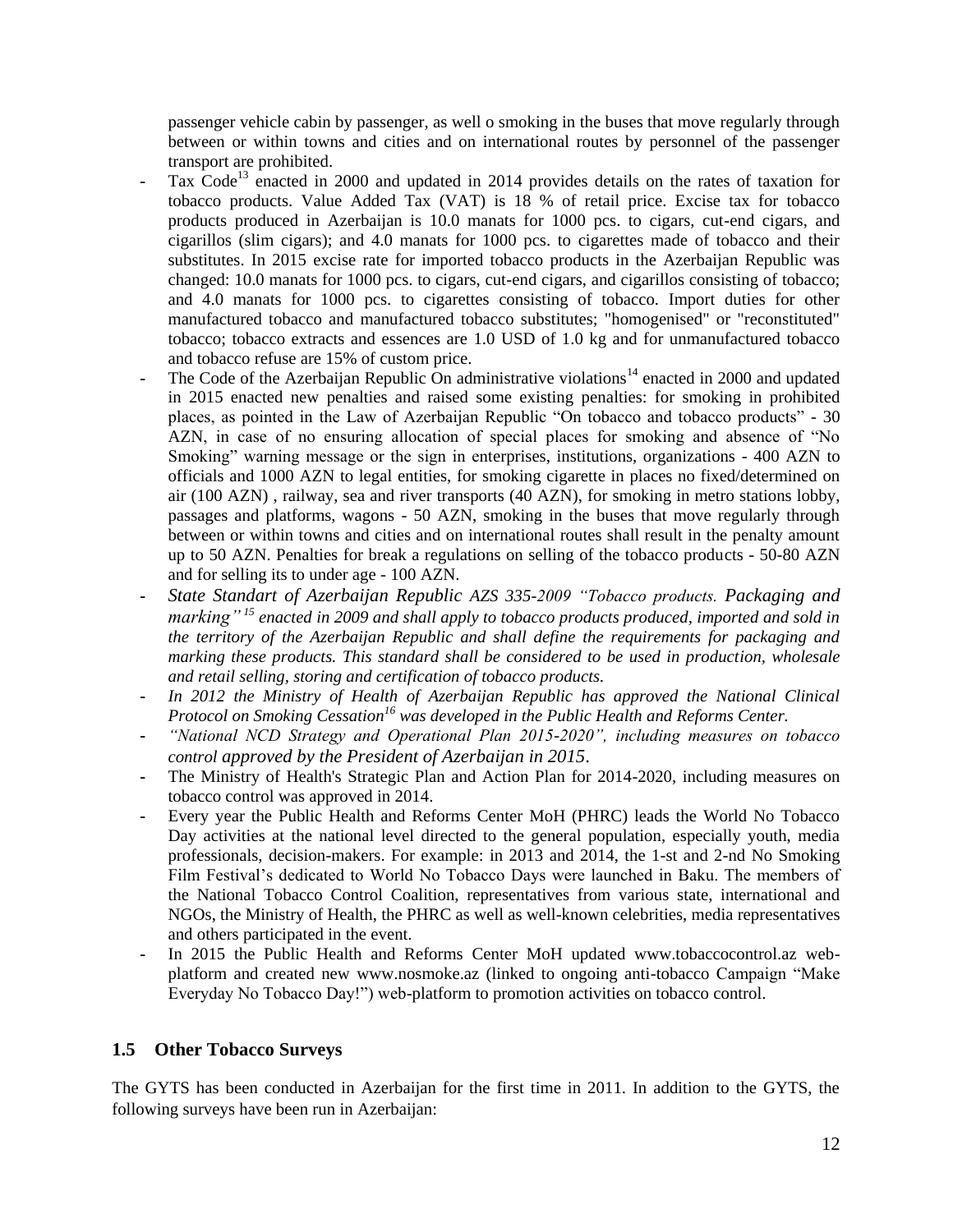passenger vehicle cabin by passenger, as well o smoking in the buses that move regularly through between or within towns and cities and on international routes by personnel of the passenger transport are prohibited.

- Tax Code[13] enacted in 2000 and updated in 2014 provides details on the rates of taxation for tobacco products. Value Added Tax (VAT) is 18 % of retail price. Excise tax for tobacco products produced in Azerbaijan is 10.0 manats for 1000 pcs. to cigars, cut-end cigars, and cigarillos (slim cigars); and 4.0 manats for 1000 pcs. to cigarettes made of tobacco and their substitutes. In 2015 excise rate for imported tobacco products in the Azerbaijan Republic was changed: 10.0 manats for 1000 pcs. to cigars, cut-end cigars, and cigarillos consisting of tobacco; and 4.0 manats for 1000 pcs. to cigarettes consisting of tobacco. Import duties for other manufactured tobacco and manufactured tobacco substitutes; "homogenised" or "reconstituted" tobacco; tobacco extracts and essences are 1.0 USD of 1.0 kg and for unmanufactured tobacco and tobacco refuse are 15% of custom price.
- The Code of the Azerbaijan Republic On administrative violations[14] enacted in 2000 and updated in 2015 enacted new penalties and raised some existing penalties: for smoking in prohibited places, as pointed in the Law of Azerbaijan Republic "On tobacco and tobacco products" - 30 AZN, in case of no ensuring allocation of special places for smoking and absence of "No Smoking" warning message or the sign in enterprises, institutions, organizations - 400 AZN to officials and 1000 AZN to legal entities, for smoking cigarette in places no fixed/determined on air (100 AZN) , railway, sea and river transports (40 AZN), for smoking in metro stations lobby, passages and platforms, wagons - 50 AZN, smoking in the buses that move regularly through between or within towns and cities and on international routes shall result in the penalty amount up to 50 AZN. Penalties for break a regulations on selling of the tobacco products - 50-80 AZN and for selling its to under age - 100 AZN.
- *State Standart of Azerbaijan Republic AZS 335-2009 "Tobacco products. Packaging and marking"[15] enacted in 2009 and shall apply to tobacco products produced, imported and sold in the territory of the Azerbaijan Republic and shall define the requirements for packaging and marking these products. This standard shall be considered to be used in production, wholesale and retail selling, storing and certification of tobacco products.*
- *In 2012 the Ministry of Health of Azerbaijan Republic has approved the National Clinical Protocol on Smoking Cessation[16] was developed in the Public Health and Reforms Center.*
- *"National NCD Strategy and Operational Plan 2015-2020", including measures on tobacco control approved by the President of Azerbaijan in 2015.*
- The Ministry of Health's Strategic Plan and Action Plan for 2014-2020, including measures on tobacco control was approved in 2014.
- Every year the Public Health and Reforms Center MoH (PHRC) leads the World No Tobacco Day activities at the national level directed to the general population, especially youth, media professionals, decision-makers. For example: in 2013 and 2014, the 1-st and 2-nd No Smoking Film Festival's dedicated to World No Tobacco Days were launched in Baku. The members of the National Tobacco Control Coalition, representatives from various state, international and NGOs, the Ministry of Health, the PHRC as well as well-known celebrities, media representatives and others participated in the event.
- In 2015 the Public Health and Reforms Center MoH updated www.tobaccocontrol.az web-platform and created new www.nosmoke.az (linked to ongoing anti-tobacco Campaign "Make Everyday No Tobacco Day!") web-platform to promotion activities on tobacco control.

### 1.5 Other Tobacco Surveys

The GYTS has been conducted in Azerbaijan for the first time in 2011. In addition to the GYTS, the following surveys have been run in Azerbaijan: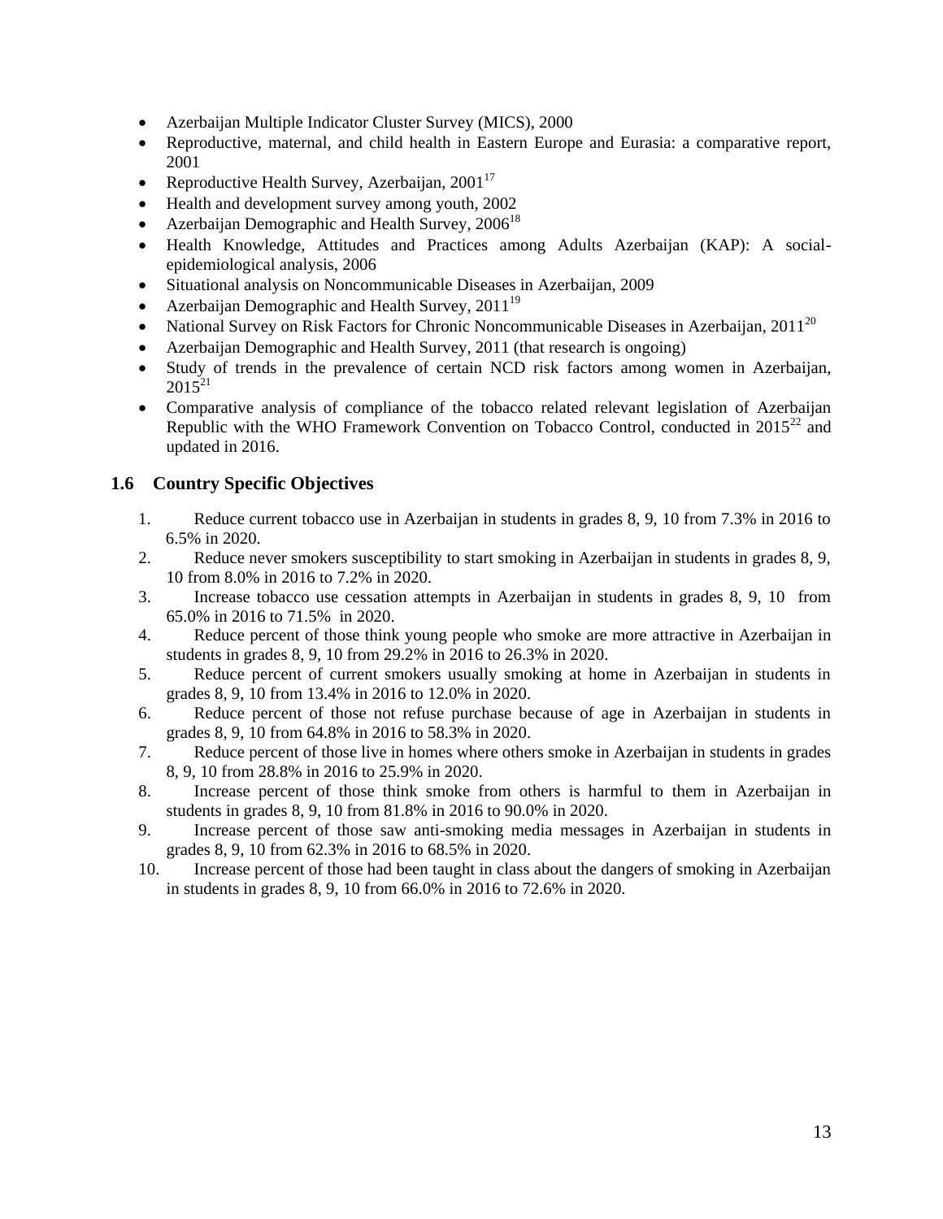- Azerbaijan Multiple Indicator Cluster Survey (MICS), 2000
- Reproductive, maternal, and child health in Eastern Europe and Eurasia: a comparative report, 2001
- Reproductive Health Survey, Azerbaijan, 2001[17]
- Health and development survey among youth, 2002
- Azerbaijan Demographic and Health Survey, 2006[18]
- Health Knowledge, Attitudes and Practices among Adults Azerbaijan (KAP): A social-epidemiological analysis, 2006
- Situational analysis on Noncommunicable Diseases in Azerbaijan, 2009
- Azerbaijan Demographic and Health Survey, 2011[19]
- National Survey on Risk Factors for Chronic Noncommunicable Diseases in Azerbaijan, 2011[20]
- Azerbaijan Demographic and Health Survey, 2011 (that research is ongoing)
- Study of trends in the prevalence of certain NCD risk factors among women in Azerbaijan, 2015[21]
- Comparative analysis of compliance of the tobacco related relevant legislation of Azerbaijan Republic with the WHO Framework Convention on Tobacco Control, conducted in 2015[22] and updated in 2016.

## 1.6 Country Specific Objectives

1. Reduce current tobacco use in Azerbaijan in students in grades 8, 9, 10 from 7.3% in 2016 to 6.5% in 2020.
2. Reduce never smokers susceptibility to start smoking in Azerbaijan in students in grades 8, 9, 10 from 8.0% in 2016 to 7.2% in 2020.
3. Increase tobacco use cessation attempts in Azerbaijan in students in grades 8, 9, 10 from 65.0% in 2016 to 71.5% in 2020.
4. Reduce percent of those think young people who smoke are more attractive in Azerbaijan in students in grades 8, 9, 10 from 29.2% in 2016 to 26.3% in 2020.
5. Reduce percent of current smokers usually smoking at home in Azerbaijan in students in grades 8, 9, 10 from 13.4% in 2016 to 12.0% in 2020.
6. Reduce percent of those not refuse purchase because of age in Azerbaijan in students in grades 8, 9, 10 from 64.8% in 2016 to 58.3% in 2020.
7. Reduce percent of those live in homes where others smoke in Azerbaijan in students in grades 8, 9, 10 from 28.8% in 2016 to 25.9% in 2020.
8. Increase percent of those think smoke from others is harmful to them in Azerbaijan in students in grades 8, 9, 10 from 81.8% in 2016 to 90.0% in 2020.
9. Increase percent of those saw anti-smoking media messages in Azerbaijan in students in grades 8, 9, 10 from 62.3% in 2016 to 68.5% in 2020.
10. Increase percent of those had been taught in class about the dangers of smoking in Azerbaijan in students in grades 8, 9, 10 from 66.0% in 2016 to 72.6% in 2020.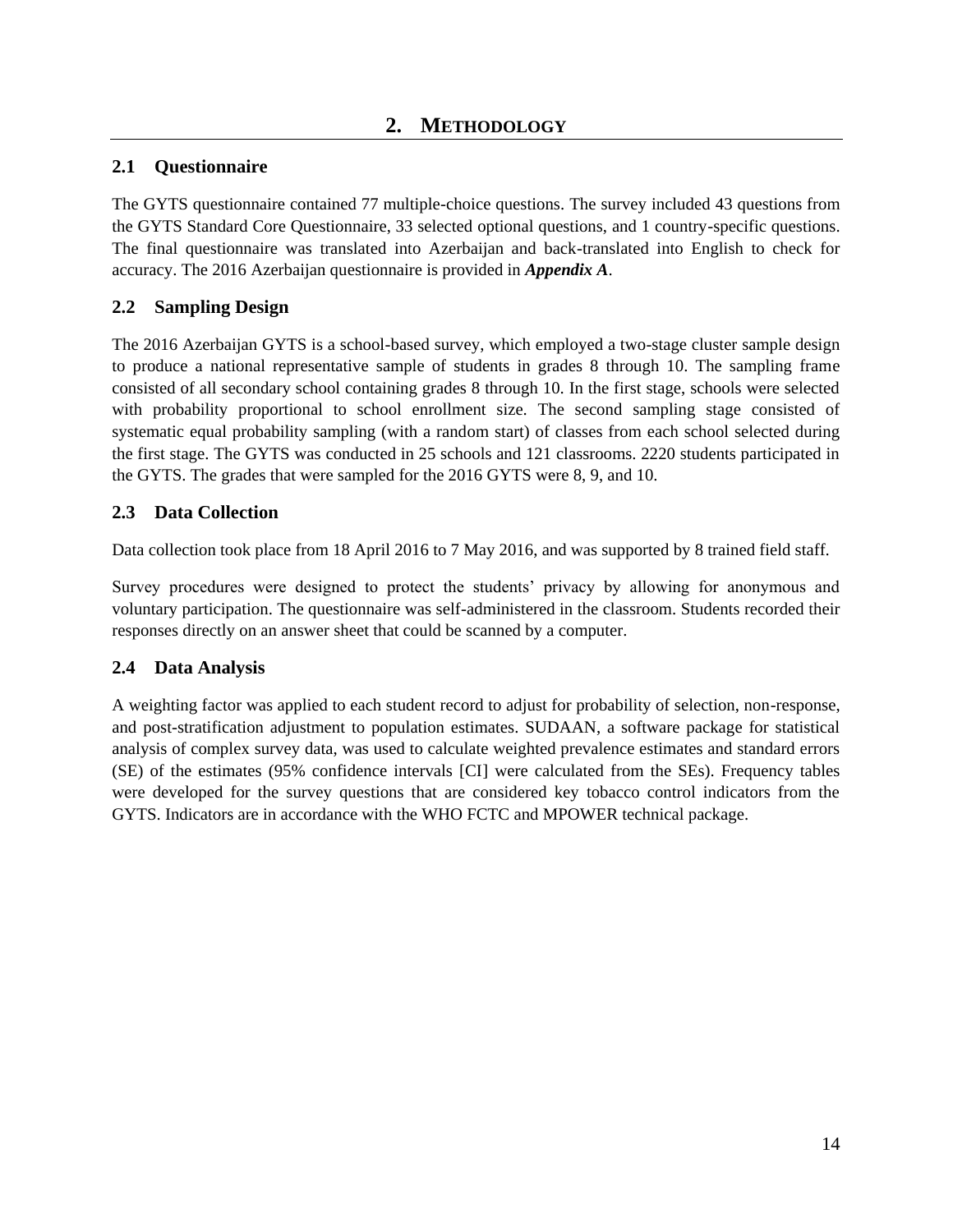# 2. METHODOLOGY

## 2.1 Questionnaire

The GYTS questionnaire contained 77 multiple-choice questions. The survey included 43 questions from the GYTS Standard Core Questionnaire, 33 selected optional questions, and 1 country-specific questions. The final questionnaire was translated into Azerbaijan and back-translated into English to check for accuracy. The 2016 Azerbaijan questionnaire is provided in ***Appendix A***.

## 2.2 Sampling Design

The 2016 Azerbaijan GYTS is a school-based survey, which employed a two-stage cluster sample design to produce a national representative sample of students in grades 8 through 10. The sampling frame consisted of all secondary school containing grades 8 through 10. In the first stage, schools were selected with probability proportional to school enrollment size. The second sampling stage consisted of systematic equal probability sampling (with a random start) of classes from each school selected during the first stage. The GYTS was conducted in 25 schools and 121 classrooms. 2220 students participated in the GYTS. The grades that were sampled for the 2016 GYTS were 8, 9, and 10.

## 2.3 Data Collection

Data collection took place from 18 April 2016 to 7 May 2016, and was supported by 8 trained field staff.

Survey procedures were designed to protect the students' privacy by allowing for anonymous and voluntary participation. The questionnaire was self-administered in the classroom. Students recorded their responses directly on an answer sheet that could be scanned by a computer.

## 2.4 Data Analysis

A weighting factor was applied to each student record to adjust for probability of selection, non-response, and post-stratification adjustment to population estimates. SUDAAN, a software package for statistical analysis of complex survey data, was used to calculate weighted prevalence estimates and standard errors (SE) of the estimates (95% confidence intervals [CI] were calculated from the SEs). Frequency tables were developed for the survey questions that are considered key tobacco control indicators from the GYTS. Indicators are in accordance with the WHO FCTC and MPOWER technical package.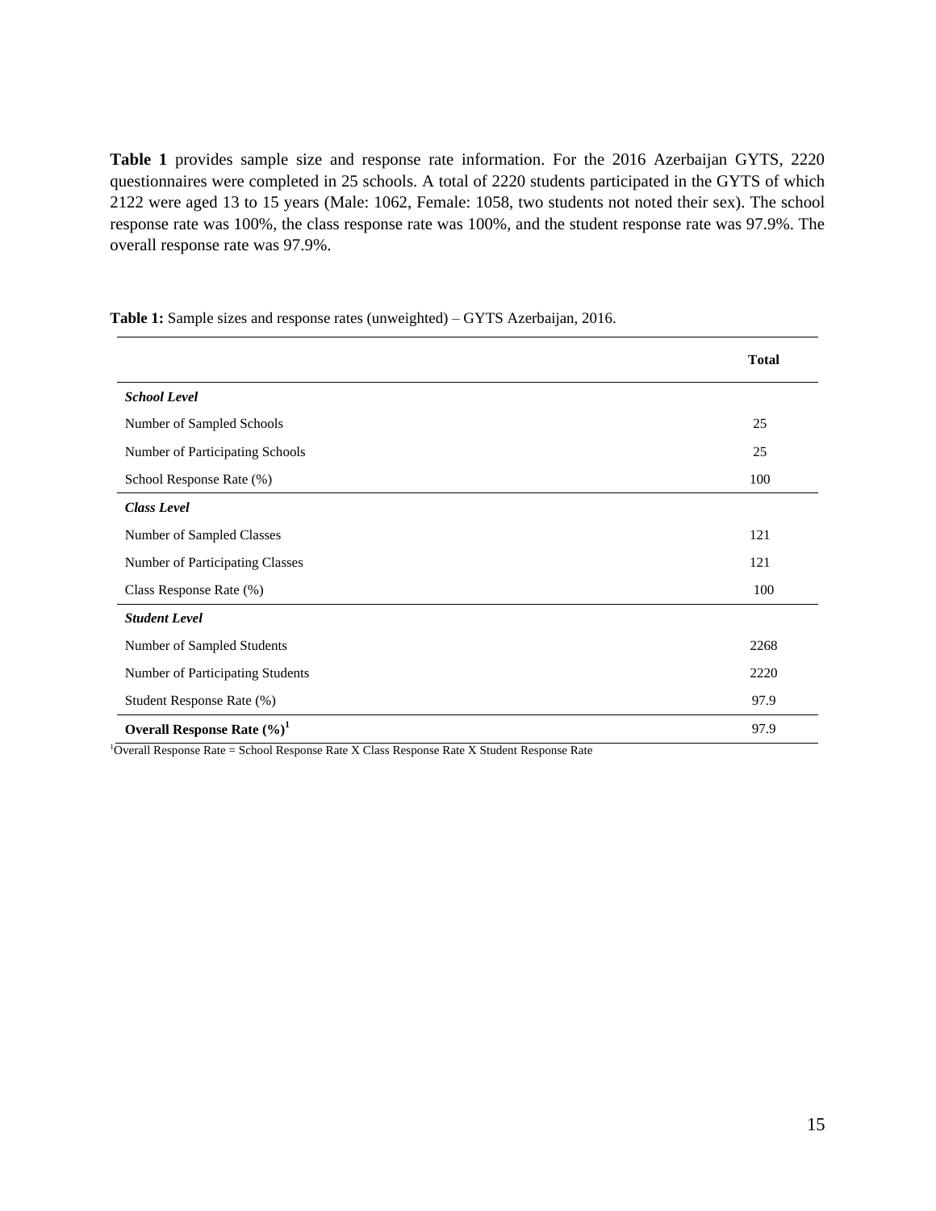**Table 1** provides sample size and response rate information. For the 2016 Azerbaijan GYTS, 2220 questionnaires were completed in 25 schools. A total of 2220 students participated in the GYTS of which 2122 were aged 13 to 15 years (Male: 1062, Female: 1058, two students not noted their sex). The school response rate was 100%, the class response rate was 100%, and the student response rate was 97.9%. The overall response rate was 97.9%.

**Table 1:** Sample sizes and response rates (unweighted) – GYTS Azerbaijan, 2016.

| | **Total** |
|---|---|
| ***School Level*** | |
| Number of Sampled Schools | 25 |
| Number of Participating Schools | 25 |
| School Response Rate (%) | 100 |
| ***Class Level*** | |
| Number of Sampled Classes | 121 |
| Number of Participating Classes | 121 |
| Class Response Rate (%) | 100 |
| ***Student Level*** | |
| Number of Sampled Students | 2268 |
| Number of Participating Students | 2220 |
| Student Response Rate (%) | 97.9 |
| **Overall Response Rate (%)[1]** | 97.9 |

[1]Overall Response Rate = School Response Rate X Class Response Rate X Student Response Rate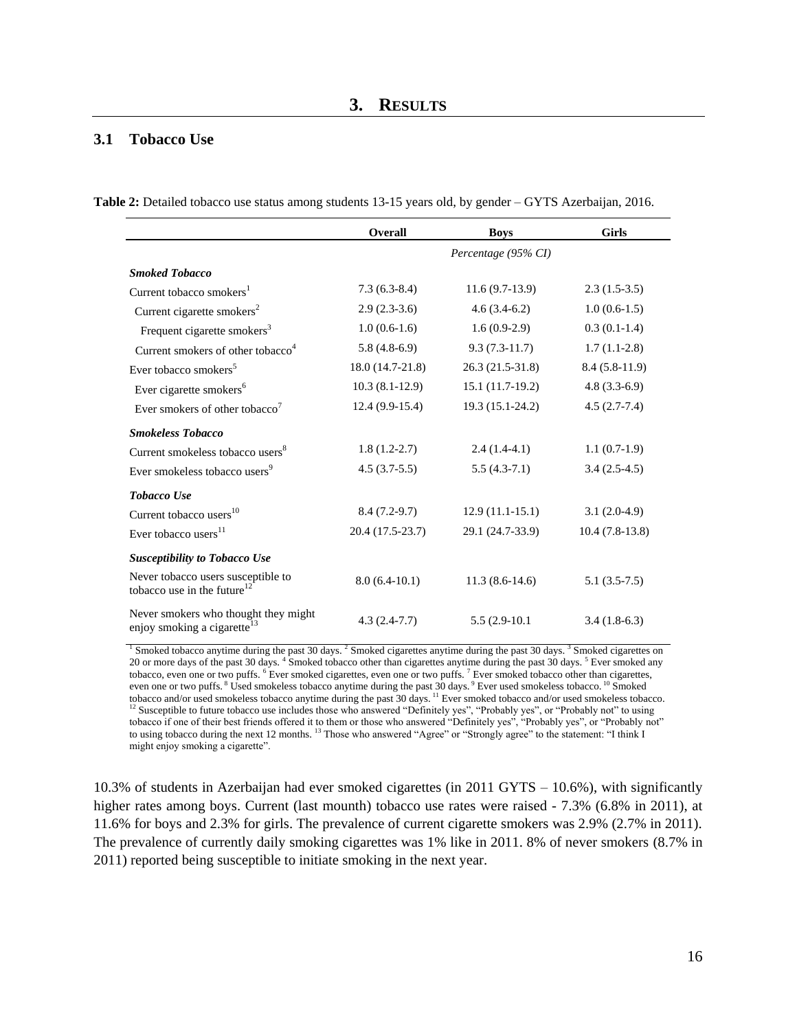# 3. RESULTS

## 3.1 Tobacco Use

**Table 2:** Detailed tobacco use status among students 13-15 years old, by gender – GYTS Azerbaijan, 2016.

| | Overall | Boys | Girls |
|---|---|---|---|
| | | *Percentage (95% CI)* | |
| ***Smoked Tobacco*** | | | |
| Current tobacco smokers[1] | 7.3 (6.3-8.4) | 11.6 (9.7-13.9) | 2.3 (1.5-3.5) |
| Current cigarette smokers[2] | 2.9 (2.3-3.6) | 4.6 (3.4-6.2) | 1.0 (0.6-1.5) |
| Frequent cigarette smokers[3] | 1.0 (0.6-1.6) | 1.6 (0.9-2.9) | 0.3 (0.1-1.4) |
| Current smokers of other tobacco[4] | 5.8 (4.8-6.9) | 9.3 (7.3-11.7) | 1.7 (1.1-2.8) |
| Ever tobacco smokers[5] | 18.0 (14.7-21.8) | 26.3 (21.5-31.8) | 8.4 (5.8-11.9) |
| Ever cigarette smokers[6] | 10.3 (8.1-12.9) | 15.1 (11.7-19.2) | 4.8 (3.3-6.9) |
| Ever smokers of other tobacco[7] | 12.4 (9.9-15.4) | 19.3 (15.1-24.2) | 4.5 (2.7-7.4) |
| ***Smokeless Tobacco*** | | | |
| Current smokeless tobacco users[8] | 1.8 (1.2-2.7) | 2.4 (1.4-4.1) | 1.1 (0.7-1.9) |
| Ever smokeless tobacco users[9] | 4.5 (3.7-5.5) | 5.5 (4.3-7.1) | 3.4 (2.5-4.5) |
| ***Tobacco Use*** | | | |
| Current tobacco users[10] | 8.4 (7.2-9.7) | 12.9 (11.1-15.1) | 3.1 (2.0-4.9) |
| Ever tobacco users[11] | 20.4 (17.5-23.7) | 29.1 (24.7-33.9) | 10.4 (7.8-13.8) |
| ***Susceptibility to Tobacco Use*** | | | |
| Never tobacco users susceptible to tobacco use in the future[12] | 8.0 (6.4-10.1) | 11.3 (8.6-14.6) | 5.1 (3.5-7.5) |
| Never smokers who thought they might enjoy smoking a cigarette[13] | 4.3 (2.4-7.7) | 5.5 (2.9-10.1 | 3.4 (1.8-6.3) |

[1] Smoked tobacco anytime during the past 30 days. [2] Smoked cigarettes anytime during the past 30 days. [3] Smoked cigarettes on 20 or more days of the past 30 days. [4] Smoked tobacco other than cigarettes anytime during the past 30 days. [5] Ever smoked any tobacco, even one or two puffs. [6] Ever smoked cigarettes, even one or two puffs. [7] Ever smoked tobacco other than cigarettes, even one or two puffs. [8] Used smokeless tobacco anytime during the past 30 days. [9] Ever used smokeless tobacco. [10] Smoked tobacco and/or used smokeless tobacco anytime during the past 30 days. [11] Ever smoked tobacco and/or used smokeless tobacco. [12] Susceptible to future tobacco use includes those who answered "Definitely yes", "Probably yes", or "Probably not" to using tobacco if one of their best friends offered it to them or those who answered "Definitely yes", "Probably yes", or "Probably not" to using tobacco during the next 12 months. [13] Those who answered "Agree" or "Strongly agree" to the statement: "I think I might enjoy smoking a cigarette".

10.3% of students in Azerbaijan had ever smoked cigarettes (in 2011 GYTS – 10.6%), with significantly higher rates among boys. Current (last mounth) tobacco use rates were raised - 7.3% (6.8% in 2011), at 11.6% for boys and 2.3% for girls. The prevalence of current cigarette smokers was 2.9% (2.7% in 2011). The prevalence of currently daily smoking cigarettes was 1% like in 2011. 8% of never smokers (8.7% in 2011) reported being susceptible to initiate smoking in the next year.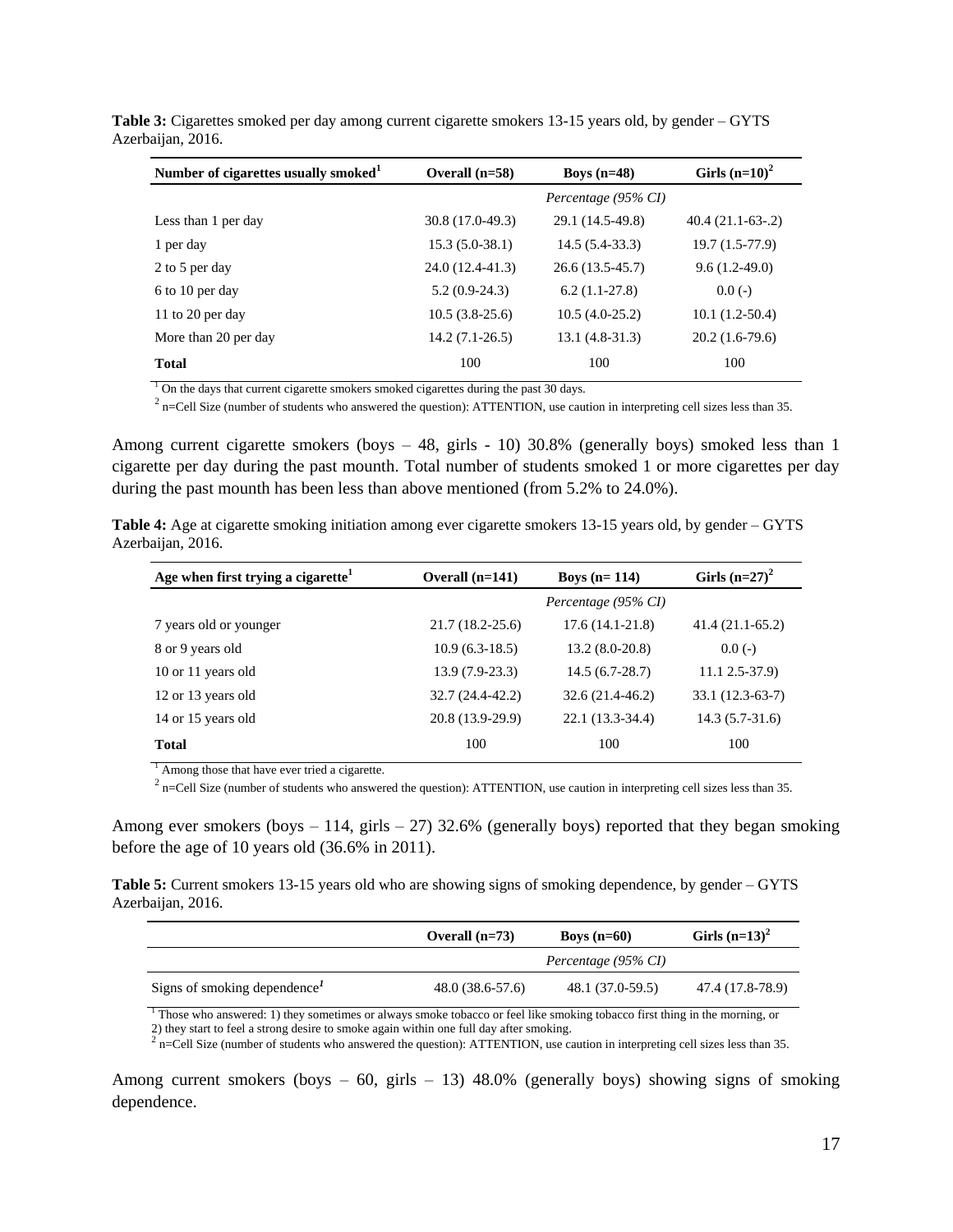**Table 3:** Cigarettes smoked per day among current cigarette smokers 13-15 years old, by gender – GYTS Azerbaijan, 2016.

| Number of cigarettes usually smoked[1] | Overall (n=58) | Boys (n=48) | Girls (n=10)[2] |
|---|---|---|---|
| | | *Percentage (95% CI)* | |
| Less than 1 per day | 30.8 (17.0-49.3) | 29.1 (14.5-49.8) | 40.4 (21.1-63-.2) |
| 1 per day | 15.3 (5.0-38.1) | 14.5 (5.4-33.3) | 19.7 (1.5-77.9) |
| 2 to 5 per day | 24.0 (12.4-41.3) | 26.6 (13.5-45.7) | 9.6 (1.2-49.0) |
| 6 to 10 per day | 5.2 (0.9-24.3) | 6.2 (1.1-27.8) | 0.0 (-) |
| 11 to 20 per day | 10.5 (3.8-25.6) | 10.5 (4.0-25.2) | 10.1 (1.2-50.4) |
| More than 20 per day | 14.2 (7.1-26.5) | 13.1 (4.8-31.3) | 20.2 (1.6-79.6) |
| **Total** | 100 | 100 | 100 |

[1] On the days that current cigarette smokers smoked cigarettes during the past 30 days.
[2] n=Cell Size (number of students who answered the question): ATTENTION, use caution in interpreting cell sizes less than 35.

Among current cigarette smokers (boys – 48, girls - 10) 30.8% (generally boys) smoked less than 1 cigarette per day during the past mounth. Total number of students smoked 1 or more cigarettes per day during the past mounth has been less than above mentioned (from 5.2% to 24.0%).

**Table 4:** Age at cigarette smoking initiation among ever cigarette smokers 13-15 years old, by gender – GYTS Azerbaijan, 2016.

| Age when first trying a cigarette[1] | Overall (n=141) | Boys (n= 114) | Girls (n=27)[2] |
|---|---|---|---|
| | | *Percentage (95% CI)* | |
| 7 years old or younger | 21.7 (18.2-25.6) | 17.6 (14.1-21.8) | 41.4 (21.1-65.2) |
| 8 or 9 years old | 10.9 (6.3-18.5) | 13.2 (8.0-20.8) | 0.0 (-) |
| 10 or 11 years old | 13.9 (7.9-23.3) | 14.5 (6.7-28.7) | 11.1 2.5-37.9) |
| 12 or 13 years old | 32.7 (24.4-42.2) | 32.6 (21.4-46.2) | 33.1 (12.3-63-7) |
| 14 or 15 years old | 20.8 (13.9-29.9) | 22.1 (13.3-34.4) | 14.3 (5.7-31.6) |
| **Total** | 100 | 100 | 100 |

[1] Among those that have ever tried a cigarette.
[2] n=Cell Size (number of students who answered the question): ATTENTION, use caution in interpreting cell sizes less than 35.

Among ever smokers (boys – 114, girls – 27) 32.6% (generally boys) reported that they began smoking before the age of 10 years old (36.6% in 2011).

**Table 5:** Current smokers 13-15 years old who are showing signs of smoking dependence, by gender – GYTS Azerbaijan, 2016.

| | Overall (n=73) | Boys (n=60) | Girls (n=13)[2] |
|---|---|---|---|
| | | *Percentage (95% CI)* | |
| Signs of smoking dependence[1] | 48.0 (38.6-57.6) | 48.1 (37.0-59.5) | 47.4 (17.8-78.9) |

[1] Those who answered: 1) they sometimes or always smoke tobacco or feel like smoking tobacco first thing in the morning, or 2) they start to feel a strong desire to smoke again within one full day after smoking.
[2] n=Cell Size (number of students who answered the question): ATTENTION, use caution in interpreting cell sizes less than 35.

Among current smokers (boys – 60, girls – 13) 48.0% (generally boys) showing signs of smoking dependence.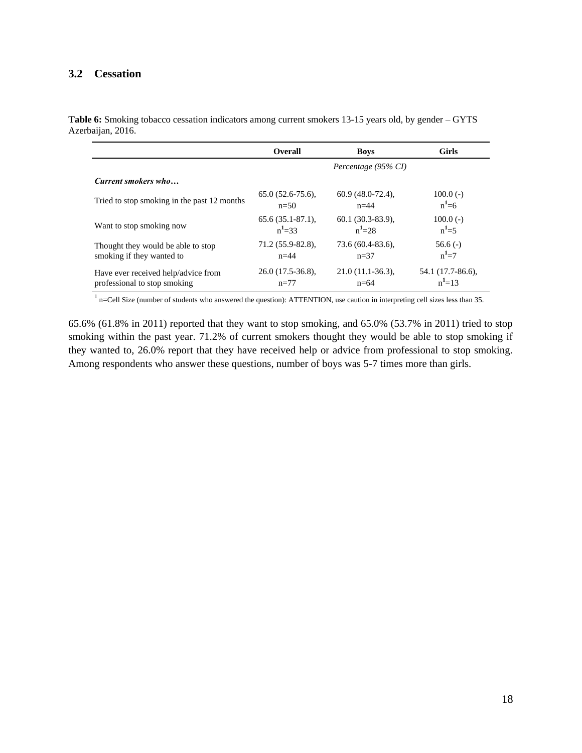### 3.2 Cessation

**Table 6:** Smoking tobacco cessation indicators among current smokers 13-15 years old, by gender – GYTS Azerbaijan, 2016.

| | Overall | Boys | Girls |
|---|---|---|---|
| | *Percentage (95% CI)* | | |
| ***Current smokers who…*** | | | |
| Tried to stop smoking in the past 12 months | 65.0 (52.6-75.6), n=50 | 60.9 (48.0-72.4), n=44 | 100.0 (-) n[1]=6 |
| Want to stop smoking now | 65.6 (35.1-87.1), n[1]=33 | 60.1 (30.3-83.9), n[1]=28 | 100.0 (-) n[1]=5 |
| Thought they would be able to stop smoking if they wanted to | 71.2 (55.9-82.8), n=44 | 73.6 (60.4-83.6), n=37 | 56.6 (-) n[1]=7 |
| Have ever received help/advice from professional to stop smoking | 26.0 (17.5-36.8), n=77 | 21.0 (11.1-36.3), n=64 | 54.1 (17.7-86.6), n[1]=13 |

[1] n=Cell Size (number of students who answered the question): ATTENTION, use caution in interpreting cell sizes less than 35.

65.6% (61.8% in 2011) reported that they want to stop smoking, and 65.0% (53.7% in 2011) tried to stop smoking within the past year. 71.2% of current smokers thought they would be able to stop smoking if they wanted to, 26.0% report that they have received help or advice from professional to stop smoking. Among respondents who answer these questions, number of boys was 5-7 times more than girls.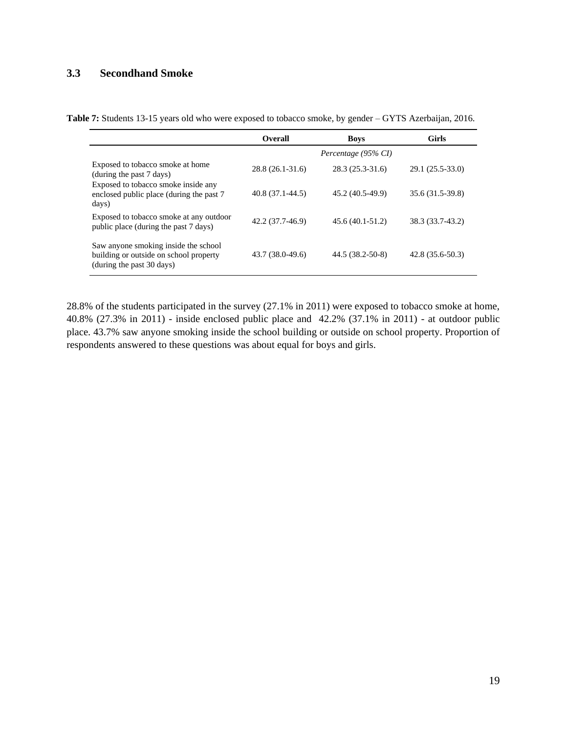## 3.3 Secondhand Smoke

**Table 7:** Students 13-15 years old who were exposed to tobacco smoke, by gender – GYTS Azerbaijan, 2016.

| | Overall | Boys | Girls |
|---|---|---|---|
| | | *Percentage (95% CI)* | |
| Exposed to tobacco smoke at home (during the past 7 days) | 28.8 (26.1-31.6) | 28.3 (25.3-31.6) | 29.1 (25.5-33.0) |
| Exposed to tobacco smoke inside any enclosed public place (during the past 7 days) | 40.8 (37.1-44.5) | 45.2 (40.5-49.9) | 35.6 (31.5-39.8) |
| Exposed to tobacco smoke at any outdoor public place (during the past 7 days) | 42.2 (37.7-46.9) | 45.6 (40.1-51.2) | 38.3 (33.7-43.2) |
| Saw anyone smoking inside the school building or outside on school property (during the past 30 days) | 43.7 (38.0-49.6) | 44.5 (38.2-50-8) | 42.8 (35.6-50.3) |

28.8% of the students participated in the survey (27.1% in 2011) were exposed to tobacco smoke at home, 40.8% (27.3% in 2011) - inside enclosed public place and 42.2% (37.1% in 2011) - at outdoor public place. 43.7% saw anyone smoking inside the school building or outside on school property. Proportion of respondents answered to these questions was about equal for boys and girls.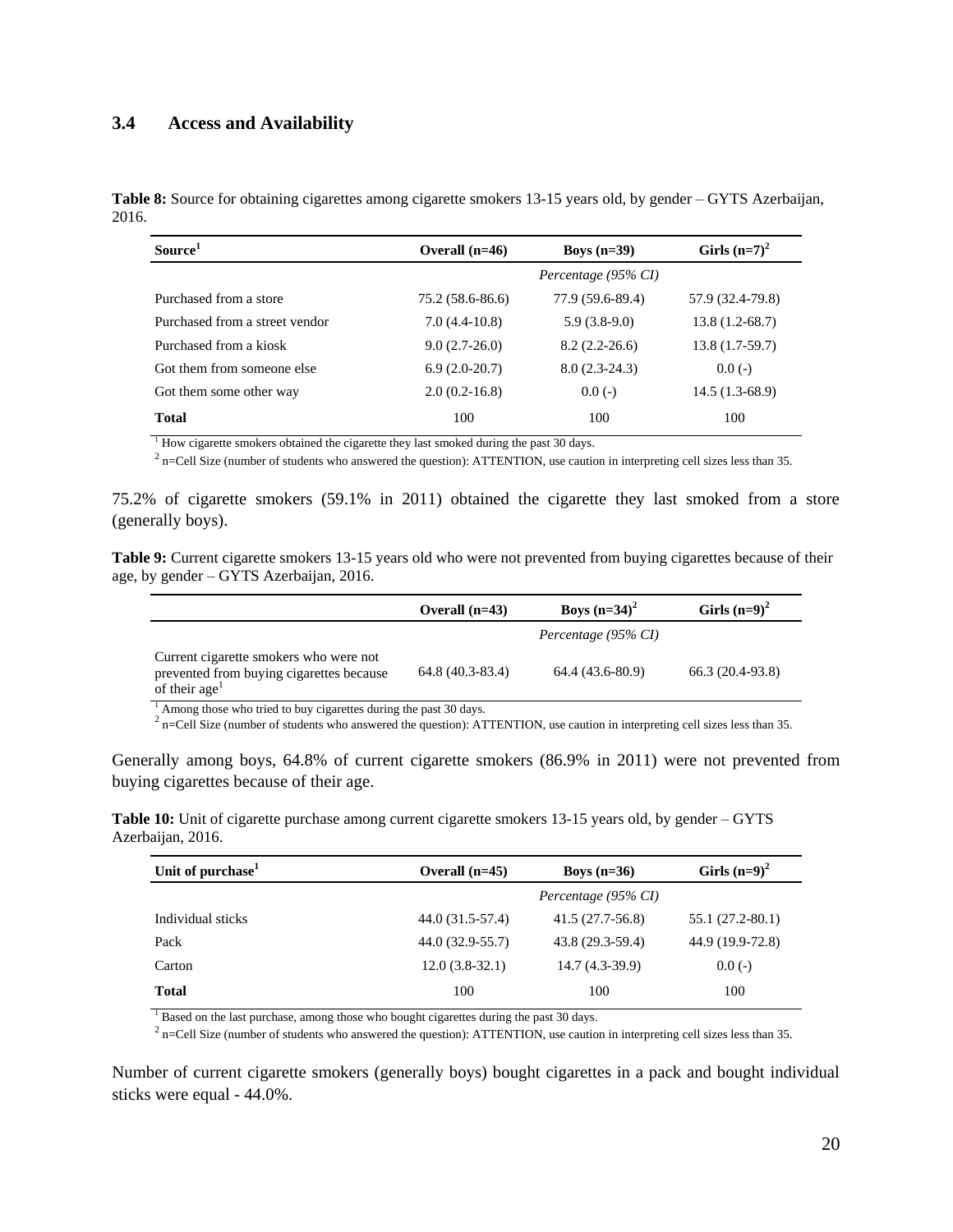### 3.4 Access and Availability

**Table 8:** Source for obtaining cigarettes among cigarette smokers 13-15 years old, by gender – GYTS Azerbaijan, 2016.

| Source[1] | Overall (n=46) | Boys (n=39) | Girls (n=7)[2] |
|---|---|---|---|
| | | *Percentage (95% CI)* | |
| Purchased from a store | 75.2 (58.6-86.6) | 77.9 (59.6-89.4) | 57.9 (32.4-79.8) |
| Purchased from a street vendor | 7.0 (4.4-10.8) | 5.9 (3.8-9.0) | 13.8 (1.2-68.7) |
| Purchased from a kiosk | 9.0 (2.7-26.0) | 8.2 (2.2-26.6) | 13.8 (1.7-59.7) |
| Got them from someone else | 6.9 (2.0-20.7) | 8.0 (2.3-24.3) | 0.0 (-) |
| Got them some other way | 2.0 (0.2-16.8) | 0.0 (-) | 14.5 (1.3-68.9) |
| **Total** | 100 | 100 | 100 |

[1] How cigarette smokers obtained the cigarette they last smoked during the past 30 days.
[2] n=Cell Size (number of students who answered the question): ATTENTION, use caution in interpreting cell sizes less than 35.

75.2% of cigarette smokers (59.1% in 2011) obtained the cigarette they last smoked from a store (generally boys).

**Table 9:** Current cigarette smokers 13-15 years old who were not prevented from buying cigarettes because of their age, by gender – GYTS Azerbaijan, 2016.

| | Overall (n=43) | Boys (n=34)[2] | Girls (n=9)[2] |
|---|---|---|---|
| | | *Percentage (95% CI)* | |
| Current cigarette smokers who were not prevented from buying cigarettes because of their age[1] | 64.8 (40.3-83.4) | 64.4 (43.6-80.9) | 66.3 (20.4-93.8) |

[1] Among those who tried to buy cigarettes during the past 30 days.
[2] n=Cell Size (number of students who answered the question): ATTENTION, use caution in interpreting cell sizes less than 35.

Generally among boys, 64.8% of current cigarette smokers (86.9% in 2011) were not prevented from buying cigarettes because of their age.

**Table 10:** Unit of cigarette purchase among current cigarette smokers 13-15 years old, by gender – GYTS Azerbaijan, 2016.

| Unit of purchase[1] | Overall (n=45) | Boys (n=36) | Girls (n=9)[2] |
|---|---|---|---|
| | | *Percentage (95% CI)* | |
| Individual sticks | 44.0 (31.5-57.4) | 41.5 (27.7-56.8) | 55.1 (27.2-80.1) |
| Pack | 44.0 (32.9-55.7) | 43.8 (29.3-59.4) | 44.9 (19.9-72.8) |
| Carton | 12.0 (3.8-32.1) | 14.7 (4.3-39.9) | 0.0 (-) |
| **Total** | 100 | 100 | 100 |

[1] Based on the last purchase, among those who bought cigarettes during the past 30 days.
[2] n=Cell Size (number of students who answered the question): ATTENTION, use caution in interpreting cell sizes less than 35.

Number of current cigarette smokers (generally boys) bought cigarettes in a pack and bought individual sticks were equal - 44.0%.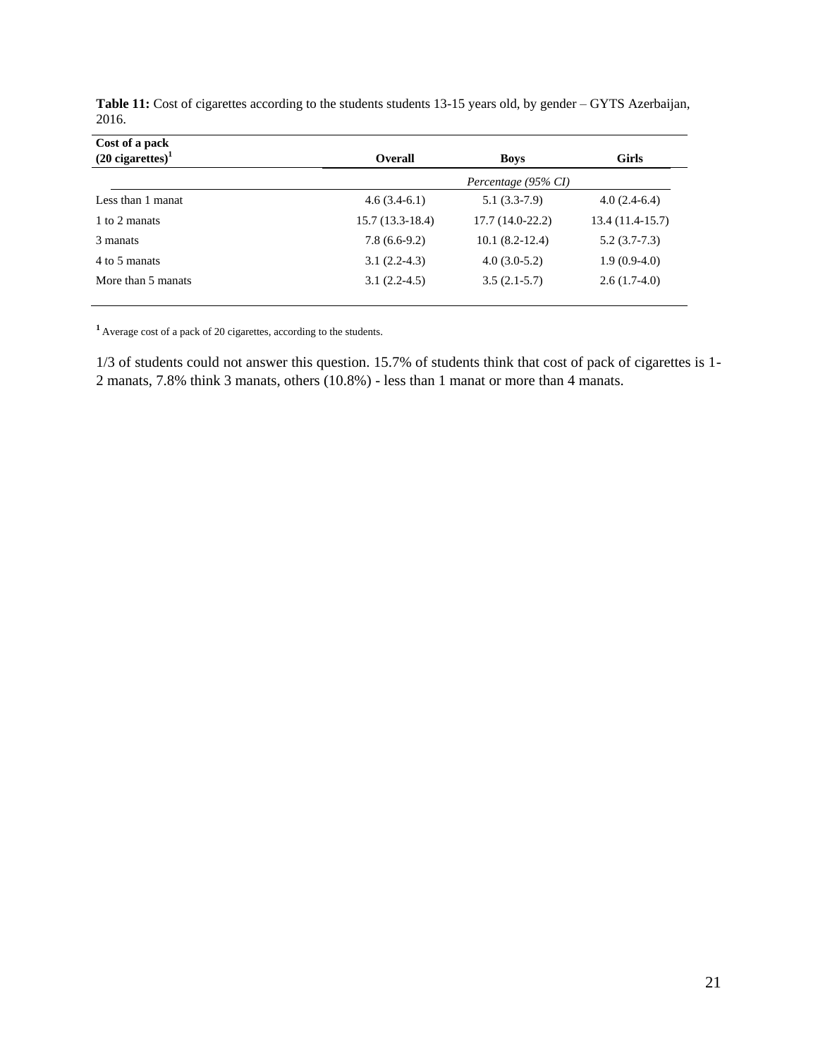**Table 11:** Cost of cigarettes according to the students students 13-15 years old, by gender – GYTS Azerbaijan, 2016.

| Cost of a pack (20 cigarettes)[1] | Overall | Boys | Girls |
|---|---|---|---|
| | | *Percentage (95% CI)* | |
| Less than 1 manat | 4.6 (3.4-6.1) | 5.1 (3.3-7.9) | 4.0 (2.4-6.4) |
| 1 to 2 manats | 15.7 (13.3-18.4) | 17.7 (14.0-22.2) | 13.4 (11.4-15.7) |
| 3 manats | 7.8 (6.6-9.2) | 10.1 (8.2-12.4) | 5.2 (3.7-7.3) |
| 4 to 5 manats | 3.1 (2.2-4.3) | 4.0 (3.0-5.2) | 1.9 (0.9-4.0) |
| More than 5 manats | 3.1 (2.2-4.5) | 3.5 (2.1-5.7) | 2.6 (1.7-4.0) |

[1] Average cost of a pack of 20 cigarettes, according to the students.

1/3 of students could not answer this question. 15.7% of students think that cost of pack of cigarettes is 1-2 manats, 7.8% think 3 manats, others (10.8%) - less than 1 manat or more than 4 manats.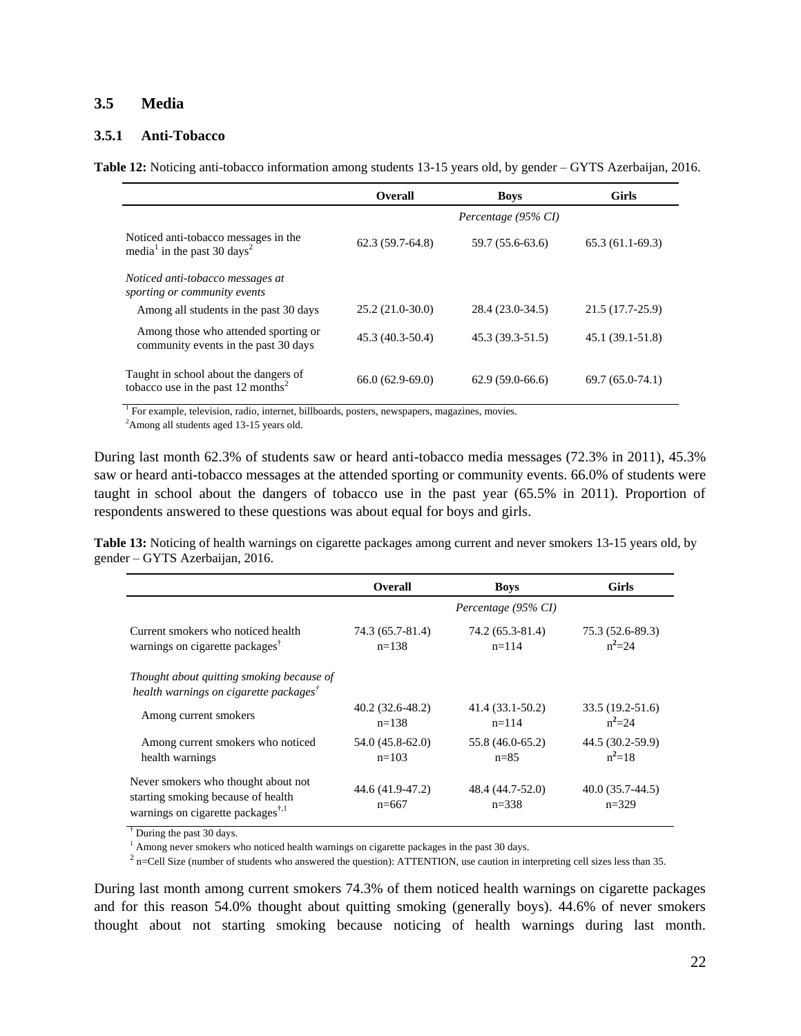## 3.5 Media

### 3.5.1 Anti-Tobacco

**Table 12:** Noticing anti-tobacco information among students 13-15 years old, by gender – GYTS Azerbaijan, 2016.

| | Overall | Boys | Girls |
|---|---|---|---|
| | | *Percentage (95% CI)* | |
| Noticed anti-tobacco messages in the media[1] in the past 30 days[2] | 62.3 (59.7-64.8) | 59.7 (55.6-63.6) | 65.3 (61.1-69.3) |
| *Noticed anti-tobacco messages at sporting or community events* | | | |
| Among all students in the past 30 days | 25.2 (21.0-30.0) | 28.4 (23.0-34.5) | 21.5 (17.7-25.9) |
| Among those who attended sporting or community events in the past 30 days | 45.3 (40.3-50.4) | 45.3 (39.3-51.5) | 45.1 (39.1-51.8) |
| Taught in school about the dangers of tobacco use in the past 12 months[2] | 66.0 (62.9-69.0) | 62.9 (59.0-66.6) | 69.7 (65.0-74.1) |

[1] For example, television, radio, internet, billboards, posters, newspapers, magazines, movies.
[2]Among all students aged 13-15 years old.

During last month 62.3% of students saw or heard anti-tobacco media messages (72.3% in 2011), 45.3% saw or heard anti-tobacco messages at the attended sporting or community events. 66.0% of students were taught in school about the dangers of tobacco use in the past year (65.5% in 2011). Proportion of respondents answered to these questions was about equal for boys and girls.

**Table 13:** Noticing of health warnings on cigarette packages among current and never smokers 13-15 years old, by gender – GYTS Azerbaijan, 2016.

| | Overall | Boys | Girls |
|---|---|---|---|
| | | *Percentage (95% CI)* | |
| Current smokers who noticed health warnings on cigarette packages† | 74.3 (65.7-81.4) n=138 | 74.2 (65.3-81.4) n=114 | 75.3 (52.6-89.3) n[2]=24 |
| *Thought about quitting smoking because of health warnings on cigarette packages†* | | | |
| Among current smokers | 40.2 (32.6-48.2) n=138 | 41.4 (33.1-50.2) n=114 | 33.5 (19.2-51.6) n[2]=24 |
| Among current smokers who noticed health warnings | 54.0 (45.8-62.0) n=103 | 55.8 (46.0-65.2) n=85 | 44.5 (30.2-59.9) n[2]=18 |
| Never smokers who thought about not starting smoking because of health warnings on cigarette packages†,1 | 44.6 (41.9-47.2) n=667 | 48.4 (44.7-52.0) n=338 | 40.0 (35.7-44.5) n=329 |

† During the past 30 days.
[1] Among never smokers who noticed health warnings on cigarette packages in the past 30 days.
[2] n=Cell Size (number of students who answered the question): ATTENTION, use caution in interpreting cell sizes less than 35.

During last month among current smokers 74.3% of them noticed health warnings on cigarette packages and for this reason 54.0% thought about quitting smoking (generally boys). 44.6% of never smokers thought about not starting smoking because noticing of health warnings during last month.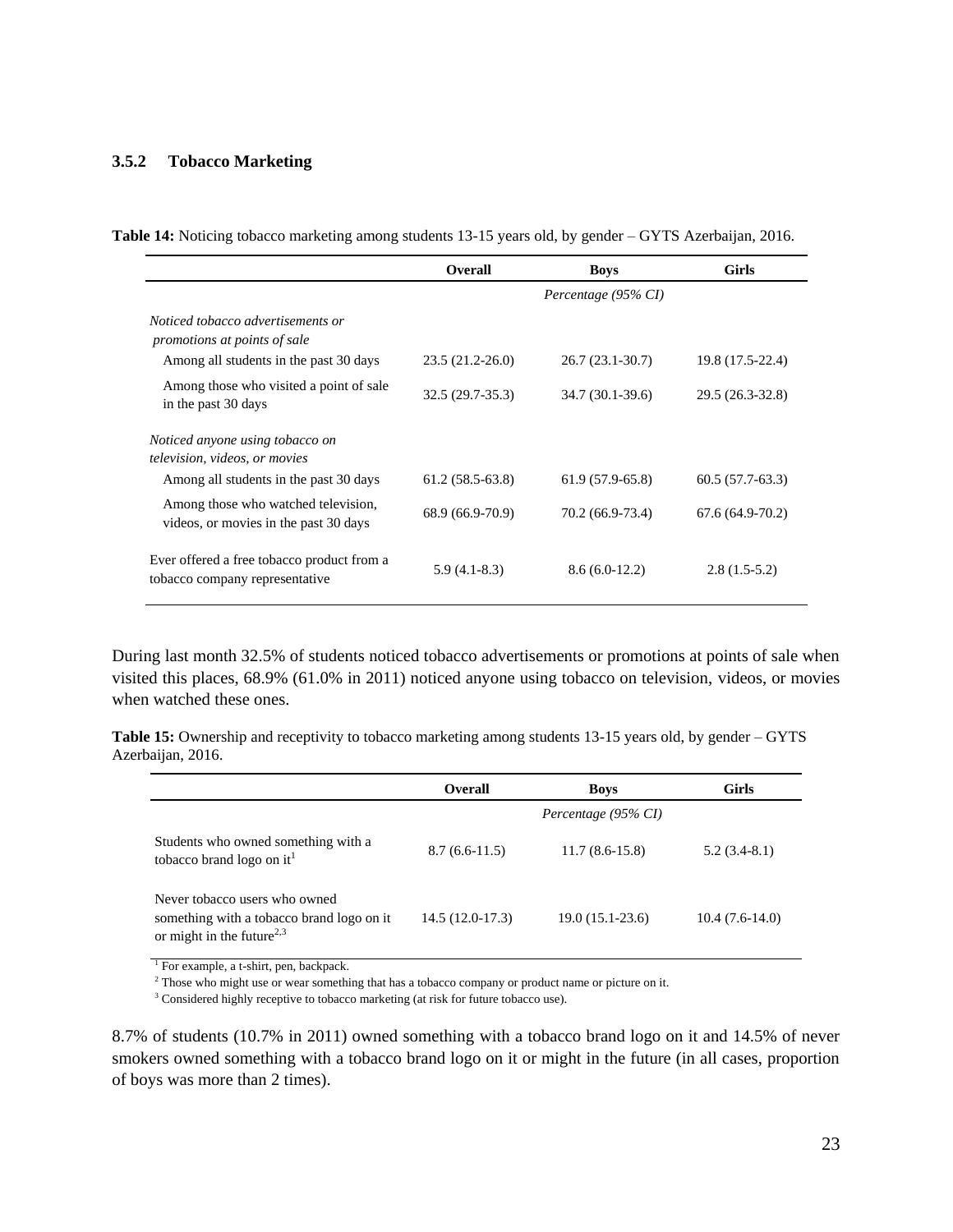### 3.5.2 Tobacco Marketing

**Table 14:** Noticing tobacco marketing among students 13-15 years old, by gender – GYTS Azerbaijan, 2016.

| | Overall | Boys | Girls |
|---|---|---|---|
| | | *Percentage (95% CI)* | |
| *Noticed tobacco advertisements or promotions at points of sale* | | | |
| Among all students in the past 30 days | 23.5 (21.2-26.0) | 26.7 (23.1-30.7) | 19.8 (17.5-22.4) |
| Among those who visited a point of sale in the past 30 days | 32.5 (29.7-35.3) | 34.7 (30.1-39.6) | 29.5 (26.3-32.8) |
| *Noticed anyone using tobacco on television, videos, or movies* | | | |
| Among all students in the past 30 days | 61.2 (58.5-63.8) | 61.9 (57.9-65.8) | 60.5 (57.7-63.3) |
| Among those who watched television, videos, or movies in the past 30 days | 68.9 (66.9-70.9) | 70.2 (66.9-73.4) | 67.6 (64.9-70.2) |
| Ever offered a free tobacco product from a tobacco company representative | 5.9 (4.1-8.3) | 8.6 (6.0-12.2) | 2.8 (1.5-5.2) |

During last month 32.5% of students noticed tobacco advertisements or promotions at points of sale when visited this places, 68.9% (61.0% in 2011) noticed anyone using tobacco on television, videos, or movies when watched these ones.

**Table 15:** Ownership and receptivity to tobacco marketing among students 13-15 years old, by gender – GYTS Azerbaijan, 2016.

| | Overall | Boys | Girls |
|---|---|---|---|
| | | *Percentage (95% CI)* | |
| Students who owned something with a tobacco brand logo on it[1] | 8.7 (6.6-11.5) | 11.7 (8.6-15.8) | 5.2 (3.4-8.1) |
| Never tobacco users who owned something with a tobacco brand logo on it or might in the future[2,3] | 14.5 (12.0-17.3) | 19.0 (15.1-23.6) | 10.4 (7.6-14.0) |

[1] For example, a t-shirt, pen, backpack.
[2] Those who might use or wear something that has a tobacco company or product name or picture on it.
[3] Considered highly receptive to tobacco marketing (at risk for future tobacco use).

8.7% of students (10.7% in 2011) owned something with a tobacco brand logo on it and 14.5% of never smokers owned something with a tobacco brand logo on it or might in the future (in all cases, proportion of boys was more than 2 times).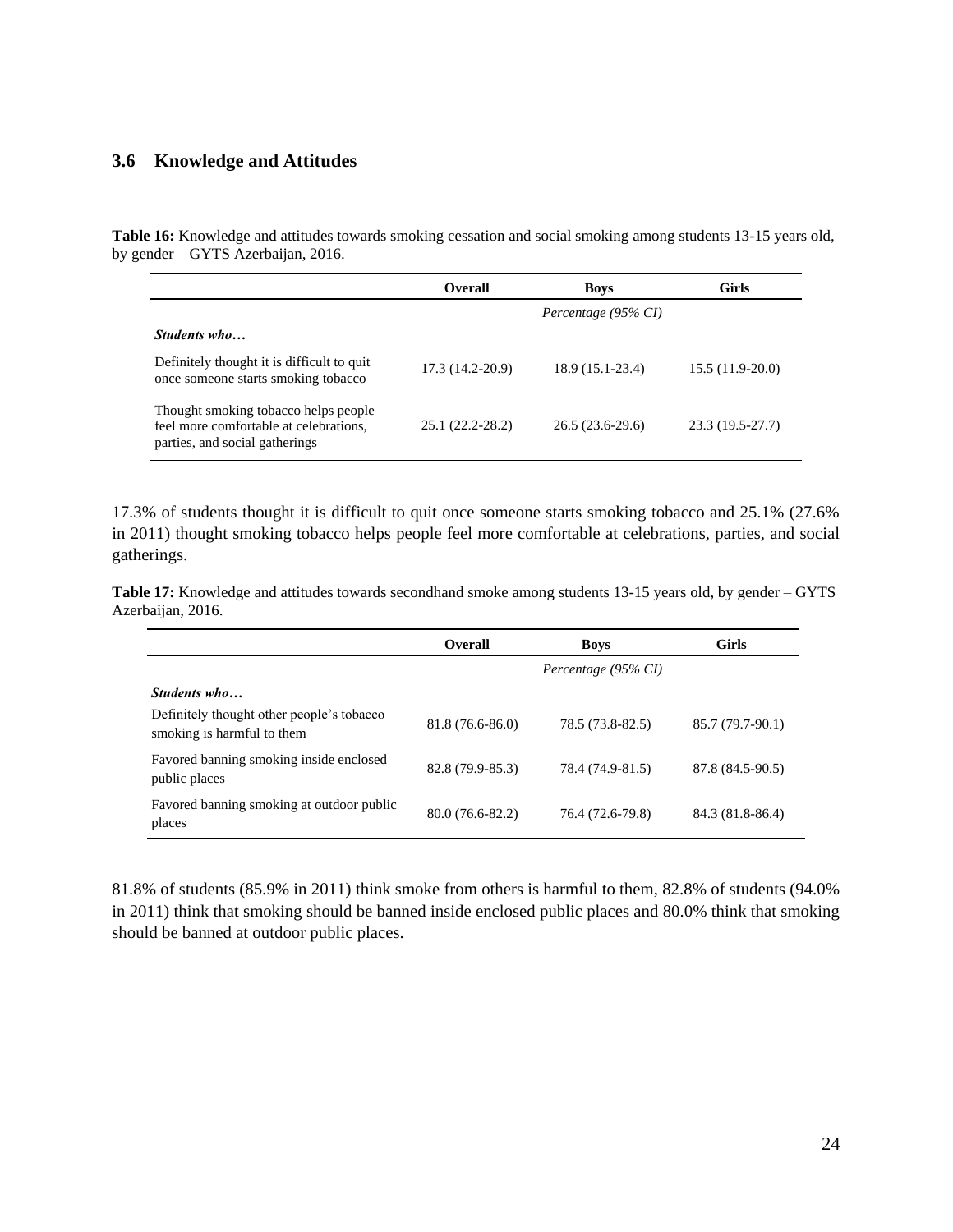## 3.6 Knowledge and Attitudes

**Table 16:** Knowledge and attitudes towards smoking cessation and social smoking among students 13-15 years old, by gender – GYTS Azerbaijan, 2016.

| | Overall | Boys | Girls |
|---|---|---|---|
| | *Percentage (95% CI)* | | |
| ***Students who…*** | | | |
| Definitely thought it is difficult to quit once someone starts smoking tobacco | 17.3 (14.2-20.9) | 18.9 (15.1-23.4) | 15.5 (11.9-20.0) |
| Thought smoking tobacco helps people feel more comfortable at celebrations, parties, and social gatherings | 25.1 (22.2-28.2) | 26.5 (23.6-29.6) | 23.3 (19.5-27.7) |

17.3% of students thought it is difficult to quit once someone starts smoking tobacco and 25.1% (27.6% in 2011) thought smoking tobacco helps people feel more comfortable at celebrations, parties, and social gatherings.

**Table 17:** Knowledge and attitudes towards secondhand smoke among students 13-15 years old, by gender – GYTS Azerbaijan, 2016.

| | Overall | Boys | Girls |
|---|---|---|---|
| | *Percentage (95% CI)* | | |
| ***Students who…*** | | | |
| Definitely thought other people's tobacco smoking is harmful to them | 81.8 (76.6-86.0) | 78.5 (73.8-82.5) | 85.7 (79.7-90.1) |
| Favored banning smoking inside enclosed public places | 82.8 (79.9-85.3) | 78.4 (74.9-81.5) | 87.8 (84.5-90.5) |
| Favored banning smoking at outdoor public places | 80.0 (76.6-82.2) | 76.4 (72.6-79.8) | 84.3 (81.8-86.4) |

81.8% of students (85.9% in 2011) think smoke from others is harmful to them, 82.8% of students (94.0% in 2011) think that smoking should be banned inside enclosed public places and 80.0% think that smoking should be banned at outdoor public places.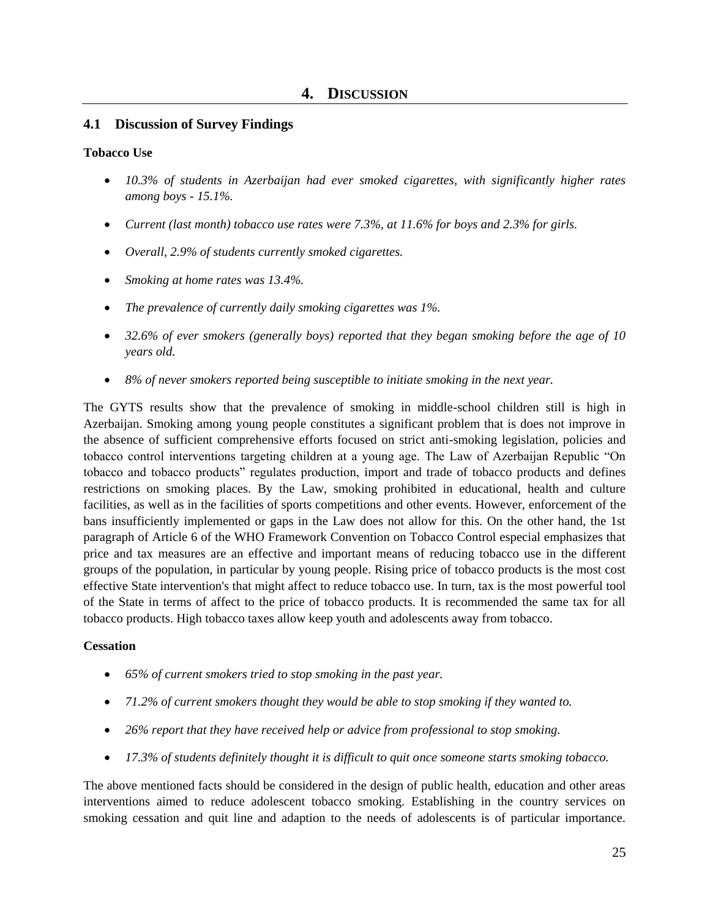# 4. DISCUSSION

## 4.1 Discussion of Survey Findings

**Tobacco Use**

- *10.3% of students in Azerbaijan had ever smoked cigarettes, with significantly higher rates among boys - 15.1%.*
- *Current (last month) tobacco use rates were 7.3%, at 11.6% for boys and 2.3% for girls.*
- *Overall, 2.9% of students currently smoked cigarettes.*
- *Smoking at home rates was 13.4%.*
- *The prevalence of currently daily smoking cigarettes was 1%.*
- *32.6% of ever smokers (generally boys) reported that they began smoking before the age of 10 years old.*
- *8% of never smokers reported being susceptible to initiate smoking in the next year.*

The GYTS results show that the prevalence of smoking in middle-school children still is high in Azerbaijan. Smoking among young people constitutes a significant problem that is does not improve in the absence of sufficient comprehensive efforts focused on strict anti-smoking legislation, policies and tobacco control interventions targeting children at a young age. The Law of Azerbaijan Republic "On tobacco and tobacco products" regulates production, import and trade of tobacco products and defines restrictions on smoking places. By the Law, smoking prohibited in educational, health and culture facilities, as well as in the facilities of sports competitions and other events. However, enforcement of the bans insufficiently implemented or gaps in the Law does not allow for this. On the other hand, the 1st paragraph of Article 6 of the WHO Framework Convention on Tobacco Control especial emphasizes that price and tax measures are an effective and important means of reducing tobacco use in the different groups of the population, in particular by young people. Rising price of tobacco products is the most cost effective State intervention's that might affect to reduce tobacco use. In turn, tax is the most powerful tool of the State in terms of affect to the price of tobacco products. It is recommended the same tax for all tobacco products. High tobacco taxes allow keep youth and adolescents away from tobacco.

**Cessation**

- *65% of current smokers tried to stop smoking in the past year.*
- *71.2% of current smokers thought they would be able to stop smoking if they wanted to.*
- *26% report that they have received help or advice from professional to stop smoking.*
- *17.3% of students definitely thought it is difficult to quit once someone starts smoking tobacco.*

The above mentioned facts should be considered in the design of public health, education and other areas interventions aimed to reduce adolescent tobacco smoking. Establishing in the country services on smoking cessation and quit line and adaption to the needs of adolescents is of particular importance.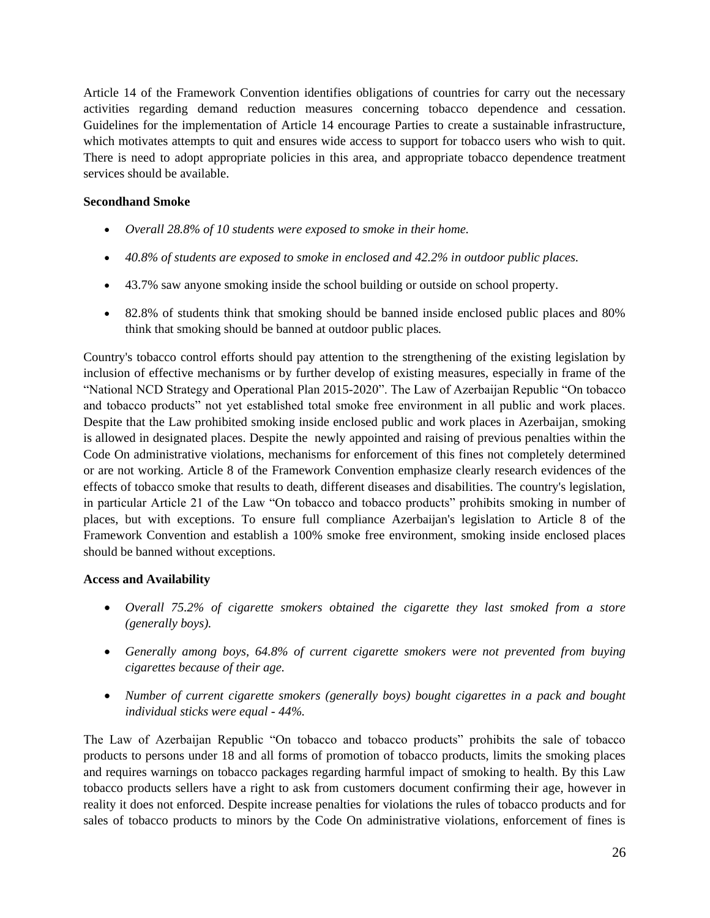Article 14 of the Framework Convention identifies obligations of countries for carry out the necessary activities regarding demand reduction measures concerning tobacco dependence and cessation. Guidelines for the implementation of Article 14 encourage Parties to create a sustainable infrastructure, which motivates attempts to quit and ensures wide access to support for tobacco users who wish to quit. There is need to adopt appropriate policies in this area, and appropriate tobacco dependence treatment services should be available.

**Secondhand Smoke**

- *Overall 28.8% of 10 students were exposed to smoke in their home.*
- *40.8% of students are exposed to smoke in enclosed and 42.2% in outdoor public places.*
- 43.7% saw anyone smoking inside the school building or outside on school property.
- 82.8% of students think that smoking should be banned inside enclosed public places and 80% think that smoking should be banned at outdoor public places*.*

Country's tobacco control efforts should pay attention to the strengthening of the existing legislation by inclusion of effective mechanisms or by further develop of existing measures, especially in frame of the "National NCD Strategy and Operational Plan 2015-2020". The Law of Azerbaijan Republic "On tobacco and tobacco products" not yet established total smoke free environment in all public and work places. Despite that the Law prohibited smoking inside enclosed public and work places in Azerbaijan, smoking is allowed in designated places. Despite the newly appointed and raising of previous penalties within the Code On administrative violations, mechanisms for enforcement of this fines not completely determined or are not working. Article 8 of the Framework Convention emphasize clearly research evidences of the effects of tobacco smoke that results to death, different diseases and disabilities. The country's legislation, in particular Article 21 of the Law "On tobacco and tobacco products" prohibits smoking in number of places, but with exceptions. To ensure full compliance Azerbaijan's legislation to Article 8 of the Framework Convention and establish a 100% smoke free environment, smoking inside enclosed places should be banned without exceptions.

**Access and Availability**

- *Overall 75.2% of cigarette smokers obtained the cigarette they last smoked from a store (generally boys).*
- *Generally among boys, 64.8% of current cigarette smokers were not prevented from buying cigarettes because of their age.*
- *Number of current cigarette smokers (generally boys) bought cigarettes in a pack and bought individual sticks were equal - 44%.*

The Law of Azerbaijan Republic "On tobacco and tobacco products" prohibits the sale of tobacco products to persons under 18 and all forms of promotion of tobacco products, limits the smoking places and requires warnings on tobacco packages regarding harmful impact of smoking to health. By this Law tobacco products sellers have a right to ask from customers document confirming their age, however in reality it does not enforced. Despite increase penalties for violations the rules of tobacco products and for sales of tobacco products to minors by the Code On administrative violations, enforcement of fines is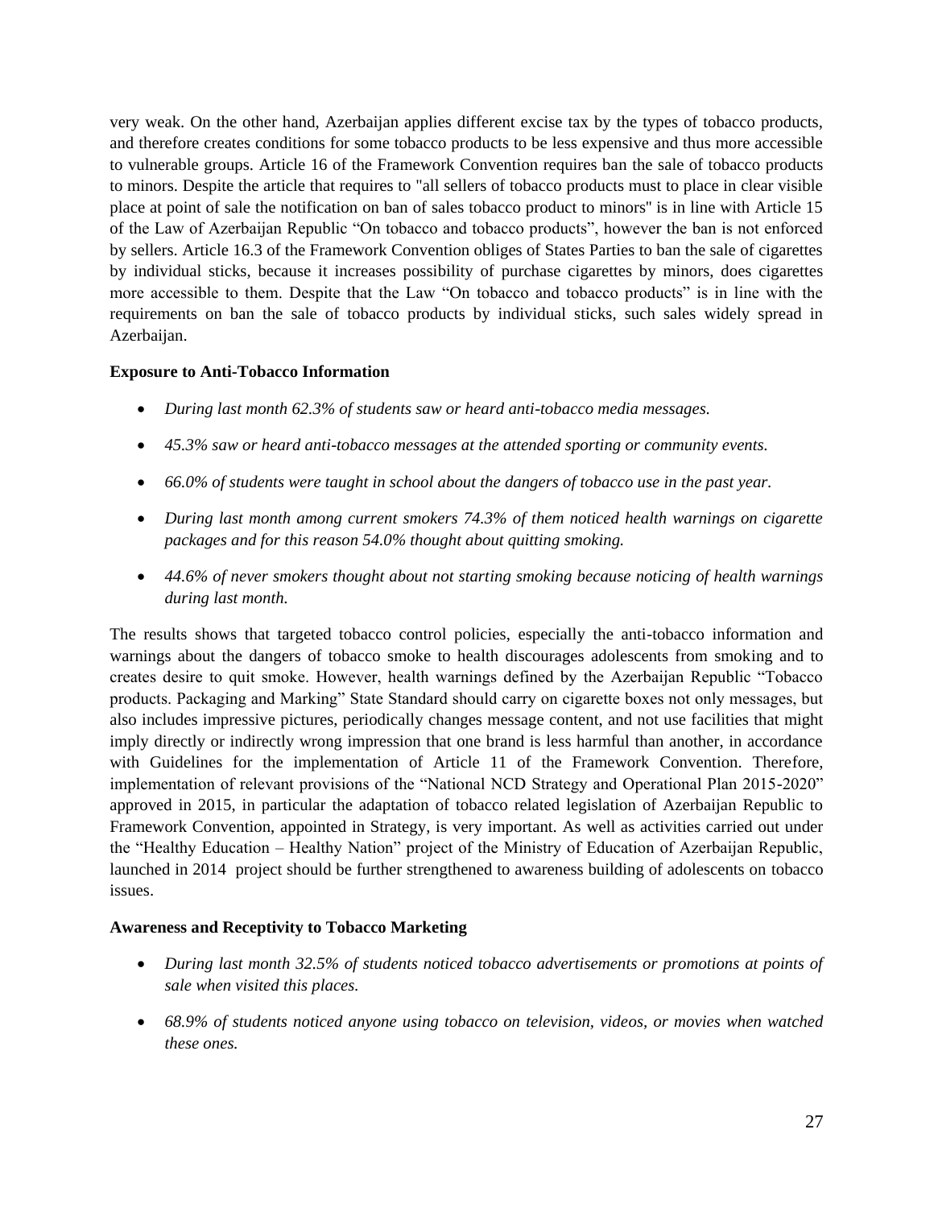very weak. On the other hand, Azerbaijan applies different excise tax by the types of tobacco products, and therefore creates conditions for some tobacco products to be less expensive and thus more accessible to vulnerable groups. Article 16 of the Framework Convention requires ban the sale of tobacco products to minors. Despite the article that requires to "all sellers of tobacco products must to place in clear visible place at point of sale the notification on ban of sales tobacco product to minors" is in line with Article 15 of the Law of Azerbaijan Republic "On tobacco and tobacco products", however the ban is not enforced by sellers. Article 16.3 of the Framework Convention obliges of States Parties to ban the sale of cigarettes by individual sticks, because it increases possibility of purchase cigarettes by minors, does cigarettes more accessible to them. Despite that the Law "On tobacco and tobacco products" is in line with the requirements on ban the sale of tobacco products by individual sticks, such sales widely spread in Azerbaijan.

**Exposure to Anti-Tobacco Information**

- *During last month 62.3% of students saw or heard anti-tobacco media messages.*
- *45.3% saw or heard anti-tobacco messages at the attended sporting or community events.*
- *66.0% of students were taught in school about the dangers of tobacco use in the past year.*
- *During last month among current smokers 74.3% of them noticed health warnings on cigarette packages and for this reason 54.0% thought about quitting smoking.*
- *44.6% of never smokers thought about not starting smoking because noticing of health warnings during last month.*

The results shows that targeted tobacco control policies, especially the anti-tobacco information and warnings about the dangers of tobacco smoke to health discourages adolescents from smoking and to creates desire to quit smoke. However, health warnings defined by the Azerbaijan Republic "Tobacco products. Packaging and Marking" State Standard should carry on cigarette boxes not only messages, but also includes impressive pictures, periodically changes message content, and not use facilities that might imply directly or indirectly wrong impression that one brand is less harmful than another, in accordance with Guidelines for the implementation of Article 11 of the Framework Convention. Therefore, implementation of relevant provisions of the "National NCD Strategy and Operational Plan 2015-2020" approved in 2015, in particular the adaptation of tobacco related legislation of Azerbaijan Republic to Framework Convention, appointed in Strategy, is very important. As well as activities carried out under the "Healthy Education – Healthy Nation" project of the Ministry of Education of Azerbaijan Republic, launched in 2014 project should be further strengthened to awareness building of adolescents on tobacco issues.

**Awareness and Receptivity to Tobacco Marketing**

- *During last month 32.5% of students noticed tobacco advertisements or promotions at points of sale when visited this places.*
- *68.9% of students noticed anyone using tobacco on television, videos, or movies when watched these ones.*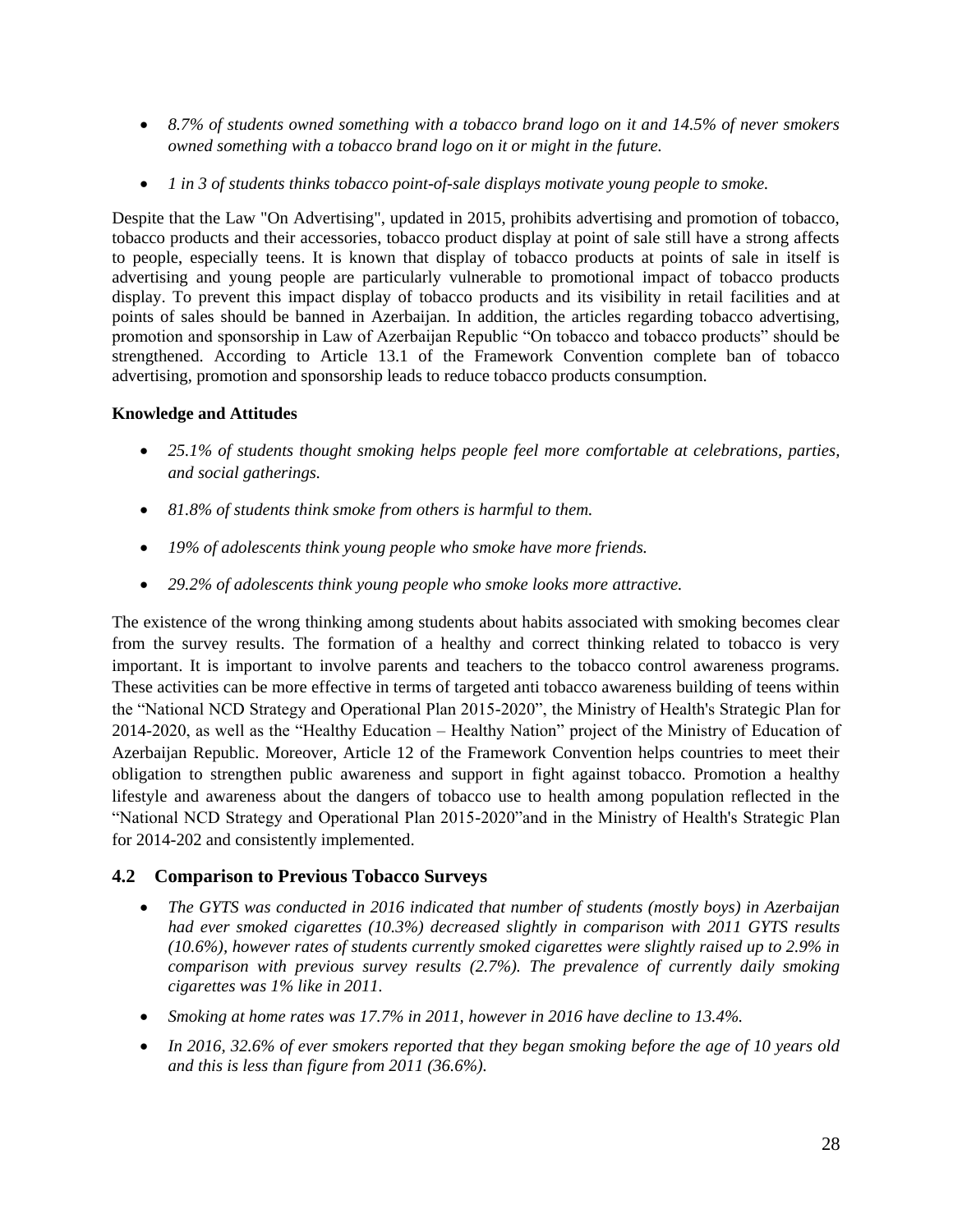- *8.7% of students owned something with a tobacco brand logo on it and 14.5% of never smokers owned something with a tobacco brand logo on it or might in the future.*

- *1 in 3 of students thinks tobacco point-of-sale displays motivate young people to smoke.*

Despite that the Law "On Advertising", updated in 2015, prohibits advertising and promotion of tobacco, tobacco products and their accessories, tobacco product display at point of sale still have a strong affects to people, especially teens. It is known that display of tobacco products at points of sale in itself is advertising and young people are particularly vulnerable to promotional impact of tobacco products display. To prevent this impact display of tobacco products and its visibility in retail facilities and at points of sales should be banned in Azerbaijan. In addition, the articles regarding tobacco advertising, promotion and sponsorship in Law of Azerbaijan Republic "On tobacco and tobacco products" should be strengthened. According to Article 13.1 of the Framework Convention complete ban of tobacco advertising, promotion and sponsorship leads to reduce tobacco products consumption.

**Knowledge and Attitudes**

- *25.1% of students thought smoking helps people feel more comfortable at celebrations, parties, and social gatherings.*

- *81.8% of students think smoke from others is harmful to them.*

- *19% of adolescents think young people who smoke have more friends.*

- *29.2% of adolescents think young people who smoke looks more attractive.*

The existence of the wrong thinking among students about habits associated with smoking becomes clear from the survey results. The formation of a healthy and correct thinking related to tobacco is very important. It is important to involve parents and teachers to the tobacco control awareness programs. These activities can be more effective in terms of targeted anti tobacco awareness building of teens within the "National NCD Strategy and Operational Plan 2015-2020", the Ministry of Health's Strategic Plan for 2014-2020, as well as the "Healthy Education – Healthy Nation" project of the Ministry of Education of Azerbaijan Republic. Moreover, Article 12 of the Framework Convention helps countries to meet their obligation to strengthen public awareness and support in fight against tobacco. Promotion a healthy lifestyle and awareness about the dangers of tobacco use to health among population reflected in the "National NCD Strategy and Operational Plan 2015-2020"and in the Ministry of Health's Strategic Plan for 2014-202 and consistently implemented.

## 4.2 Comparison to Previous Tobacco Surveys

- *The GYTS was conducted in 2016 indicated that number of students (mostly boys) in Azerbaijan had ever smoked cigarettes (10.3%) decreased slightly in comparison with 2011 GYTS results (10.6%), however rates of students currently smoked cigarettes were slightly raised up to 2.9% in comparison with previous survey results (2.7%). The prevalence of currently daily smoking cigarettes was 1% like in 2011.*

- *Smoking at home rates was 17.7% in 2011, however in 2016 have decline to 13.4%.*

- *In 2016, 32.6% of ever smokers reported that they began smoking before the age of 10 years old and this is less than figure from 2011 (36.6%).*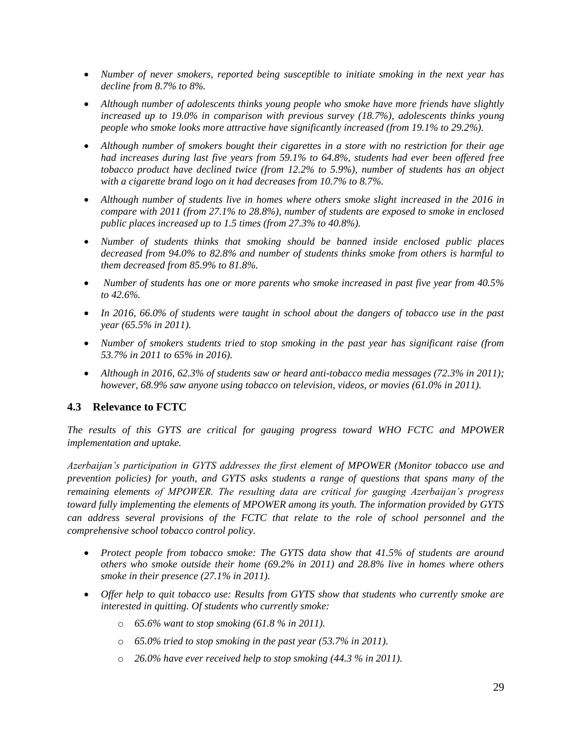- *Number of never smokers, reported being susceptible to initiate smoking in the next year has decline from 8.7% to 8%.*
- *Although number of adolescents thinks young people who smoke have more friends have slightly increased up to 19.0% in comparison with previous survey (18.7%), adolescents thinks young people who smoke looks more attractive have significantly increased (from 19.1% to 29.2%).*
- *Although number of smokers bought their cigarettes in a store with no restriction for their age had increases during last five years from 59.1% to 64.8%, students had ever been offered free tobacco product have declined twice (from 12.2% to 5.9%), number of students has an object with a cigarette brand logo on it had decreases from 10.7% to 8.7%.*
- *Although number of students live in homes where others smoke slight increased in the 2016 in compare with 2011 (from 27.1% to 28.8%), number of students are exposed to smoke in enclosed public places increased up to 1.5 times (from 27.3% to 40.8%).*
- *Number of students thinks that smoking should be banned inside enclosed public places decreased from 94.0% to 82.8% and number of students thinks smoke from others is harmful to them decreased from 85.9% to 81.8%.*
- *Number of students has one or more parents who smoke increased in past five year from 40.5% to 42.6%.*
- *In 2016, 66.0% of students were taught in school about the dangers of tobacco use in the past year (65.5% in 2011).*
- *Number of smokers students tried to stop smoking in the past year has significant raise (from 53.7% in 2011 to 65% in 2016).*
- *Although in 2016, 62.3% of students saw or heard anti-tobacco media messages (72.3% in 2011); however, 68.9% saw anyone using tobacco on television, videos, or movies (61.0% in 2011).*

## 4.3 Relevance to FCTC

*The results of this GYTS are critical for gauging progress toward WHO FCTC and MPOWER implementation and uptake.*

*Azerbaijan's participation in GYTS addresses the first element of MPOWER (Monitor tobacco use and prevention policies) for youth, and GYTS asks students a range of questions that spans many of the remaining elements of MPOWER. The resulting data are critical for gauging Azerbaijan's progress toward fully implementing the elements of MPOWER among its youth. The information provided by GYTS can address several provisions of the FCTC that relate to the role of school personnel and the comprehensive school tobacco control policy.*

- *Protect people from tobacco smoke: The GYTS data show that 41.5% of students are around others who smoke outside their home (69.2% in 2011) and 28.8% live in homes where others smoke in their presence (27.1% in 2011).*
- *Offer help to quit tobacco use: Results from GYTS show that students who currently smoke are interested in quitting. Of students who currently smoke:*
    - *65.6% want to stop smoking (61.8 % in 2011).*
    - *65.0% tried to stop smoking in the past year (53.7% in 2011).*
    - *26.0% have ever received help to stop smoking (44.3 % in 2011).*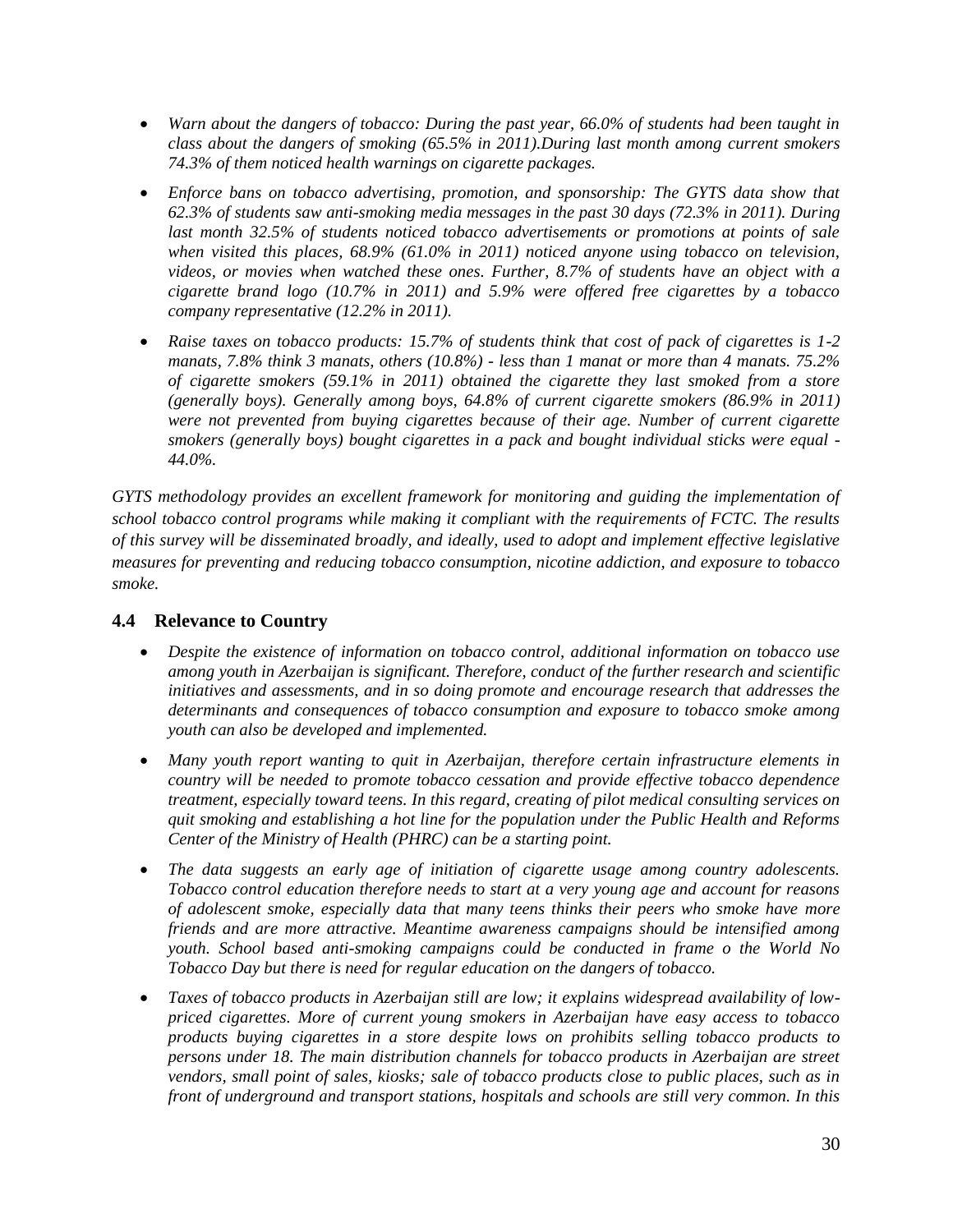- *Warn about the dangers of tobacco: During the past year, 66.0% of students had been taught in class about the dangers of smoking (65.5% in 2011).During last month among current smokers 74.3% of them noticed health warnings on cigarette packages.*
- *Enforce bans on tobacco advertising, promotion, and sponsorship: The GYTS data show that 62.3% of students saw anti-smoking media messages in the past 30 days (72.3% in 2011). During last month 32.5% of students noticed tobacco advertisements or promotions at points of sale when visited this places, 68.9% (61.0% in 2011) noticed anyone using tobacco on television, videos, or movies when watched these ones. Further, 8.7% of students have an object with a cigarette brand logo (10.7% in 2011) and 5.9% were offered free cigarettes by a tobacco company representative (12.2% in 2011).*
- *Raise taxes on tobacco products: 15.7% of students think that cost of pack of cigarettes is 1-2 manats, 7.8% think 3 manats, others (10.8%) - less than 1 manat or more than 4 manats. 75.2% of cigarette smokers (59.1% in 2011) obtained the cigarette they last smoked from a store (generally boys). Generally among boys, 64.8% of current cigarette smokers (86.9% in 2011) were not prevented from buying cigarettes because of their age. Number of current cigarette smokers (generally boys) bought cigarettes in a pack and bought individual sticks were equal - 44.0%.*

*GYTS methodology provides an excellent framework for monitoring and guiding the implementation of school tobacco control programs while making it compliant with the requirements of FCTC. The results of this survey will be disseminated broadly, and ideally, used to adopt and implement effective legislative measures for preventing and reducing tobacco consumption, nicotine addiction, and exposure to tobacco smoke.*

## 4.4 Relevance to Country

- *Despite the existence of information on tobacco control, additional information on tobacco use among youth in Azerbaijan is significant. Therefore, conduct of the further research and scientific initiatives and assessments, and in so doing promote and encourage research that addresses the determinants and consequences of tobacco consumption and exposure to tobacco smoke among youth can also be developed and implemented.*
- *Many youth report wanting to quit in Azerbaijan, therefore certain infrastructure elements in country will be needed to promote tobacco cessation and provide effective tobacco dependence treatment, especially toward teens. In this regard, creating of pilot medical consulting services on quit smoking and establishing a hot line for the population under the Public Health and Reforms Center of the Ministry of Health (PHRC) can be a starting point.*
- *The data suggests an early age of initiation of cigarette usage among country adolescents. Tobacco control education therefore needs to start at a very young age and account for reasons of adolescent smoke, especially data that many teens thinks their peers who smoke have more friends and are more attractive. Meantime awareness campaigns should be intensified among youth. School based anti-smoking campaigns could be conducted in frame o the World No Tobacco Day but there is need for regular education on the dangers of tobacco.*
- *Taxes of tobacco products in Azerbaijan still are low; it explains widespread availability of low-priced cigarettes. More of current young smokers in Azerbaijan have easy access to tobacco products buying cigarettes in a store despite lows on prohibits selling tobacco products to persons under 18. The main distribution channels for tobacco products in Azerbaijan are street vendors, small point of sales, kiosks; sale of tobacco products close to public places, such as in front of underground and transport stations, hospitals and schools are still very common. In this*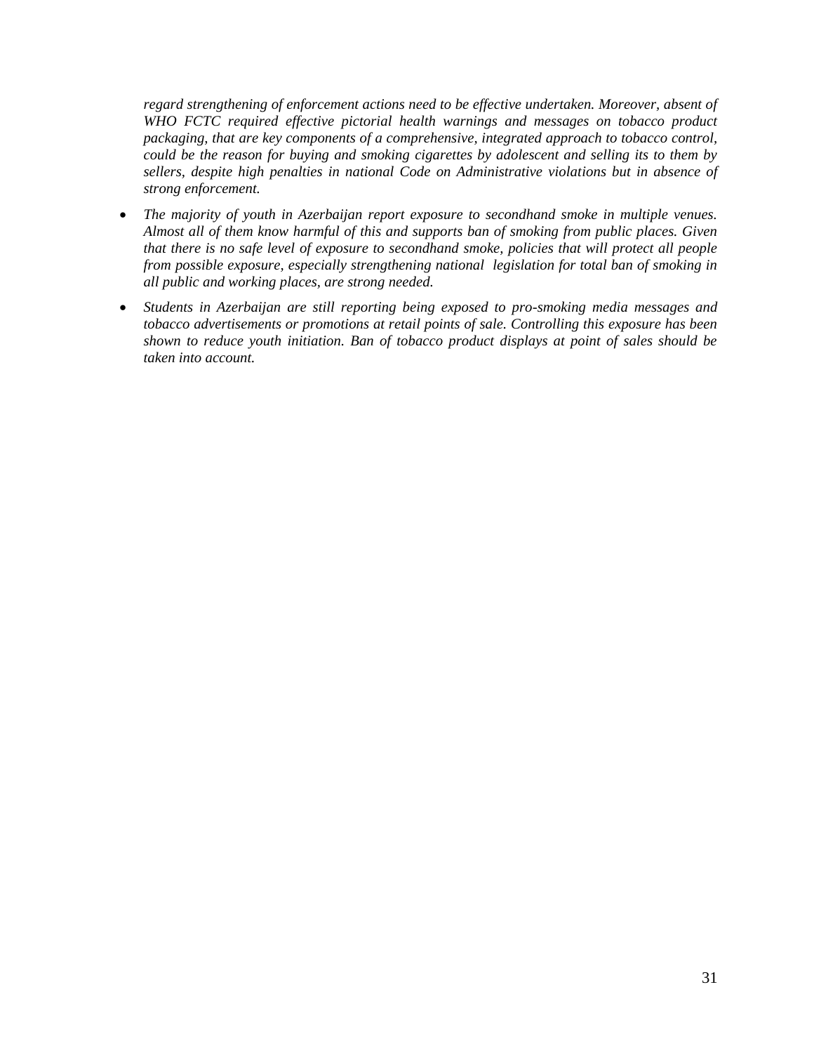*regard strengthening of enforcement actions need to be effective undertaken. Moreover, absent of WHO FCTC required effective pictorial health warnings and messages on tobacco product packaging, that are key components of a comprehensive, integrated approach to tobacco control, could be the reason for buying and smoking cigarettes by adolescent and selling its to them by sellers, despite high penalties in national Code on Administrative violations but in absence of strong enforcement.*

- *The majority of youth in Azerbaijan report exposure to secondhand smoke in multiple venues. Almost all of them know harmful of this and supports ban of smoking from public places. Given that there is no safe level of exposure to secondhand smoke, policies that will protect all people from possible exposure, especially strengthening national legislation for total ban of smoking in all public and working places, are strong needed.*
- *Students in Azerbaijan are still reporting being exposed to pro-smoking media messages and tobacco advertisements or promotions at retail points of sale. Controlling this exposure has been shown to reduce youth initiation. Ban of tobacco product displays at point of sales should be taken into account.*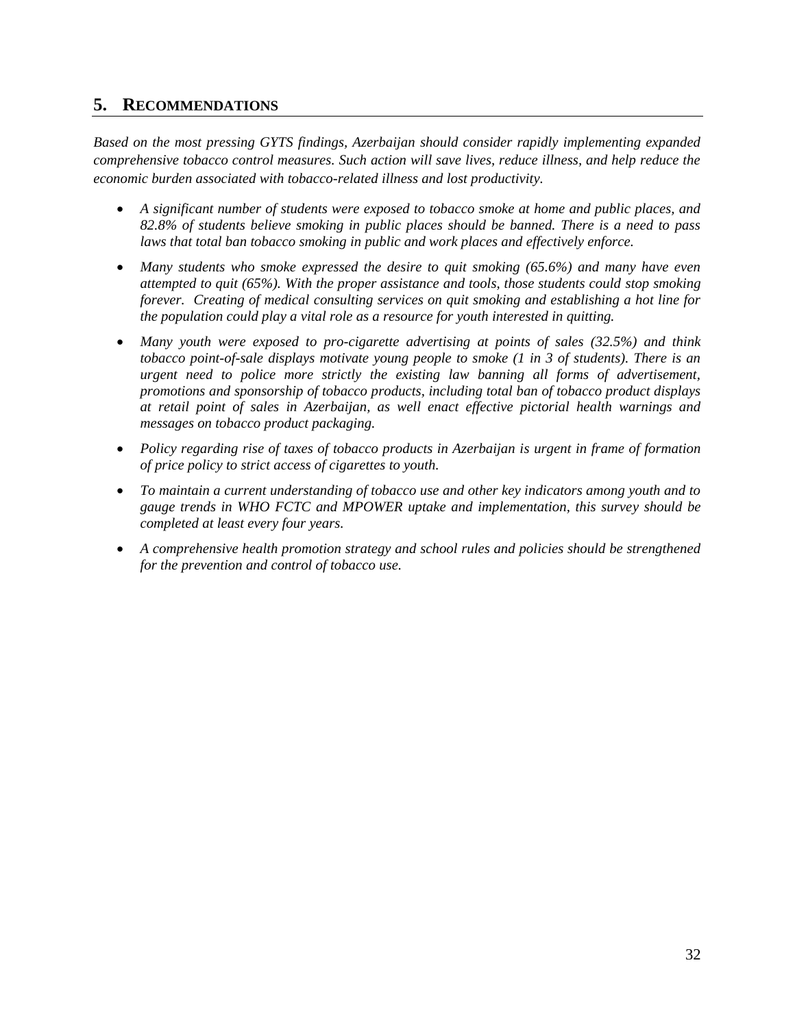## 5. RECOMMENDATIONS

*Based on the most pressing GYTS findings, Azerbaijan should consider rapidly implementing expanded comprehensive tobacco control measures. Such action will save lives, reduce illness, and help reduce the economic burden associated with tobacco-related illness and lost productivity.*

- *A significant number of students were exposed to tobacco smoke at home and public places, and 82.8% of students believe smoking in public places should be banned. There is a need to pass laws that total ban tobacco smoking in public and work places and effectively enforce.*
- *Many students who smoke expressed the desire to quit smoking (65.6%) and many have even attempted to quit (65%). With the proper assistance and tools, those students could stop smoking forever. Creating of medical consulting services on quit smoking and establishing a hot line for the population could play a vital role as a resource for youth interested in quitting.*
- *Many youth were exposed to pro-cigarette advertising at points of sales (32.5%) and think tobacco point-of-sale displays motivate young people to smoke (1 in 3 of students). There is an urgent need to police more strictly the existing law banning all forms of advertisement, promotions and sponsorship of tobacco products, including total ban of tobacco product displays at retail point of sales in Azerbaijan, as well enact effective pictorial health warnings and messages on tobacco product packaging.*
- *Policy regarding rise of taxes of tobacco products in Azerbaijan is urgent in frame of formation of price policy to strict access of cigarettes to youth.*
- *To maintain a current understanding of tobacco use and other key indicators among youth and to gauge trends in WHO FCTC and MPOWER uptake and implementation, this survey should be completed at least every four years.*
- *A comprehensive health promotion strategy and school rules and policies should be strengthened for the prevention and control of tobacco use.*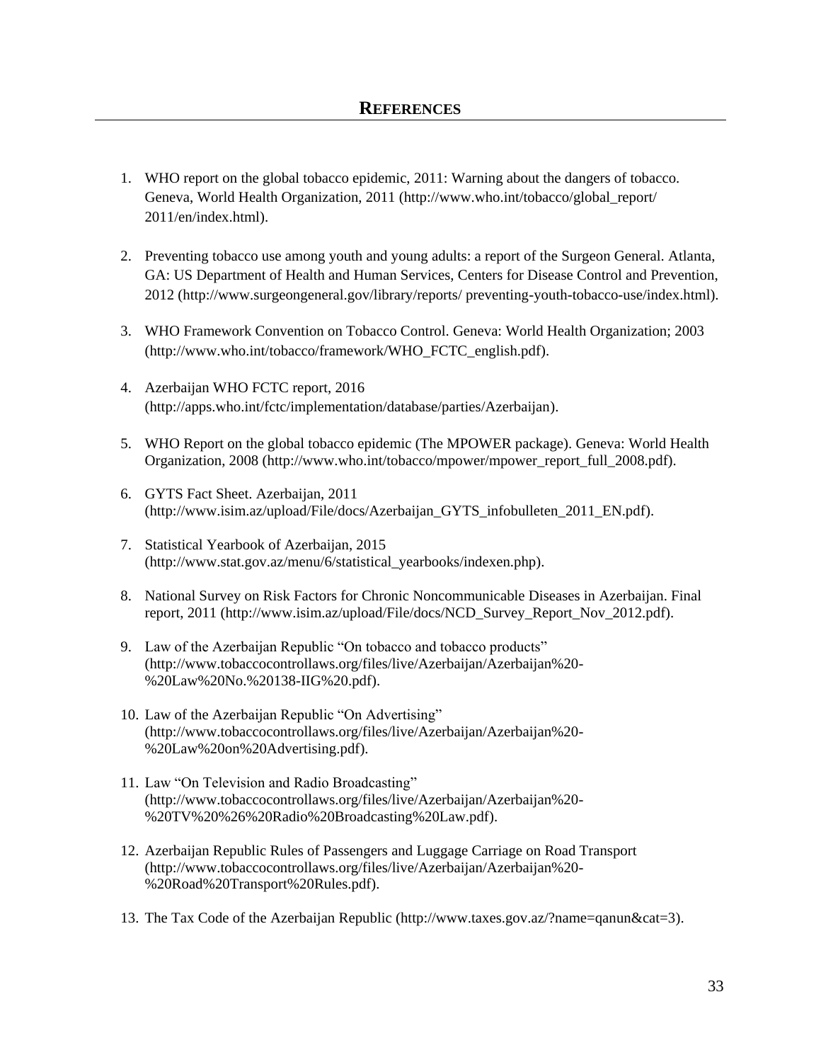# REFERENCES

1. WHO report on the global tobacco epidemic, 2011: Warning about the dangers of tobacco. Geneva, World Health Organization, 2011 (http://www.who.int/tobacco/global_report/ 2011/en/index.html).

2. Preventing tobacco use among youth and young adults: a report of the Surgeon General. Atlanta, GA: US Department of Health and Human Services, Centers for Disease Control and Prevention, 2012 (http://www.surgeongeneral.gov/library/reports/ preventing-youth-tobacco-use/index.html).

3. WHO Framework Convention on Tobacco Control. Geneva: World Health Organization; 2003 (http://www.who.int/tobacco/framework/WHO_FCTC_english.pdf).

4. Azerbaijan WHO FCTC report, 2016 (http://apps.who.int/fctc/implementation/database/parties/Azerbaijan).

5. WHO Report on the global tobacco epidemic (The MPOWER package). Geneva: World Health Organization, 2008 (http://www.who.int/tobacco/mpower/mpower_report_full_2008.pdf).

6. GYTS Fact Sheet. Azerbaijan, 2011 (http://www.isim.az/upload/File/docs/Azerbaijan_GYTS_infobulleten_2011_EN.pdf).

7. Statistical Yearbook of Azerbaijan, 2015 (http://www.stat.gov.az/menu/6/statistical_yearbooks/indexen.php).

8. National Survey on Risk Factors for Chronic Noncommunicable Diseases in Azerbaijan. Final report, 2011 (http://www.isim.az/upload/File/docs/NCD_Survey_Report_Nov_2012.pdf).

9. Law of the Azerbaijan Republic "On tobacco and tobacco products" (http://www.tobaccocontrollaws.org/files/live/Azerbaijan/Azerbaijan%20-%20Law%20No.%20138-IIG%20.pdf).

10. Law of the Azerbaijan Republic "On Advertising" (http://www.tobaccocontrollaws.org/files/live/Azerbaijan/Azerbaijan%20-%20Law%20on%20Advertising.pdf).

11. Law "On Television and Radio Broadcasting" (http://www.tobaccocontrollaws.org/files/live/Azerbaijan/Azerbaijan%20-%20TV%20%26%20Radio%20Broadcasting%20Law.pdf).

12. Azerbaijan Republic Rules of Passengers and Luggage Carriage on Road Transport (http://www.tobaccocontrollaws.org/files/live/Azerbaijan/Azerbaijan%20-%20Road%20Transport%20Rules.pdf).

13. The Tax Code of the Azerbaijan Republic (http://www.taxes.gov.az/?name=qanun&cat=3).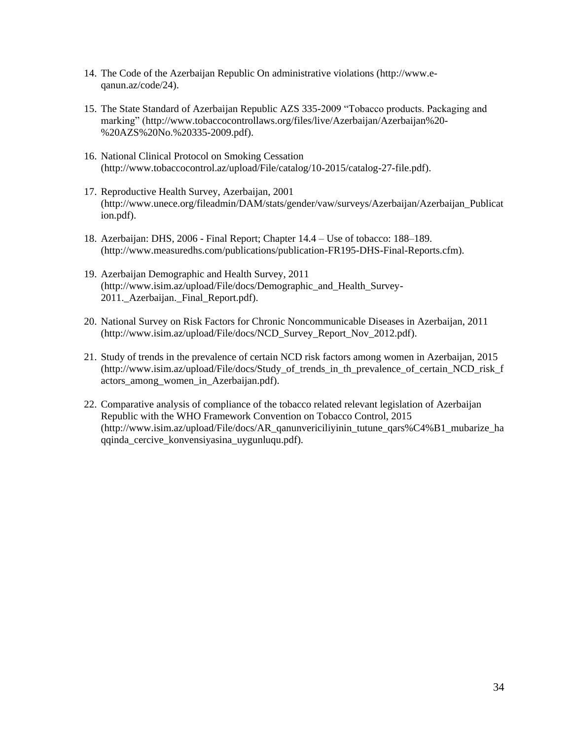14. The Code of the Azerbaijan Republic On administrative violations (http://www.e-qanun.az/code/24).

15. The State Standard of Azerbaijan Republic AZS 335-2009 “Tobacco products. Packaging and marking” (http://www.tobaccocontrollaws.org/files/live/Azerbaijan/Azerbaijan%20-%20AZS%20No.%20335-2009.pdf).

16. National Clinical Protocol on Smoking Cessation (http://www.tobaccocontrol.az/upload/File/catalog/10-2015/catalog-27-file.pdf).

17. Reproductive Health Survey, Azerbaijan, 2001 (http://www.unece.org/fileadmin/DAM/stats/gender/vaw/surveys/Azerbaijan/Azerbaijan_Publication.pdf).

18. Azerbaijan: DHS, 2006 - Final Report; Chapter 14.4 – Use of tobacco: 188–189. (http://www.measuredhs.com/publications/publication-FR195-DHS-Final-Reports.cfm).

19. Azerbaijan Demographic and Health Survey, 2011 (http://www.isim.az/upload/File/docs/Demographic_and_Health_Survey-2011._Azerbaijan._Final_Report.pdf).

20. National Survey on Risk Factors for Chronic Noncommunicable Diseases in Azerbaijan, 2011 (http://www.isim.az/upload/File/docs/NCD_Survey_Report_Nov_2012.pdf).

21. Study of trends in the prevalence of certain NCD risk factors among women in Azerbaijan, 2015 (http://www.isim.az/upload/File/docs/Study_of_trends_in_th_prevalence_of_certain_NCD_risk_factors_among_women_in_Azerbaijan.pdf).

22. Comparative analysis of compliance of the tobacco related relevant legislation of Azerbaijan Republic with the WHO Framework Convention on Tobacco Control, 2015 (http://www.isim.az/upload/File/docs/AR_qanunvericiliyinin_tutune_qars%C4%B1_mubarize_haqqinda_cercive_konvensiyasina_uygunluqu.pdf).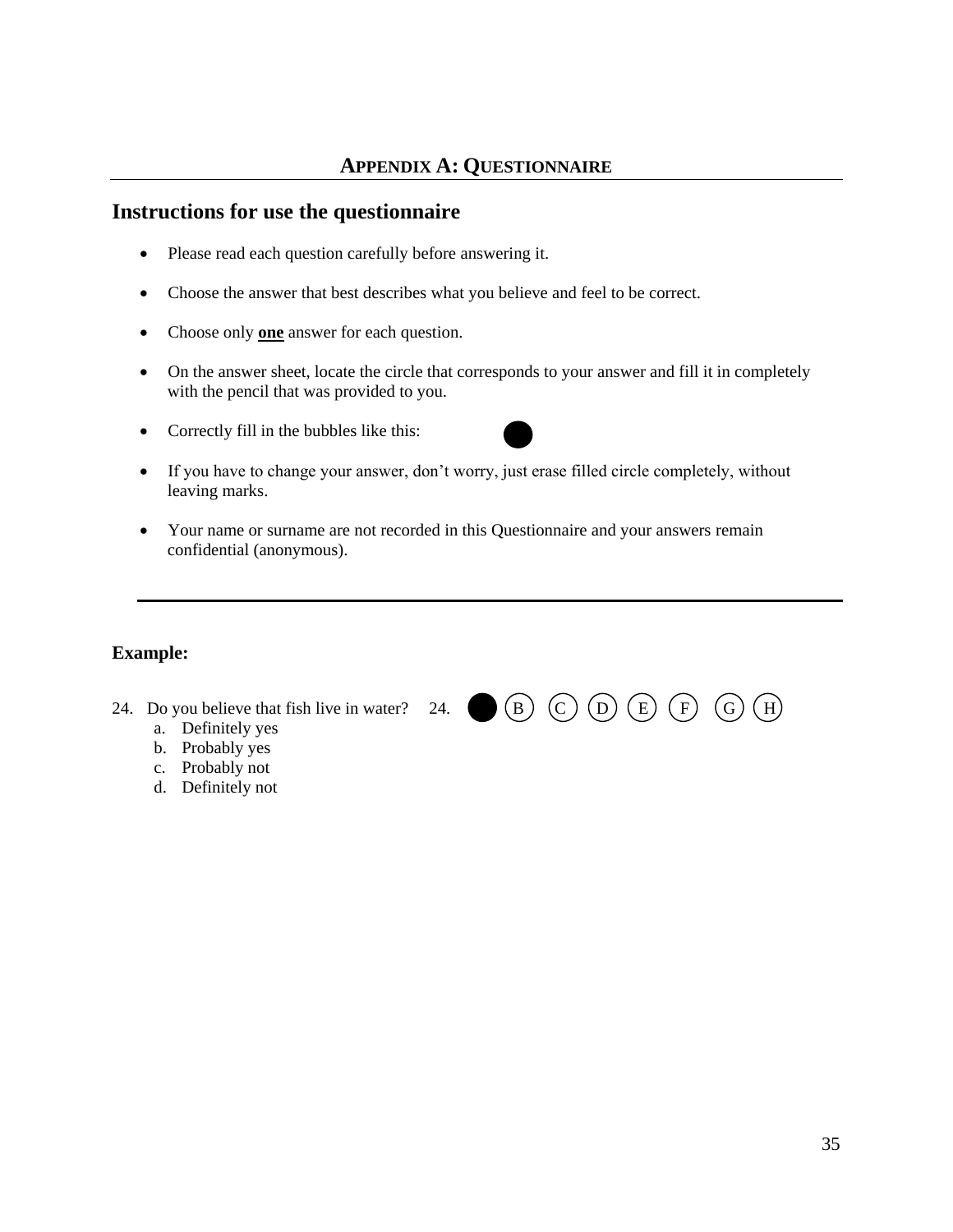# APPENDIX A: QUESTIONNAIRE

## Instructions for use the questionnaire

- Please read each question carefully before answering it.
- Choose the answer that best describes what you believe and feel to be correct.
- Choose only **one** answer for each question.
- On the answer sheet, locate the circle that corresponds to your answer and fill it in completely with the pencil that was provided to you.
- Correctly fill in the bubbles like this: ●
- If you have to change your answer, don't worry, just erase filled circle completely, without leaving marks.
- Your name or surname are not recorded in this Questionnaire and your answers remain confidential (anonymous).

---

**Example:**

24. Do you believe that fish live in water?
    a. Definitely yes
    b. Probably yes
    c. Probably not
    d. Definitely not

24. ● (B) (C) (D) (E) (F) (G) (H)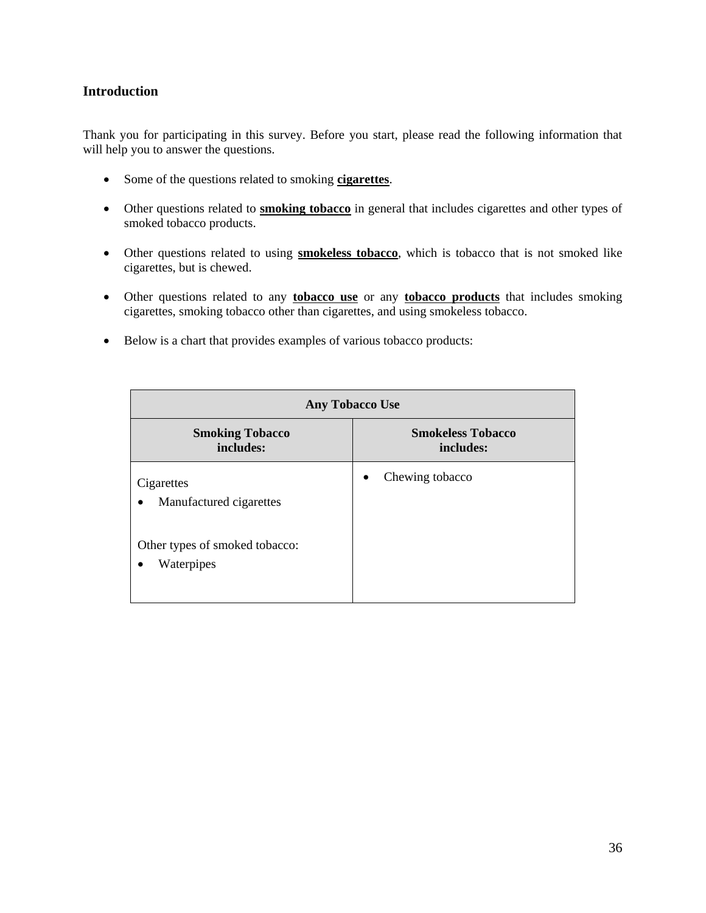## Introduction

Thank you for participating in this survey. Before you start, please read the following information that will help you to answer the questions.

- Some of the questions related to smoking **cigarettes**.
- Other questions related to **smoking tobacco** in general that includes cigarettes and other types of smoked tobacco products.
- Other questions related to using **smokeless tobacco**, which is tobacco that is not smoked like cigarettes, but is chewed.
- Other questions related to any **tobacco use** or any **tobacco products** that includes smoking cigarettes, smoking tobacco other than cigarettes, and using smokeless tobacco.
- Below is a chart that provides examples of various tobacco products:

| Any Tobacco Use | |
|---|---|
| **Smoking Tobacco includes:** | **Smokeless Tobacco includes:** |
| Cigarettes<br>• Manufactured cigarettes<br><br>Other types of smoked tobacco:<br>• Waterpipes | • Chewing tobacco |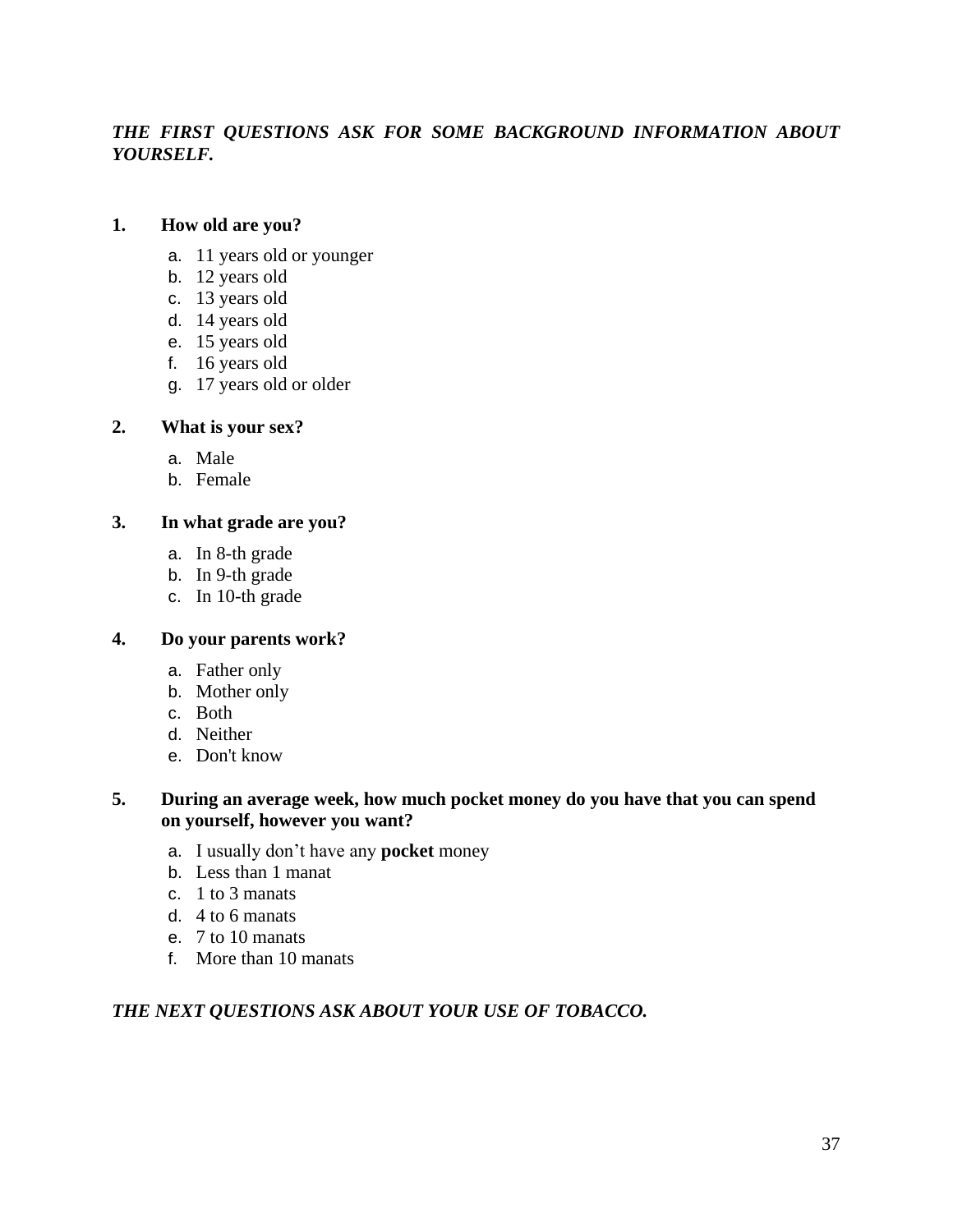***THE FIRST QUESTIONS ASK FOR SOME BACKGROUND INFORMATION ABOUT YOURSELF.***

**1. How old are you?**

a. 11 years old or younger
b. 12 years old
c. 13 years old
d. 14 years old
e. 15 years old
f. 16 years old
g. 17 years old or older

**2. What is your sex?**

a. Male
b. Female

**3. In what grade are you?**

a. In 8-th grade
b. In 9-th grade
c. In 10-th grade

**4. Do your parents work?**

a. Father only
b. Mother only
c. Both
d. Neither
e. Don't know

**5. During an average week, how much pocket money do you have that you can spend on yourself, however you want?**

a. I usually don't have any **pocket** money
b. Less than 1 manat
c. 1 to 3 manats
d. 4 to 6 manats
e. 7 to 10 manats
f. More than 10 manats

***THE NEXT QUESTIONS ASK ABOUT YOUR USE OF TOBACCO.***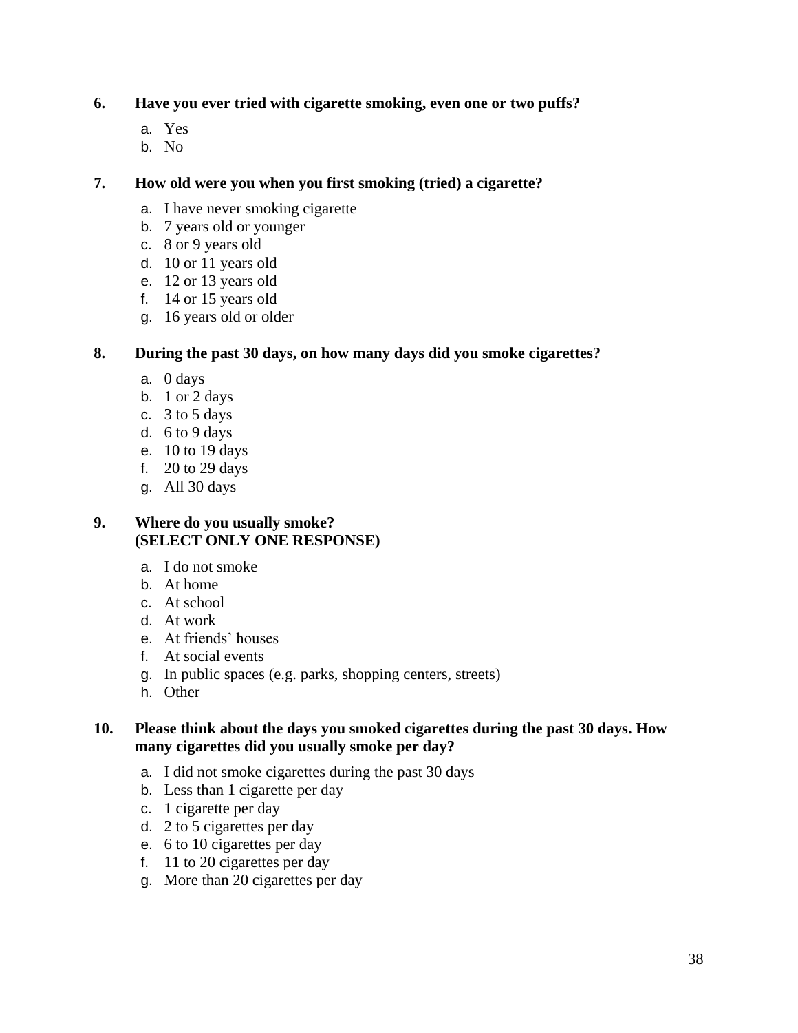**6. Have you ever tried with cigarette smoking, even one or two puffs?**

a. Yes
b. No

**7. How old were you when you first smoking (tried) a cigarette?**

a. I have never smoking cigarette
b. 7 years old or younger
c. 8 or 9 years old
d. 10 or 11 years old
e. 12 or 13 years old
f. 14 or 15 years old
g. 16 years old or older

**8. During the past 30 days, on how many days did you smoke cigarettes?**

a. 0 days
b. 1 or 2 days
c. 3 to 5 days
d. 6 to 9 days
e. 10 to 19 days
f. 20 to 29 days
g. All 30 days

**9. Where do you usually smoke?**
**(SELECT ONLY ONE RESPONSE)**

a. I do not smoke
b. At home
c. At school
d. At work
e. At friends' houses
f. At social events
g. In public spaces (e.g. parks, shopping centers, streets)
h. Other

**10. Please think about the days you smoked cigarettes during the past 30 days. How many cigarettes did you usually smoke per day?**

a. I did not smoke cigarettes during the past 30 days
b. Less than 1 cigarette per day
c. 1 cigarette per day
d. 2 to 5 cigarettes per day
e. 6 to 10 cigarettes per day
f. 11 to 20 cigarettes per day
g. More than 20 cigarettes per day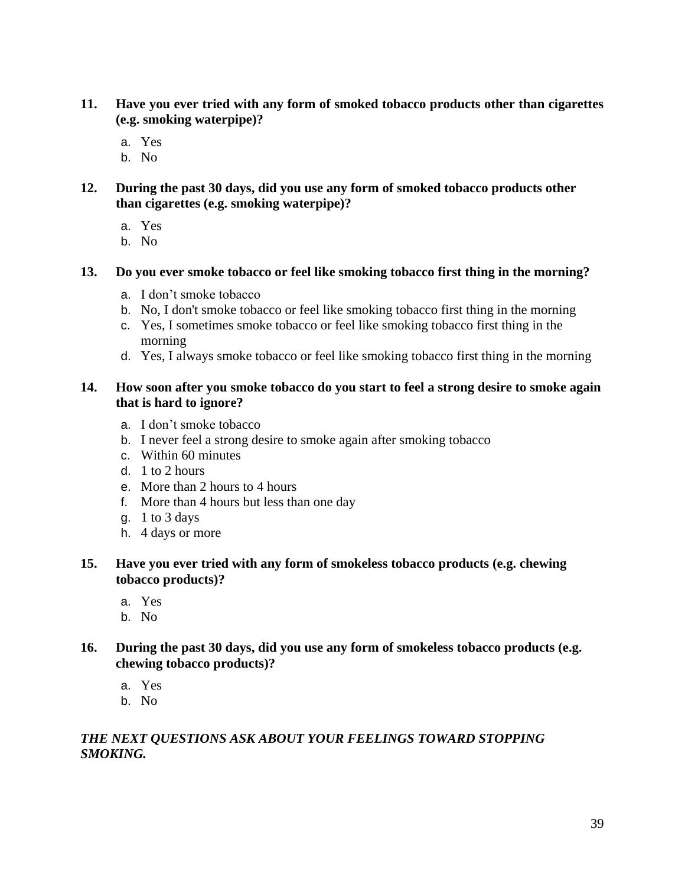**11. Have you ever tried with any form of smoked tobacco products other than cigarettes (e.g. smoking waterpipe)?**

a. Yes
b. No

**12. During the past 30 days, did you use any form of smoked tobacco products other than cigarettes (e.g. smoking waterpipe)?**

a. Yes
b. No

**13. Do you ever smoke tobacco or feel like smoking tobacco first thing in the morning?**

a. I don't smoke tobacco
b. No, I don't smoke tobacco or feel like smoking tobacco first thing in the morning
c. Yes, I sometimes smoke tobacco or feel like smoking tobacco first thing in the morning
d. Yes, I always smoke tobacco or feel like smoking tobacco first thing in the morning

**14. How soon after you smoke tobacco do you start to feel a strong desire to smoke again that is hard to ignore?**

a. I don't smoke tobacco
b. I never feel a strong desire to smoke again after smoking tobacco
c. Within 60 minutes
d. 1 to 2 hours
e. More than 2 hours to 4 hours
f. More than 4 hours but less than one day
g. 1 to 3 days
h. 4 days or more

**15. Have you ever tried with any form of smokeless tobacco products (e.g. chewing tobacco products)?**

a. Yes
b. No

**16. During the past 30 days, did you use any form of smokeless tobacco products (e.g. chewing tobacco products)?**

a. Yes
b. No

***THE NEXT QUESTIONS ASK ABOUT YOUR FEELINGS TOWARD STOPPING SMOKING.***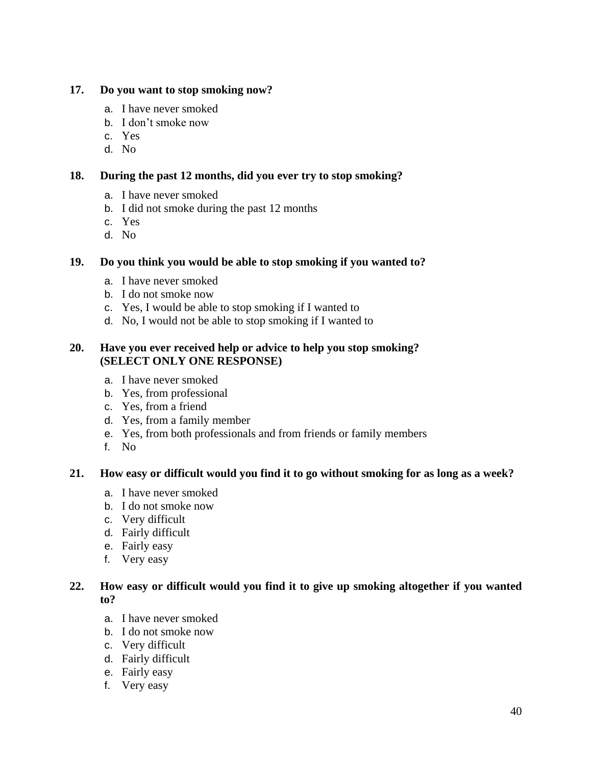**17. Do you want to stop smoking now?**

a. I have never smoked
b. I don't smoke now
c. Yes
d. No

**18. During the past 12 months, did you ever try to stop smoking?**

a. I have never smoked
b. I did not smoke during the past 12 months
c. Yes
d. No

**19. Do you think you would be able to stop smoking if you wanted to?**

a. I have never smoked
b. I do not smoke now
c. Yes, I would be able to stop smoking if I wanted to
d. No, I would not be able to stop smoking if I wanted to

**20. Have you ever received help or advice to help you stop smoking? (SELECT ONLY ONE RESPONSE)**

a. I have never smoked
b. Yes, from professional
c. Yes, from a friend
d. Yes, from a family member
e. Yes, from both professionals and from friends or family members
f. No

**21. How easy or difficult would you find it to go without smoking for as long as a week?**

a. I have never smoked
b. I do not smoke now
c. Very difficult
d. Fairly difficult
e. Fairly easy
f. Very easy

**22. How easy or difficult would you find it to give up smoking altogether if you wanted to?**

a. I have never smoked
b. I do not smoke now
c. Very difficult
d. Fairly difficult
e. Fairly easy
f. Very easy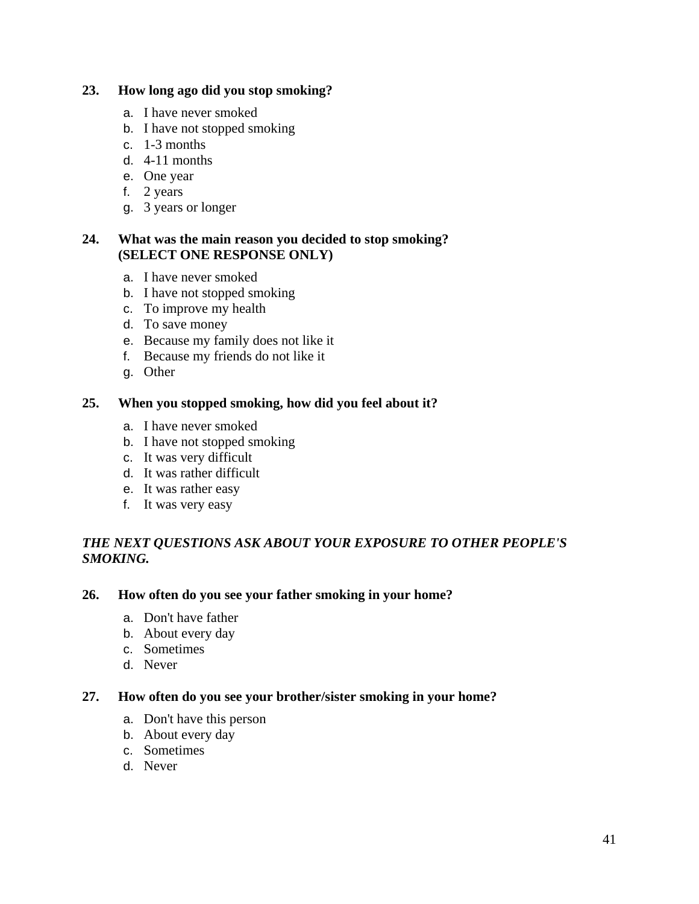**23. How long ago did you stop smoking?**

a. I have never smoked
b. I have not stopped smoking
c. 1-3 months
d. 4-11 months
e. One year
f. 2 years
g. 3 years or longer

**24. What was the main reason you decided to stop smoking? (SELECT ONE RESPONSE ONLY)**

a. I have never smoked
b. I have not stopped smoking
c. To improve my health
d. To save money
e. Because my family does not like it
f. Because my friends do not like it
g. Other

**25. When you stopped smoking, how did you feel about it?**

a. I have never smoked
b. I have not stopped smoking
c. It was very difficult
d. It was rather difficult
e. It was rather easy
f. It was very easy

***THE NEXT QUESTIONS ASK ABOUT YOUR EXPOSURE TO OTHER PEOPLE'S SMOKING.***

**26. How often do you see your father smoking in your home?**

a. Don't have father
b. About every day
c. Sometimes
d. Never

**27. How often do you see your brother/sister smoking in your home?**

a. Don't have this person
b. About every day
c. Sometimes
d. Never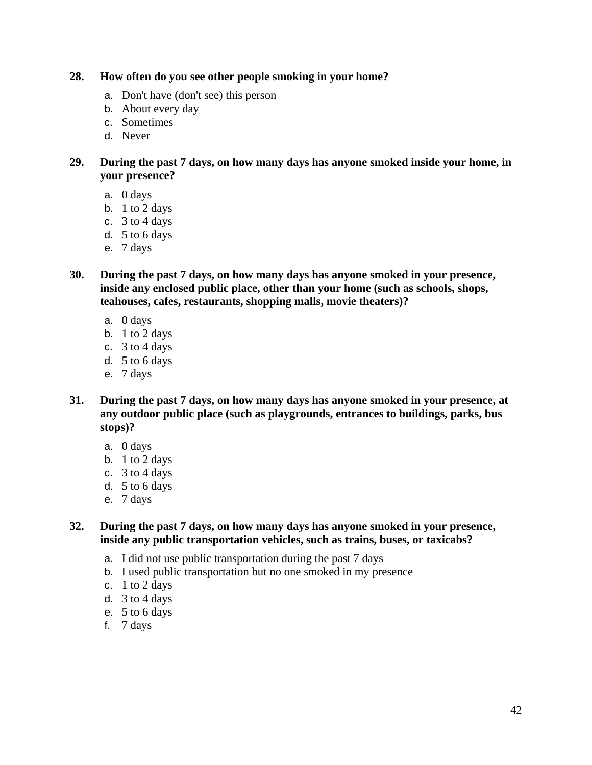**28. How often do you see other people smoking in your home?**

a. Don't have (don't see) this person
b. About every day
c. Sometimes
d. Never

**29. During the past 7 days, on how many days has anyone smoked inside your home, in your presence?**

a. 0 days
b. 1 to 2 days
c. 3 to 4 days
d. 5 to 6 days
e. 7 days

**30. During the past 7 days, on how many days has anyone smoked in your presence, inside any enclosed public place, other than your home (such as schools, shops, teahouses, cafes, restaurants, shopping malls, movie theaters)?**

a. 0 days
b. 1 to 2 days
c. 3 to 4 days
d. 5 to 6 days
e. 7 days

**31. During the past 7 days, on how many days has anyone smoked in your presence, at any outdoor public place (such as playgrounds, entrances to buildings, parks, bus stops)?**

a. 0 days
b. 1 to 2 days
c. 3 to 4 days
d. 5 to 6 days
e. 7 days

**32. During the past 7 days, on how many days has anyone smoked in your presence, inside any public transportation vehicles, such as trains, buses, or taxicabs?**

a. I did not use public transportation during the past 7 days
b. I used public transportation but no one smoked in my presence
c. 1 to 2 days
d. 3 to 4 days
e. 5 to 6 days
f. 7 days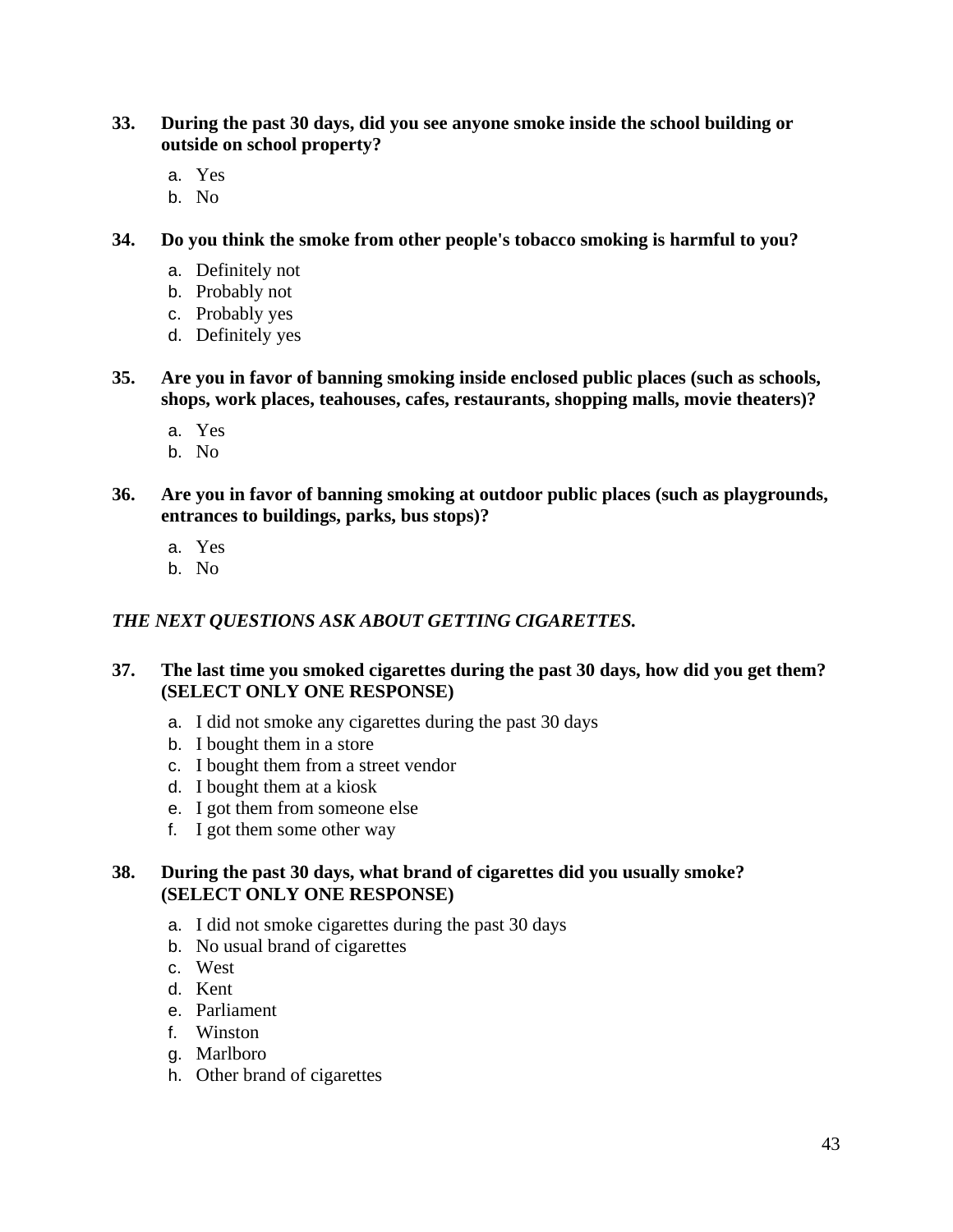**33. During the past 30 days, did you see anyone smoke inside the school building or outside on school property?**

a. Yes
b. No

**34. Do you think the smoke from other people's tobacco smoking is harmful to you?**

a. Definitely not
b. Probably not
c. Probably yes
d. Definitely yes

**35. Are you in favor of banning smoking inside enclosed public places (such as schools, shops, work places, teahouses, cafes, restaurants, shopping malls, movie theaters)?**

a. Yes
b. No

**36. Are you in favor of banning smoking at outdoor public places (such as playgrounds, entrances to buildings, parks, bus stops)?**

a. Yes
b. No

***THE NEXT QUESTIONS ASK ABOUT GETTING CIGARETTES.***

**37. The last time you smoked cigarettes during the past 30 days, how did you get them? (SELECT ONLY ONE RESPONSE)**

a. I did not smoke any cigarettes during the past 30 days
b. I bought them in a store
c. I bought them from a street vendor
d. I bought them at a kiosk
e. I got them from someone else
f. I got them some other way

**38. During the past 30 days, what brand of cigarettes did you usually smoke? (SELECT ONLY ONE RESPONSE)**

a. I did not smoke cigarettes during the past 30 days
b. No usual brand of cigarettes
c. West
d. Kent
e. Parliament
f. Winston
g. Marlboro
h. Other brand of cigarettes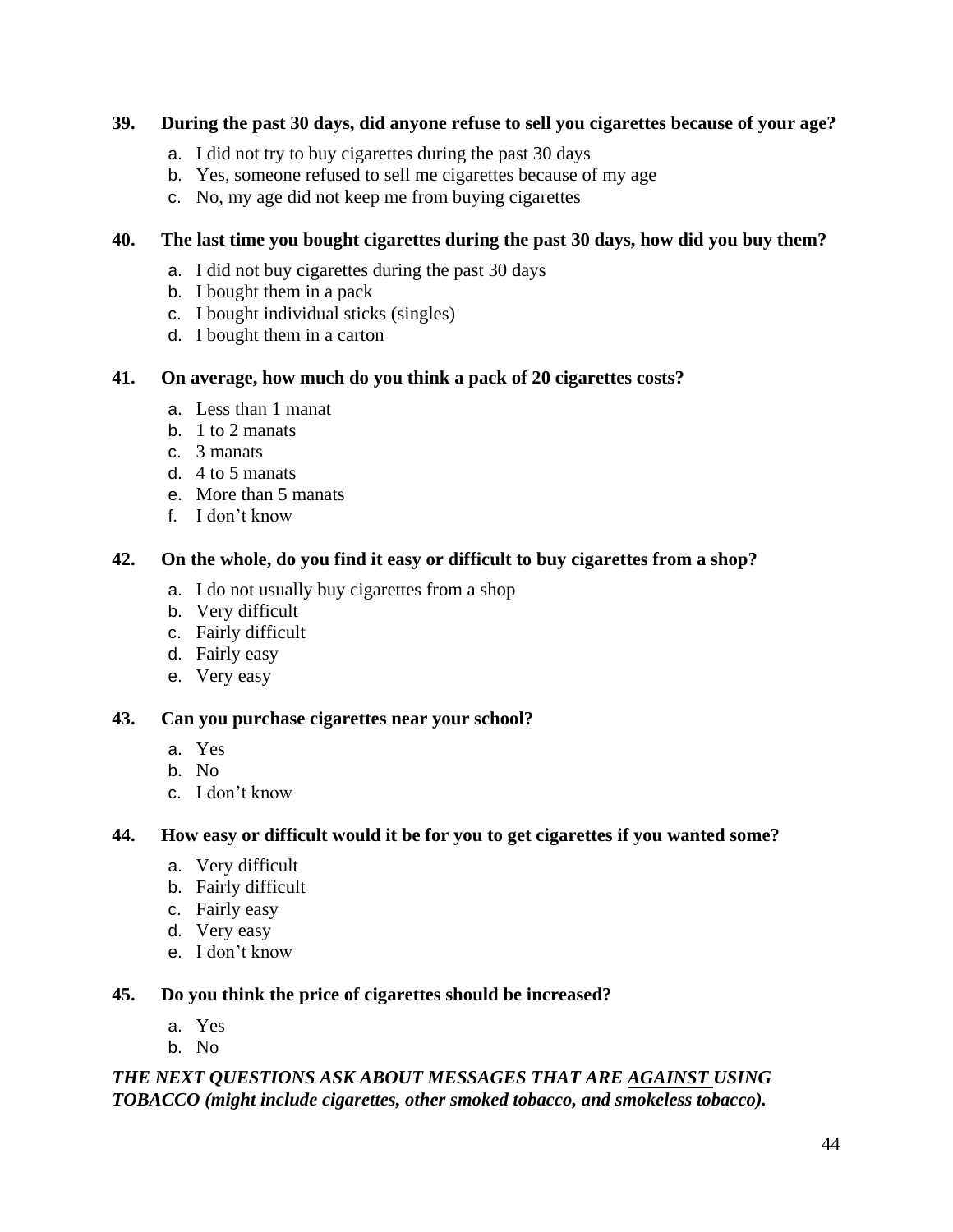**39. During the past 30 days, did anyone refuse to sell you cigarettes because of your age?**

a. I did not try to buy cigarettes during the past 30 days
b. Yes, someone refused to sell me cigarettes because of my age
c. No, my age did not keep me from buying cigarettes

**40. The last time you bought cigarettes during the past 30 days, how did you buy them?**

a. I did not buy cigarettes during the past 30 days
b. I bought them in a pack
c. I bought individual sticks (singles)
d. I bought them in a carton

**41. On average, how much do you think a pack of 20 cigarettes costs?**

a. Less than 1 manat
b. 1 to 2 manats
c. 3 manats
d. 4 to 5 manats
e. More than 5 manats
f. I don't know

**42. On the whole, do you find it easy or difficult to buy cigarettes from a shop?**

a. I do not usually buy cigarettes from a shop
b. Very difficult
c. Fairly difficult
d. Fairly easy
e. Very easy

**43. Can you purchase cigarettes near your school?**

a. Yes
b. No
c. I don't know

**44. How easy or difficult would it be for you to get cigarettes if you wanted some?**

a. Very difficult
b. Fairly difficult
c. Fairly easy
d. Very easy
e. I don't know

**45. Do you think the price of cigarettes should be increased?**

a. Yes
b. No

***THE NEXT QUESTIONS ASK ABOUT MESSAGES THAT ARE <u>AGAINST</u> USING TOBACCO (might include cigarettes, other smoked tobacco, and smokeless tobacco).***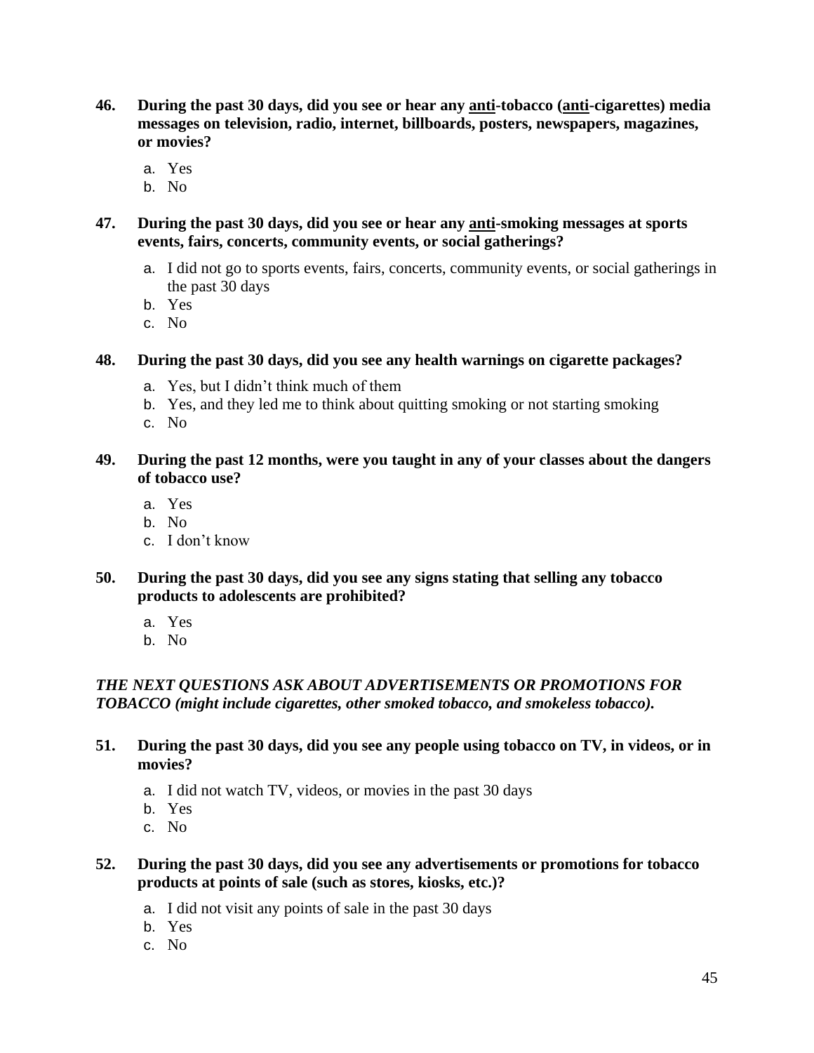**46. During the past 30 days, did you see or hear any <u>anti</u>-tobacco (<u>anti</u>-cigarettes) media messages on television, radio, internet, billboards, posters, newspapers, magazines, or movies?**

a. Yes
b. No

**47. During the past 30 days, did you see or hear any <u>anti</u>-smoking messages at sports events, fairs, concerts, community events, or social gatherings?**

a. I did not go to sports events, fairs, concerts, community events, or social gatherings in the past 30 days
b. Yes
c. No

**48. During the past 30 days, did you see any health warnings on cigarette packages?**

a. Yes, but I didn't think much of them
b. Yes, and they led me to think about quitting smoking or not starting smoking
c. No

**49. During the past 12 months, were you taught in any of your classes about the dangers of tobacco use?**

a. Yes
b. No
c. I don't know

**50. During the past 30 days, did you see any signs stating that selling any tobacco products to adolescents are prohibited?**

a. Yes
b. No

***THE NEXT QUESTIONS ASK ABOUT ADVERTISEMENTS OR PROMOTIONS FOR TOBACCO (might include cigarettes, other smoked tobacco, and smokeless tobacco).***

**51. During the past 30 days, did you see any people using tobacco on TV, in videos, or in movies?**

a. I did not watch TV, videos, or movies in the past 30 days
b. Yes
c. No

**52. During the past 30 days, did you see any advertisements or promotions for tobacco products at points of sale (such as stores, kiosks, etc.)?**

a. I did not visit any points of sale in the past 30 days
b. Yes
c. No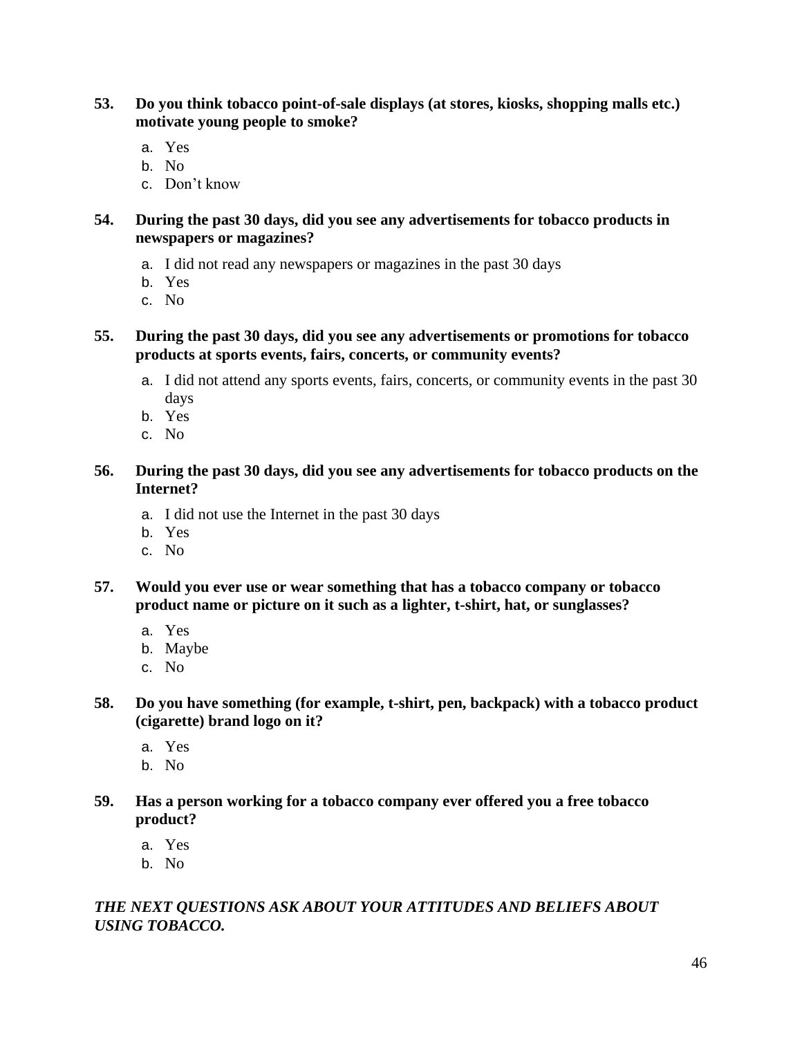**53. Do you think tobacco point-of-sale displays (at stores, kiosks, shopping malls etc.) motivate young people to smoke?**

a. Yes
b. No
c. Don't know

**54. During the past 30 days, did you see any advertisements for tobacco products in newspapers or magazines?**

a. I did not read any newspapers or magazines in the past 30 days
b. Yes
c. No

**55. During the past 30 days, did you see any advertisements or promotions for tobacco products at sports events, fairs, concerts, or community events?**

a. I did not attend any sports events, fairs, concerts, or community events in the past 30 days
b. Yes
c. No

**56. During the past 30 days, did you see any advertisements for tobacco products on the Internet?**

a. I did not use the Internet in the past 30 days
b. Yes
c. No

**57. Would you ever use or wear something that has a tobacco company or tobacco product name or picture on it such as a lighter, t-shirt, hat, or sunglasses?**

a. Yes
b. Maybe
c. No

**58. Do you have something (for example, t-shirt, pen, backpack) with a tobacco product (cigarette) brand logo on it?**

a. Yes
b. No

**59. Has a person working for a tobacco company ever offered you a free tobacco product?**

a. Yes
b. No

***THE NEXT QUESTIONS ASK ABOUT YOUR ATTITUDES AND BELIEFS ABOUT USING TOBACCO.***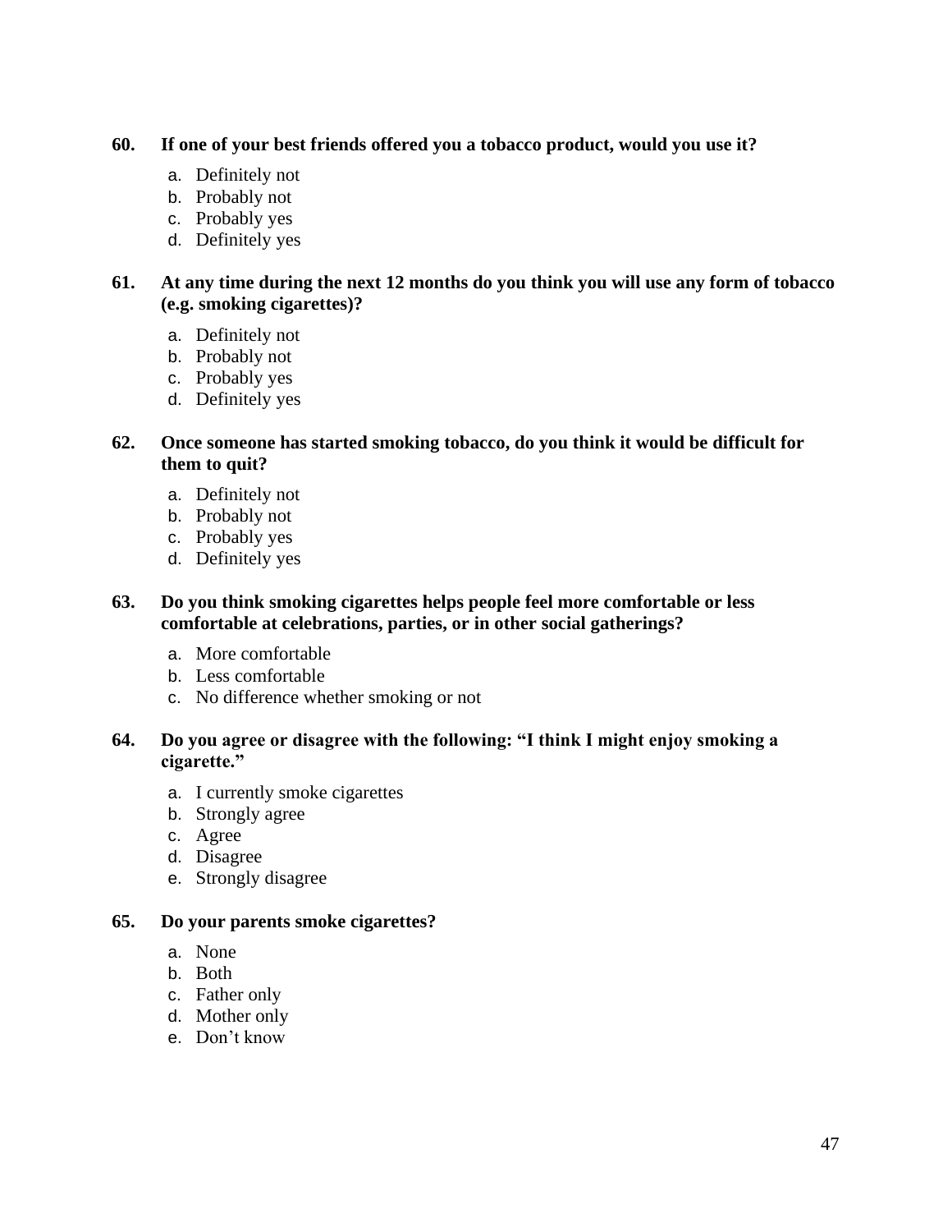**60. If one of your best friends offered you a tobacco product, would you use it?**

a. Definitely not
b. Probably not
c. Probably yes
d. Definitely yes

**61. At any time during the next 12 months do you think you will use any form of tobacco (e.g. smoking cigarettes)?**

a. Definitely not
b. Probably not
c. Probably yes
d. Definitely yes

**62. Once someone has started smoking tobacco, do you think it would be difficult for them to quit?**

a. Definitely not
b. Probably not
c. Probably yes
d. Definitely yes

**63. Do you think smoking cigarettes helps people feel more comfortable or less comfortable at celebrations, parties, or in other social gatherings?**

a. More comfortable
b. Less comfortable
c. No difference whether smoking or not

**64. Do you agree or disagree with the following: "I think I might enjoy smoking a cigarette."**

a. I currently smoke cigarettes
b. Strongly agree
c. Agree
d. Disagree
e. Strongly disagree

**65. Do your parents smoke cigarettes?**

a. None
b. Both
c. Father only
d. Mother only
e. Don't know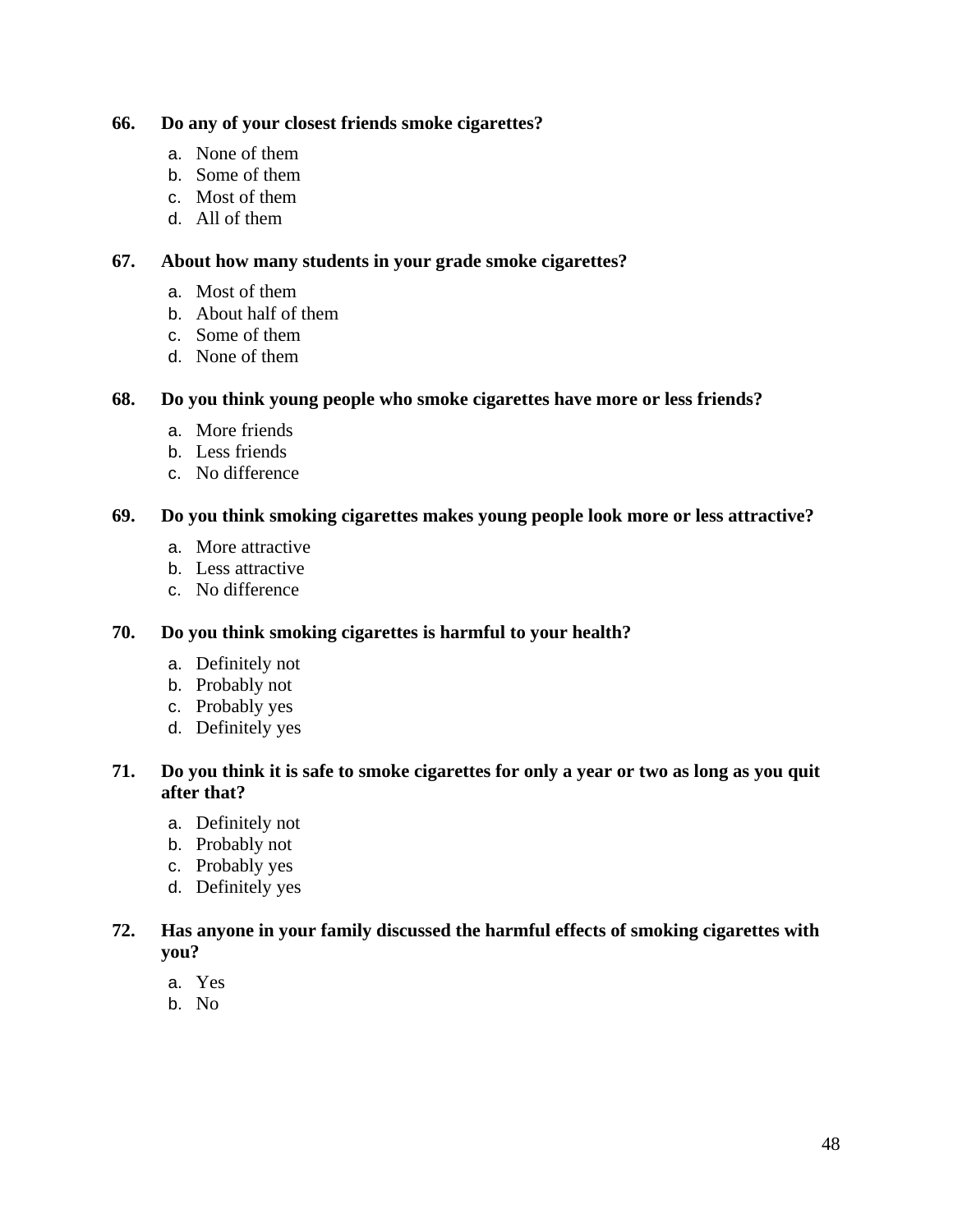**66. Do any of your closest friends smoke cigarettes?**

a. None of them
b. Some of them
c. Most of them
d. All of them

**67. About how many students in your grade smoke cigarettes?**

a. Most of them
b. About half of them
c. Some of them
d. None of them

**68. Do you think young people who smoke cigarettes have more or less friends?**

a. More friends
b. Less friends
c. No difference

**69. Do you think smoking cigarettes makes young people look more or less attractive?**

a. More attractive
b. Less attractive
c. No difference

**70. Do you think smoking cigarettes is harmful to your health?**

a. Definitely not
b. Probably not
c. Probably yes
d. Definitely yes

**71. Do you think it is safe to smoke cigarettes for only a year or two as long as you quit after that?**

a. Definitely not
b. Probably not
c. Probably yes
d. Definitely yes

**72. Has anyone in your family discussed the harmful effects of smoking cigarettes with you?**

a. Yes
b. No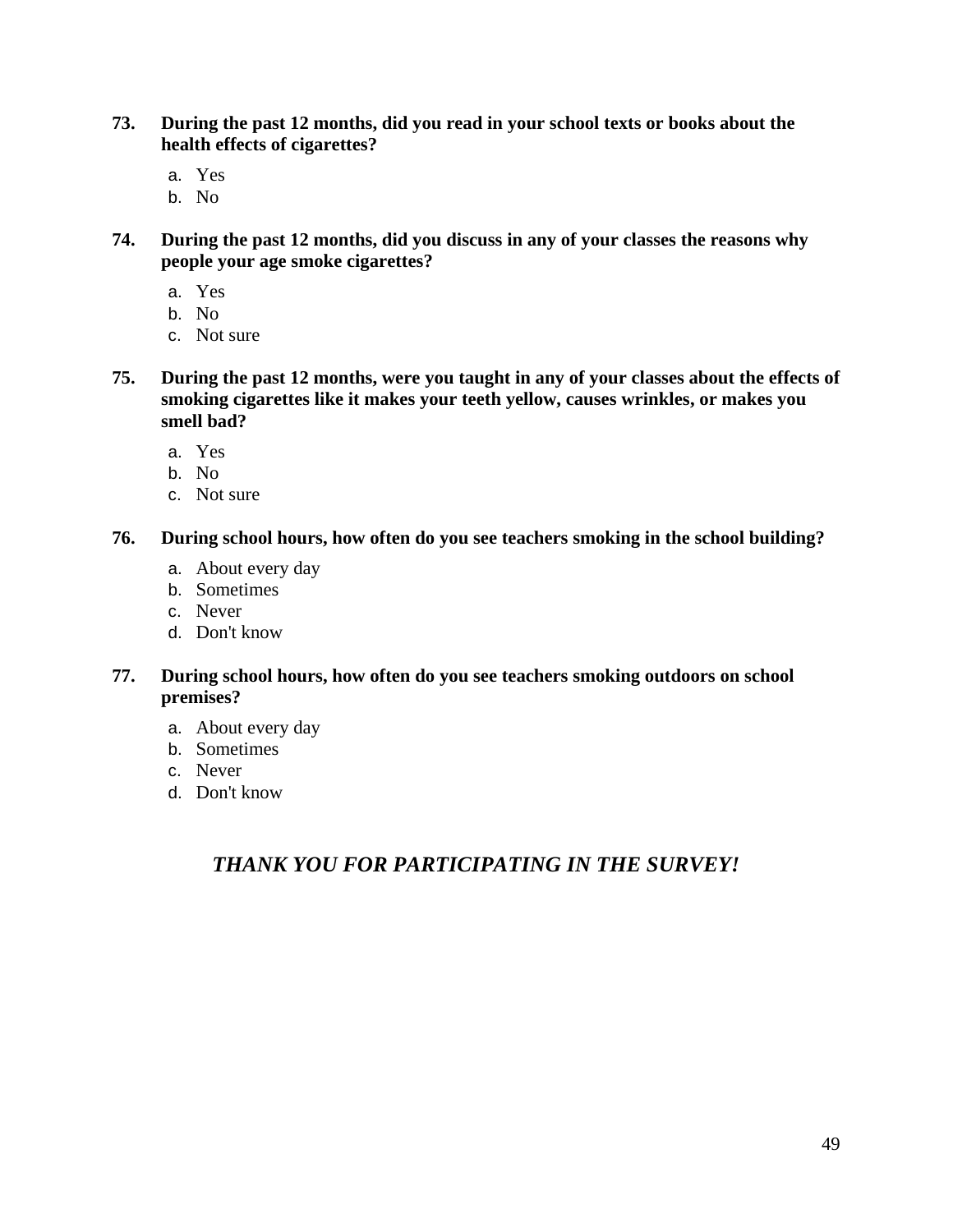**73. During the past 12 months, did you read in your school texts or books about the health effects of cigarettes?**

a. Yes
b. No

**74. During the past 12 months, did you discuss in any of your classes the reasons why people your age smoke cigarettes?**

a. Yes
b. No
c. Not sure

**75. During the past 12 months, were you taught in any of your classes about the effects of smoking cigarettes like it makes your teeth yellow, causes wrinkles, or makes you smell bad?**

a. Yes
b. No
c. Not sure

**76. During school hours, how often do you see teachers smoking in the school building?**

a. About every day
b. Sometimes
c. Never
d. Don't know

**77. During school hours, how often do you see teachers smoking outdoors on school premises?**

a. About every day
b. Sometimes
c. Never
d. Don't know

***THANK YOU FOR PARTICIPATING IN THE SURVEY!***